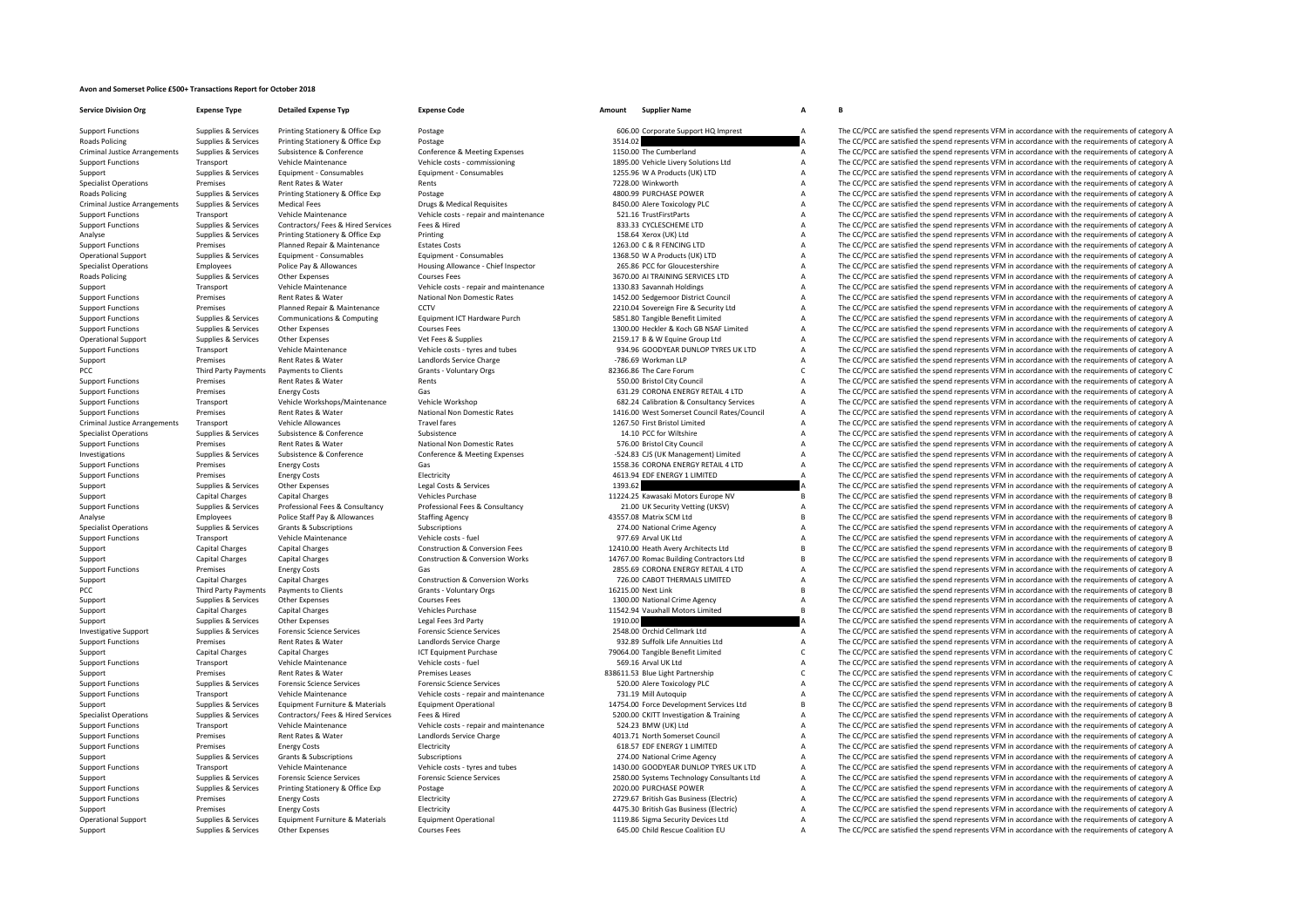# Avon and Somerset Police £500+ Transactions Report for October 2018

| Service Division Org | Expense Type | Detailed Expense Typ | Expense Code | Amount | Supplier Name | A | B |
|---|---|---|---|---|---|---|---|
| Support Functions | Supplies & Services | Printing Stationery & Office Exp | Postage | 606.00 | Corporate Support HQ Imprest | A | The CC/PCC are satisfied the spend represents VFM in accordance with the requirements of category A |
| Roads Policing | Supplies & Services | Printing Stationery & Office Exp | Postage | 3514.02 | | A | The CC/PCC are satisfied the spend represents VFM in accordance with the requirements of category A |
| Criminal Justice Arrangements | Supplies & Services | Subsistence & Conference | Conference & Meeting Expenses | 1150.00 | The Cumberland | A | The CC/PCC are satisfied the spend represents VFM in accordance with the requirements of category A |
| Support Functions | Transport | Vehicle Maintenance | Vehicle costs - commissioning | 1895.00 | Vehicle Livery Solutions Ltd | A | The CC/PCC are satisfied the spend represents VFM in accordance with the requirements of category A |
| Support | Supplies & Services | Equipment - Consumables | Equipment - Consumables | 1255.96 | W A Products (UK) LTD | A | The CC/PCC are satisfied the spend represents VFM in accordance with the requirements of category A |
| Specialist Operations | Premises | Rent Rates & Water | Rents | 7228.00 | Winkworth | A | The CC/PCC are satisfied the spend represents VFM in accordance with the requirements of category A |
| Roads Policing | Supplies & Services | Printing Stationery & Office Exp | Postage | 4800.99 | PURCHASE POWER | A | The CC/PCC are satisfied the spend represents VFM in accordance with the requirements of category A |
| Criminal Justice Arrangements | Supplies & Services | Medical Fees | Drugs & Medical Requisites | 8450.00 | Alere Toxicology PLC | A | The CC/PCC are satisfied the spend represents VFM in accordance with the requirements of category A |
| Support Functions | Transport | Vehicle Maintenance | Vehicle costs - repair and maintenance | 521.16 | TrustFirstParts | A | The CC/PCC are satisfied the spend represents VFM in accordance with the requirements of category A |
| Support Functions | Supplies & Services | Contractors/ Fees & Hired Services | Fees & Hired | 833.33 | CYCLESCHEME LTD | A | The CC/PCC are satisfied the spend represents VFM in accordance with the requirements of category A |
| Analyse | Supplies & Services | Printing Stationery & Office Exp | Printing | 158.64 | Xerox (UK) Ltd | A | The CC/PCC are satisfied the spend represents VFM in accordance with the requirements of category A |
| Support Functions | Premises | Planned Repair & Maintenance | Estates Costs | 1263.00 | C & R FENCING LTD | A | The CC/PCC are satisfied the spend represents VFM in accordance with the requirements of category A |
| Operational Support | Supplies & Services | Equipment - Consumables | Equipment - Consumables | 1368.50 | W A Products (UK) LTD | A | The CC/PCC are satisfied the spend represents VFM in accordance with the requirements of category A |
| Specialist Operations | Employees | Police Pay & Allowances | Housing Allowance - Chief Inspector | 265.86 | PCC for Gloucestershire | A | The CC/PCC are satisfied the spend represents VFM in accordance with the requirements of category A |
| Roads Policing | Supplies & Services | Other Expenses | Courses Fees | 3670.00 | AI TRAINING SERVICES LTD | A | The CC/PCC are satisfied the spend represents VFM in accordance with the requirements of category A |
| Support | Transport | Vehicle Maintenance | Vehicle costs - repair and maintenance | 1330.83 | Savannah Holdings | A | The CC/PCC are satisfied the spend represents VFM in accordance with the requirements of category A |
| Support Functions | Premises | Rent Rates & Water | National Non Domestic Rates | 1452.00 | Sedgemoor District Council | A | The CC/PCC are satisfied the spend represents VFM in accordance with the requirements of category A |
| Support Functions | Premises | Planned Repair & Maintenance | CCTV | 2210.04 | Sovereign Fire & Security Ltd | A | The CC/PCC are satisfied the spend represents VFM in accordance with the requirements of category A |
| Support Functions | Supplies & Services | Communications & Computing | Equipment ICT Hardware Purch | 5851.80 | Tangible Benefit Limited | A | The CC/PCC are satisfied the spend represents VFM in accordance with the requirements of category A |
| Support Functions | Supplies & Services | Other Expenses | Courses Fees | 1300.00 | Heckler & Koch GB NSAF Limited | A | The CC/PCC are satisfied the spend represents VFM in accordance with the requirements of category A |
| Operational Support | Supplies & Services | Other Expenses | Vet Fees & Supplies | 2159.17 | B & W Equine Group Ltd | A | The CC/PCC are satisfied the spend represents VFM in accordance with the requirements of category A |
| Support Functions | Transport | Vehicle Maintenance | Vehicle costs - tyres and tubes | 934.96 | GOODYEAR DUNLOP TYRES UK LTD | A | The CC/PCC are satisfied the spend represents VFM in accordance with the requirements of category A |
| Support | Premises | Rent Rates & Water | Landlords Service Charge | -786.69 | Workman LLP | A | The CC/PCC are satisfied the spend represents VFM in accordance with the requirements of category A |
| PCC | Third Party Payments | Payments to Clients | Grants - Voluntary Orgs | 82366.86 | The Care Forum | C | The CC/PCC are satisfied the spend represents VFM in accordance with the requirements of category C |
| Support Functions | Premises | Rent Rates & Water | Rents | 550.00 | Bristol City Council | A | The CC/PCC are satisfied the spend represents VFM in accordance with the requirements of category A |
| Support Functions | Premises | Energy Costs | Gas | 631.29 | CORONA ENERGY RETAIL 4 LTD | A | The CC/PCC are satisfied the spend represents VFM in accordance with the requirements of category A |
| Support Functions | Transport | Vehicle Workshops/Maintenance | Vehicle Workshop | 682.24 | Calibration & Consultancy Services | A | The CC/PCC are satisfied the spend represents VFM in accordance with the requirements of category A |
| Support Functions | Premises | Rent Rates & Water | National Non Domestic Rates | 1416.00 | West Somerset Council Rates/Council | A | The CC/PCC are satisfied the spend represents VFM in accordance with the requirements of category A |
| Criminal Justice Arrangements | Transport | Vehicle Allowances | Travel fares | 1267.50 | First Bristol Limited | A | The CC/PCC are satisfied the spend represents VFM in accordance with the requirements of category A |
| Specialist Operations | Supplies & Services | Subsistence & Conference | Subsistence | 14.10 | PCC for Wiltshire | A | The CC/PCC are satisfied the spend represents VFM in accordance with the requirements of category A |
| Support Functions | Premises | Rent Rates & Water | National Non Domestic Rates | 576.00 | Bristol City Council | A | The CC/PCC are satisfied the spend represents VFM in accordance with the requirements of category A |
| Investigations | Supplies & Services | Subsistence & Conference | Conference & Meeting Expenses | -524.83 | CJS (UK Management) Limited | A | The CC/PCC are satisfied the spend represents VFM in accordance with the requirements of category A |
| Support Functions | Premises | Energy Costs | Gas | 1558.36 | CORONA ENERGY RETAIL 4 LTD | A | The CC/PCC are satisfied the spend represents VFM in accordance with the requirements of category A |
| Support Functions | Premises | Energy Costs | Electricity | 4613.94 | EDF ENERGY 1 LIMITED | A | The CC/PCC are satisfied the spend represents VFM in accordance with the requirements of category A |
| Support | Supplies & Services | Other Expenses | Legal Costs & Services | 1393.62 | | A | The CC/PCC are satisfied the spend represents VFM in accordance with the requirements of category A |
| Support | Capital Charges | Capital Charges | Vehicles Purchase | 11224.25 | Kawasaki Motors Europe NV | B | The CC/PCC are satisfied the spend represents VFM in accordance with the requirements of category B |
| Support Functions | Supplies & Services | Professional Fees & Consultancy | Professional Fees & Consultancy | 21.00 | UK Security Vetting (UKSV) | A | The CC/PCC are satisfied the spend represents VFM in accordance with the requirements of category A |
| Analyse | Employees | Police Staff Pay & Allowances | Staffing Agency | 43557.08 | Matrix SCM Ltd | B | The CC/PCC are satisfied the spend represents VFM in accordance with the requirements of category B |
| Specialist Operations | Supplies & Services | Grants & Subscriptions | Subscriptions | 274.00 | National Crime Agency | A | The CC/PCC are satisfied the spend represents VFM in accordance with the requirements of category A |
| Support Functions | Transport | Vehicle Maintenance | Vehicle costs - fuel | 977.69 | Arval UK Ltd | A | The CC/PCC are satisfied the spend represents VFM in accordance with the requirements of category A |
| Support | Capital Charges | Capital Charges | Construction & Conversion Fees | 12410.00 | Heath Avery Architects Ltd | B | The CC/PCC are satisfied the spend represents VFM in accordance with the requirements of category B |
| Support | Capital Charges | Capital Charges | Construction & Conversion Works | 14767.00 | Romac Building Contractors Ltd | B | The CC/PCC are satisfied the spend represents VFM in accordance with the requirements of category B |
| Support Functions | Premises | Energy Costs | Gas | 2855.69 | CORONA ENERGY RETAIL 4 LTD | A | The CC/PCC are satisfied the spend represents VFM in accordance with the requirements of category A |
| Support | Capital Charges | Capital Charges | Construction & Conversion Works | 726.00 | CABOT THERMALS LIMITED | A | The CC/PCC are satisfied the spend represents VFM in accordance with the requirements of category A |
| PCC | Third Party Payments | Payments to Clients | Grants - Voluntary Orgs | 16215.00 | Next Link | B | The CC/PCC are satisfied the spend represents VFM in accordance with the requirements of category B |
| Support | Supplies & Services | Other Expenses | Courses Fees | 1300.00 | National Crime Agency | A | The CC/PCC are satisfied the spend represents VFM in accordance with the requirements of category A |
| Support | Capital Charges | Capital Charges | Vehicles Purchase | 11542.94 | Vauxhall Motors Limited | B | The CC/PCC are satisfied the spend represents VFM in accordance with the requirements of category B |
| Support | Supplies & Services | Other Expenses | Legal Fees 3rd Party | 1910.00 | | A | The CC/PCC are satisfied the spend represents VFM in accordance with the requirements of category A |
| Investigative Support | Supplies & Services | Forensic Science Services | Forensic Science Services | 2548.00 | Orchid Cellmark Ltd | A | The CC/PCC are satisfied the spend represents VFM in accordance with the requirements of category A |
| Support Functions | Premises | Rent Rates & Water | Landlords Service Charge | 932.89 | Suffolk Life Annuities Ltd | A | The CC/PCC are satisfied the spend represents VFM in accordance with the requirements of category A |
| Support | Capital Charges | Capital Charges | ICT Equipment Purchase | 79064.00 | Tangible Benefit Limited | C | The CC/PCC are satisfied the spend represents VFM in accordance with the requirements of category C |
| Support Functions | Transport | Vehicle Maintenance | Vehicle costs - fuel | 569.16 | Arval UK Ltd | A | The CC/PCC are satisfied the spend represents VFM in accordance with the requirements of category A |
| Support | Premises | Rent Rates & Water | Premises Leases | 838611.53 | Blue Light Partnership | C | The CC/PCC are satisfied the spend represents VFM in accordance with the requirements of category C |
| Support Functions | Supplies & Services | Forensic Science Services | Forensic Science Services | 520.00 | Alere Toxicology PLC | A | The CC/PCC are satisfied the spend represents VFM in accordance with the requirements of category A |
| Support Functions | Transport | Vehicle Maintenance | Vehicle costs - repair and maintenance | 731.19 | Mill Autoquip | A | The CC/PCC are satisfied the spend represents VFM in accordance with the requirements of category A |
| Support | Supplies & Services | Equipment Furniture & Materials | Equipment Operational | 14754.00 | Force Development Services Ltd | B | The CC/PCC are satisfied the spend represents VFM in accordance with the requirements of category B |
| Specialist Operations | Supplies & Services | Contractors/ Fees & Hired Services | Fees & Hired | 5200.00 | CKITT Investigation & Training | A | The CC/PCC are satisfied the spend represents VFM in accordance with the requirements of category A |
| Support Functions | Transport | Vehicle Maintenance | Vehicle costs - repair and maintenance | 524.23 | BMW (UK) Ltd | A | The CC/PCC are satisfied the spend represents VFM in accordance with the requirements of category A |
| Support Functions | Premises | Rent Rates & Water | Landlords Service Charge | 4013.71 | North Somerset Council | A | The CC/PCC are satisfied the spend represents VFM in accordance with the requirements of category A |
| Support Functions | Premises | Energy Costs | Electricity | 618.57 | EDF ENERGY 1 LIMITED | A | The CC/PCC are satisfied the spend represents VFM in accordance with the requirements of category A |
| Support | Supplies & Services | Grants & Subscriptions | Subscriptions | 274.00 | National Crime Agency | A | The CC/PCC are satisfied the spend represents VFM in accordance with the requirements of category A |
| Support Functions | Transport | Vehicle Maintenance | Vehicle costs - tyres and tubes | 1430.00 | GOODYEAR DUNLOP TYRES UK LTD | A | The CC/PCC are satisfied the spend represents VFM in accordance with the requirements of category A |
| Support | Supplies & Services | Forensic Science Services | Forensic Science Services | 2580.00 | Systems Technology Consultants Ltd | A | The CC/PCC are satisfied the spend represents VFM in accordance with the requirements of category A |
| Support Functions | Supplies & Services | Printing Stationery & Office Exp | Postage | 2020.00 | PURCHASE POWER | A | The CC/PCC are satisfied the spend represents VFM in accordance with the requirements of category A |
| Support Functions | Premises | Energy Costs | Electricity | 2729.67 | British Gas Business (Electric) | A | The CC/PCC are satisfied the spend represents VFM in accordance with the requirements of category A |
| Support | Premises | Energy Costs | Electricity | 4475.30 | British Gas Business (Electric) | A | The CC/PCC are satisfied the spend represents VFM in accordance with the requirements of category A |
| Operational Support | Supplies & Services | Equipment Furniture & Materials | Equipment Operational | 1119.86 | Sigma Security Devices Ltd | A | The CC/PCC are satisfied the spend represents VFM in accordance with the requirements of category A |
| Support | Supplies & Services | Other Expenses | Courses Fees | 645.00 | Child Rescue Coalition EU | A | The CC/PCC are satisfied the spend represents VFM in accordance with the requirements of category A |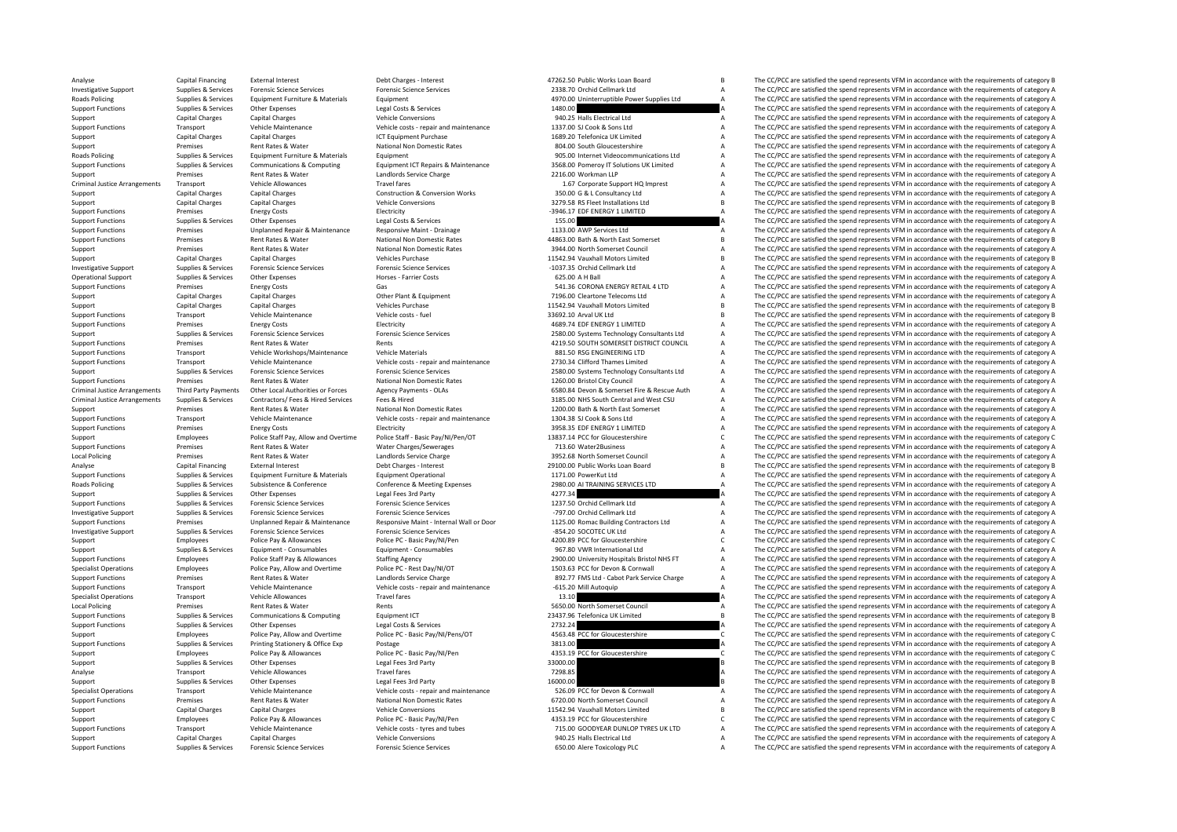| | | | | | | |
|---|---|---|---|---|---|---|
| Analyse | Capital Financing | External Interest | Debt Charges - Interest | 47262.50 Public Works Loan Board | B | The CC/PCC are satisfied the spend represents VFM in accordance with the requirements of category B |
| Investigative Support | Supplies & Services | Forensic Science Services | Forensic Science Services | 2338.70 Orchid Cellmark Ltd | A | The CC/PCC are satisfied the spend represents VFM in accordance with the requirements of category A |
| Roads Policing | Supplies & Services | Equipment Furniture & Materials | Equipment | 4970.00 Uninterruptible Power Supplies Ltd | A | The CC/PCC are satisfied the spend represents VFM in accordance with the requirements of category A |
| Support Functions | Supplies & Services | Other Expenses | Legal Costs & Services | 1480.00 | A | The CC/PCC are satisfied the spend represents VFM in accordance with the requirements of category A |
| Support | Capital Charges | Capital Charges | Vehicle Conversions | 940.25 Halls Electrical Ltd | A | The CC/PCC are satisfied the spend represents VFM in accordance with the requirements of category A |
| Support Functions | Transport | Vehicle Maintenance | Vehicle costs - repair and maintenance | 1337.00 SJ Cook & Sons Ltd | A | The CC/PCC are satisfied the spend represents VFM in accordance with the requirements of category A |
| Support | Capital Charges | Capital Charges | ICT Equipment Purchase | 1689.20 Telefonica UK Limited | A | The CC/PCC are satisfied the spend represents VFM in accordance with the requirements of category A |
| Support | Premises | Rent Rates & Water | National Non Domestic Rates | 804.00 South Gloucestershire | A | The CC/PCC are satisfied the spend represents VFM in accordance with the requirements of category A |
| Roads Policing | Supplies & Services | Equipment Furniture & Materials | Equipment | 905.00 Internet Videocommunications Ltd | A | The CC/PCC are satisfied the spend represents VFM in accordance with the requirements of category A |
| Support Functions | Supplies & Services | Communications & Computing | Equipment ICT Repairs & Maintenance | 3568.00 Pomeroy IT Solutions UK Limited | A | The CC/PCC are satisfied the spend represents VFM in accordance with the requirements of category A |
| Support | Premises | Rent Rates & Water | Landlords Service Charge | 2216.00 Workman LLP | A | The CC/PCC are satisfied the spend represents VFM in accordance with the requirements of category A |
| Criminal Justice Arrangements | Transport | Vehicle Allowances | Travel fares | 1.67 Corporate Support HQ Imprest | A | The CC/PCC are satisfied the spend represents VFM in accordance with the requirements of category A |
| Support | Capital Charges | Capital Charges | Construction & Conversion Works | 350.00 G & L Consultancy Ltd | A | The CC/PCC are satisfied the spend represents VFM in accordance with the requirements of category A |
| Support | Capital Charges | Capital Charges | Vehicle Conversions | 3279.58 RS Fleet Installations Ltd | B | The CC/PCC are satisfied the spend represents VFM in accordance with the requirements of category B |
| Support Functions | Premises | Energy Costs | Electricity | -3946.17 EDF ENERGY 1 LIMITED | A | The CC/PCC are satisfied the spend represents VFM in accordance with the requirements of category A |
| Support Functions | Supplies & Services | Other Expenses | Legal Costs & Services | 155.00 | A | The CC/PCC are satisfied the spend represents VFM in accordance with the requirements of category A |
| Support Functions | Premises | Unplanned Repair & Maintenance | Responsive Maint - Drainage | 1133.00 AWP Services Ltd | A | The CC/PCC are satisfied the spend represents VFM in accordance with the requirements of category A |
| Support Functions | Premises | Rent Rates & Water | National Non Domestic Rates | 44863.00 Bath & North East Somerset | B | The CC/PCC are satisfied the spend represents VFM in accordance with the requirements of category B |
| Support | Premises | Rent Rates & Water | National Non Domestic Rates | 3944.00 North Somerset Council | A | The CC/PCC are satisfied the spend represents VFM in accordance with the requirements of category A |
| Support | Capital Charges | Capital Charges | Vehicles Purchase | 11542.94 Vauxhall Motors Limited | B | The CC/PCC are satisfied the spend represents VFM in accordance with the requirements of category B |
| Investigative Support | Supplies & Services | Forensic Science Services | Forensic Science Services | -1037.35 Orchid Cellmark Ltd | A | The CC/PCC are satisfied the spend represents VFM in accordance with the requirements of category A |
| Operational Support | Supplies & Services | Other Expenses | Horses - Farrier Costs | 625.00 A H Ball | A | The CC/PCC are satisfied the spend represents VFM in accordance with the requirements of category A |
| Support Functions | Premises | Energy Costs | Gas | 541.36 CORONA ENERGY RETAIL 4 LTD | A | The CC/PCC are satisfied the spend represents VFM in accordance with the requirements of category A |
| Support | Capital Charges | Capital Charges | Other Plant & Equipment | 7196.00 Cleartone Telecoms Ltd | A | The CC/PCC are satisfied the spend represents VFM in accordance with the requirements of category A |
| Support | Capital Charges | Capital Charges | Vehicles Purchase | 11542.94 Vauxhall Motors Limited | B | The CC/PCC are satisfied the spend represents VFM in accordance with the requirements of category B |
| Support Functions | Transport | Vehicle Maintenance | Vehicle costs - fuel | 33692.10 Arval UK Ltd | B | The CC/PCC are satisfied the spend represents VFM in accordance with the requirements of category B |
| Support Functions | Premises | Energy Costs | Electricity | 4689.74 EDF ENERGY 1 LIMITED | A | The CC/PCC are satisfied the spend represents VFM in accordance with the requirements of category A |
| Support | Supplies & Services | Forensic Science Services | Forensic Science Services | 2580.00 Systems Technology Consultants Ltd | A | The CC/PCC are satisfied the spend represents VFM in accordance with the requirements of category A |
| Support Functions | Premises | Rent Rates & Water | Rents | 4219.50 SOUTH SOMERSET DISTRICT COUNCIL | A | The CC/PCC are satisfied the spend represents VFM in accordance with the requirements of category A |
| Support Functions | Transport | Vehicle Workshops/Maintenance | Vehicle Materials | 881.50 RSG ENGINEERING LTD | A | The CC/PCC are satisfied the spend represents VFM in accordance with the requirements of category A |
| Support Functions | Transport | Vehicle Maintenance | Vehicle costs - repair and maintenance | 2730.34 Clifford Thames Limited | A | The CC/PCC are satisfied the spend represents VFM in accordance with the requirements of category A |
| Support | Supplies & Services | Forensic Science Services | Forensic Science Services | 2580.00 Systems Technology Consultants Ltd | A | The CC/PCC are satisfied the spend represents VFM in accordance with the requirements of category A |
| Support Functions | Premises | Rent Rates & Water | National Non Domestic Rates | 1260.00 Bristol City Council | A | The CC/PCC are satisfied the spend represents VFM in accordance with the requirements of category A |
| Criminal Justice Arrangements | Third Party Payments | Other Local Authorities or Forces | Agency Payments - OLAs | 6580.84 Devon & Somerset Fire & Rescue Auth | A | The CC/PCC are satisfied the spend represents VFM in accordance with the requirements of category A |
| Criminal Justice Arrangements | Supplies & Services | Contractors/ Fees & Hired Services | Fees & Hired | 3185.00 NHS South Central and West CSU | A | The CC/PCC are satisfied the spend represents VFM in accordance with the requirements of category A |
| Support | Premises | Rent Rates & Water | National Non Domestic Rates | 1200.00 Bath & North East Somerset | A | The CC/PCC are satisfied the spend represents VFM in accordance with the requirements of category A |
| Support Functions | Transport | Vehicle Maintenance | Vehicle costs - repair and maintenance | 1304.38 SJ Cook & Sons Ltd | A | The CC/PCC are satisfied the spend represents VFM in accordance with the requirements of category A |
| Support Functions | Premises | Energy Costs | Electricity | 3958.35 EDF ENERGY 1 LIMITED | A | The CC/PCC are satisfied the spend represents VFM in accordance with the requirements of category A |
| Support | Employees | Police Staff Pay, Allow and Overtime | Police Staff - Basic Pay/NI/Pen/OT | 13837.14 PCC for Gloucestershire | C | The CC/PCC are satisfied the spend represents VFM in accordance with the requirements of category C |
| Support Functions | Premises | Rent Rates & Water | Water Charges/Sewerages | 713.60 Water2Business | A | The CC/PCC are satisfied the spend represents VFM in accordance with the requirements of category A |
| Local Policing | Premises | Rent Rates & Water | Landlords Service Charge | 3952.68 North Somerset Council | A | The CC/PCC are satisfied the spend represents VFM in accordance with the requirements of category A |
| Analyse | Capital Financing | External Interest | Debt Charges - Interest | 29100.00 Public Works Loan Board | B | The CC/PCC are satisfied the spend represents VFM in accordance with the requirements of category B |
| Support Functions | Supplies & Services | Equipment Furniture & Materials | Equipment Operational | 1171.00 PowerKut Ltd | A | The CC/PCC are satisfied the spend represents VFM in accordance with the requirements of category A |
| Roads Policing | Supplies & Services | Subsistence & Conference | Conference & Meeting Expenses | 2980.00 AI TRAINING SERVICES LTD | A | The CC/PCC are satisfied the spend represents VFM in accordance with the requirements of category A |
| Support | Supplies & Services | Other Expenses | Legal Fees 3rd Party | 4277.34 | A | The CC/PCC are satisfied the spend represents VFM in accordance with the requirements of category A |
| Support Functions | Supplies & Services | Forensic Science Services | Forensic Science Services | 1237.50 Orchid Cellmark Ltd | A | The CC/PCC are satisfied the spend represents VFM in accordance with the requirements of category A |
| Investigative Support | Supplies & Services | Forensic Science Services | Forensic Science Services | -797.00 Orchid Cellmark Ltd | A | The CC/PCC are satisfied the spend represents VFM in accordance with the requirements of category A |
| Support Functions | Premises | Unplanned Repair & Maintenance | Responsive Maint - Internal Wall or Door | 1125.00 Romac Building Contractors Ltd | A | The CC/PCC are satisfied the spend represents VFM in accordance with the requirements of category A |
| Investigative Support | Supplies & Services | Forensic Science Services | Forensic Science Services | -854.20 SOCOTEC UK Ltd | A | The CC/PCC are satisfied the spend represents VFM in accordance with the requirements of category A |
| Support | Employees | Police Pay & Allowances | Police PC - Basic Pay/NI/Pen | 4200.89 PCC for Gloucestershire | C | The CC/PCC are satisfied the spend represents VFM in accordance with the requirements of category C |
| Support | Supplies & Services | Equipment - Consumables | Equipment - Consumables | 967.80 VWR International Ltd | A | The CC/PCC are satisfied the spend represents VFM in accordance with the requirements of category A |
| Support Functions | Employees | Police Staff Pay & Allowances | Staffing Agency | 2900.00 University Hospitals Bristol NHS FT | A | The CC/PCC are satisfied the spend represents VFM in accordance with the requirements of category A |
| Specialist Operations | Employees | Police Pay, Allow and Overtime | Police PC - Rest Day/NI/OT | 1503.63 PCC for Devon & Cornwall | A | The CC/PCC are satisfied the spend represents VFM in accordance with the requirements of category A |
| Support Functions | Premises | Rent Rates & Water | Landlords Service Charge | 892.77 FMS Ltd - Cabot Park Service Charge | A | The CC/PCC are satisfied the spend represents VFM in accordance with the requirements of category A |
| Support Functions | Transport | Vehicle Maintenance | Vehicle costs - repair and maintenance | -615.20 Mill Autoquip | A | The CC/PCC are satisfied the spend represents VFM in accordance with the requirements of category A |
| Specialist Operations | Transport | Vehicle Allowances | Travel fares | 13.10 | A | The CC/PCC are satisfied the spend represents VFM in accordance with the requirements of category A |
| Local Policing | Premises | Rent Rates & Water | Rents | 5650.00 North Somerset Council | A | The CC/PCC are satisfied the spend represents VFM in accordance with the requirements of category A |
| Support Functions | Supplies & Services | Communications & Computing | Equipment ICT | 23437.96 Telefonica UK Limited | B | The CC/PCC are satisfied the spend represents VFM in accordance with the requirements of category B |
| Support Functions | Supplies & Services | Other Expenses | Legal Costs & Services | 2732.24 | A | The CC/PCC are satisfied the spend represents VFM in accordance with the requirements of category A |
| Support | Employees | Police Pay, Allow and Overtime | Police PC - Basic Pay/NI/Pens/OT | 4563.48 PCC for Gloucestershire | C | The CC/PCC are satisfied the spend represents VFM in accordance with the requirements of category C |
| Support Functions | Supplies & Services | Printing Stationery & Office Exp | Postage | 3813.00 | A | The CC/PCC are satisfied the spend represents VFM in accordance with the requirements of category A |
| Support | Employees | Police Pay & Allowances | Police PC - Basic Pay/NI/Pen | 4353.19 PCC for Gloucestershire | C | The CC/PCC are satisfied the spend represents VFM in accordance with the requirements of category C |
| Support | Supplies & Services | Other Expenses | Legal Fees 3rd Party | 33000.00 | B | The CC/PCC are satisfied the spend represents VFM in accordance with the requirements of category B |
| Analyse | Transport | Vehicle Allowances | Travel fares | 7298.85 | A | The CC/PCC are satisfied the spend represents VFM in accordance with the requirements of category A |
| Support | Supplies & Services | Other Expenses | Legal Fees 3rd Party | 16000.00 | B | The CC/PCC are satisfied the spend represents VFM in accordance with the requirements of category B |
| Specialist Operations | Transport | Vehicle Maintenance | Vehicle costs - repair and maintenance | 526.09 PCC for Devon & Cornwall | A | The CC/PCC are satisfied the spend represents VFM in accordance with the requirements of category A |
| Support Functions | Premises | Rent Rates & Water | National Non Domestic Rates | 6720.00 North Somerset Council | A | The CC/PCC are satisfied the spend represents VFM in accordance with the requirements of category A |
| Support | Capital Charges | Capital Charges | Vehicle Conversions | 11542.94 Vauxhall Motors Limited | B | The CC/PCC are satisfied the spend represents VFM in accordance with the requirements of category B |
| Support | Employees | Police Pay & Allowances | Police PC - Basic Pay/NI/Pen | 4353.19 PCC for Gloucestershire | C | The CC/PCC are satisfied the spend represents VFM in accordance with the requirements of category C |
| Support Functions | Transport | Vehicle Maintenance | Vehicle costs - tyres and tubes | 715.00 GOODYEAR DUNLOP TYRES UK LTD | A | The CC/PCC are satisfied the spend represents VFM in accordance with the requirements of category A |
| Support | Capital Charges | Capital Charges | Vehicle Conversions | 940.25 Halls Electrical Ltd | A | The CC/PCC are satisfied the spend represents VFM in accordance with the requirements of category A |
| Support Functions | Supplies & Services | Forensic Science Services | Forensic Science Services | 650.00 Alere Toxicology PLC | A | The CC/PCC are satisfied the spend represents VFM in accordance with the requirements of category A |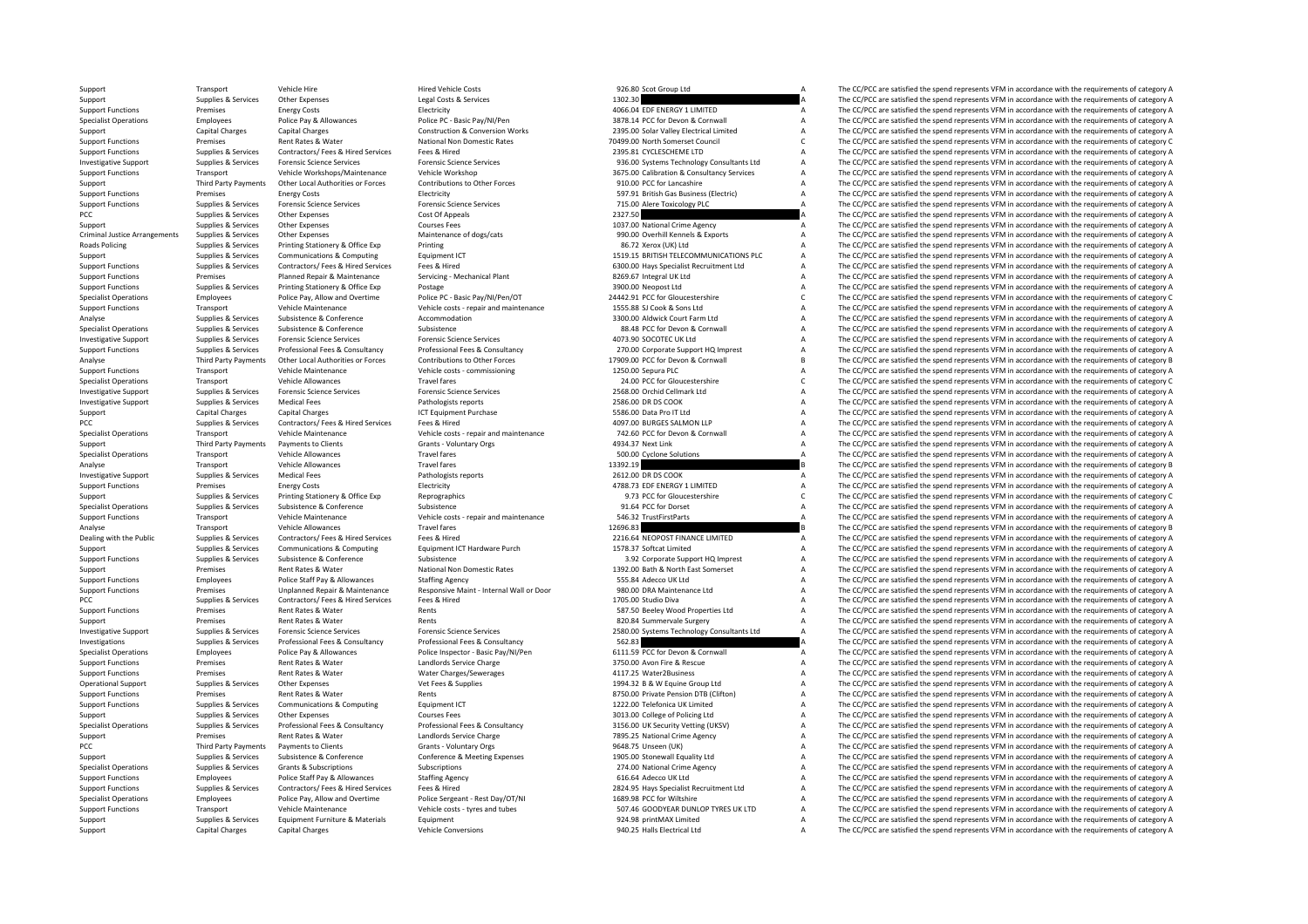| | | | | | | | |
|---|---|---|---|---|---|---|---|
| Support | Transport | Vehicle Hire | Hired Vehicle Costs | 926.80 | Scot Group Ltd | A | The CC/PCC are satisfied the spend represents VFM in accordance with the requirements of category A |
| Support | Supplies & Services | Other Expenses | Legal Costs & Services | 1302.30 | | A | The CC/PCC are satisfied the spend represents VFM in accordance with the requirements of category A |
| Support Functions | Premises | Energy Costs | Electricity | 4066.04 | EDF ENERGY 1 LIMITED | A | The CC/PCC are satisfied the spend represents VFM in accordance with the requirements of category A |
| Specialist Operations | Employees | Police Pay & Allowances | Police PC - Basic Pay/NI/Pen | 3878.14 | PCC for Devon & Cornwall | A | The CC/PCC are satisfied the spend represents VFM in accordance with the requirements of category A |
| Support | Capital Charges | Capital Charges | Construction & Conversion Works | 2395.00 | Solar Valley Electrical Limited | A | The CC/PCC are satisfied the spend represents VFM in accordance with the requirements of category A |
| Support Functions | Premises | Rent Rates & Water | National Non Domestic Rates | 70499.00 | North Somerset Council | C | The CC/PCC are satisfied the spend represents VFM in accordance with the requirements of category C |
| Support Functions | Supplies & Services | Contractors/ Fees & Hired Services | Fees & Hired | 2395.81 | CYCLESCHEME LTD | A | The CC/PCC are satisfied the spend represents VFM in accordance with the requirements of category A |
| Investigative Support | Supplies & Services | Forensic Science Services | Forensic Science Services | 936.00 | Systems Technology Consultants Ltd | A | The CC/PCC are satisfied the spend represents VFM in accordance with the requirements of category A |
| Support Functions | Transport | Vehicle Workshops/Maintenance | Vehicle Workshop | 3675.00 | Calibration & Consultancy Services | A | The CC/PCC are satisfied the spend represents VFM in accordance with the requirements of category A |
| Support | Third Party Payments | Other Local Authorities or Forces | Contributions to Other Forces | 910.00 | PCC for Lancashire | A | The CC/PCC are satisfied the spend represents VFM in accordance with the requirements of category A |
| Support Functions | Premises | Energy Costs | Electricity | 597.91 | British Gas Business (Electric) | A | The CC/PCC are satisfied the spend represents VFM in accordance with the requirements of category A |
| Support Functions | Supplies & Services | Forensic Science Services | Forensic Science Services | 715.00 | Alere Toxicology PLC | A | The CC/PCC are satisfied the spend represents VFM in accordance with the requirements of category A |
| PCC | Supplies & Services | Other Expenses | Cost Of Appeals | 2327.50 | | A | The CC/PCC are satisfied the spend represents VFM in accordance with the requirements of category A |
| Support | Supplies & Services | Other Expenses | Courses Fees | 1037.00 | National Crime Agency | A | The CC/PCC are satisfied the spend represents VFM in accordance with the requirements of category A |
| Criminal Justice Arrangements | Supplies & Services | Other Expenses | Maintenance of dogs/cats | 990.00 | Overhill Kennels & Exports | A | The CC/PCC are satisfied the spend represents VFM in accordance with the requirements of category A |
| Roads Policing | Supplies & Services | Printing Stationery & Office Exp | Printing | 86.72 | Xerox (UK) Ltd | A | The CC/PCC are satisfied the spend represents VFM in accordance with the requirements of category A |
| Support | Supplies & Services | Communications & Computing | Equipment ICT | 1519.15 | BRITISH TELECOMMUNICATIONS PLC | A | The CC/PCC are satisfied the spend represents VFM in accordance with the requirements of category A |
| Support Functions | Supplies & Services | Contractors/ Fees & Hired Services | Fees & Hired | 6300.00 | Hays Specialist Recruitment Ltd | A | The CC/PCC are satisfied the spend represents VFM in accordance with the requirements of category A |
| Support Functions | Premises | Planned Repair & Maintenance | Servicing - Mechanical Plant | 8269.67 | Integral UK Ltd | A | The CC/PCC are satisfied the spend represents VFM in accordance with the requirements of category A |
| Support Functions | Supplies & Services | Printing Stationery & Office Exp | Postage | 3900.00 | Neopost Ltd | A | The CC/PCC are satisfied the spend represents VFM in accordance with the requirements of category A |
| Specialist Operations | Employees | Police Pay, Allow and Overtime | Police PC - Basic Pay/NI/Pen/OT | 24442.91 | PCC for Gloucestershire | C | The CC/PCC are satisfied the spend represents VFM in accordance with the requirements of category C |
| Support Functions | Transport | Vehicle Maintenance | Vehicle costs - repair and maintenance | 1555.88 | SJ Cook & Sons Ltd | A | The CC/PCC are satisfied the spend represents VFM in accordance with the requirements of category A |
| Analyse | Supplies & Services | Subsistence & Conference | Accommodation | 3300.00 | Aldwick Court Farm Ltd | A | The CC/PCC are satisfied the spend represents VFM in accordance with the requirements of category A |
| Specialist Operations | Supplies & Services | Subsistence & Conference | Subsistence | 88.48 | PCC for Devon & Cornwall | A | The CC/PCC are satisfied the spend represents VFM in accordance with the requirements of category A |
| Investigative Support | Supplies & Services | Forensic Science Services | Forensic Science Services | 4073.90 | SOCOTEC UK Ltd | A | The CC/PCC are satisfied the spend represents VFM in accordance with the requirements of category A |
| Support Functions | Supplies & Services | Professional Fees & Consultancy | Professional Fees & Consultancy | 270.00 | Corporate Support HQ Imprest | A | The CC/PCC are satisfied the spend represents VFM in accordance with the requirements of category A |
| Analyse | Third Party Payments | Other Local Authorities or Forces | Contributions to Other Forces | 17909.00 | PCC for Devon & Cornwall | B | The CC/PCC are satisfied the spend represents VFM in accordance with the requirements of category B |
| Support Functions | Transport | Vehicle Maintenance | Vehicle costs - commissioning | 1250.00 | Sepura PLC | A | The CC/PCC are satisfied the spend represents VFM in accordance with the requirements of category A |
| Specialist Operations | Transport | Vehicle Allowances | Travel fares | 24.00 | PCC for Gloucestershire | C | The CC/PCC are satisfied the spend represents VFM in accordance with the requirements of category C |
| Investigative Support | Supplies & Services | Forensic Science Services | Forensic Science Services | 2568.00 | Orchid Cellmark Ltd | A | The CC/PCC are satisfied the spend represents VFM in accordance with the requirements of category A |
| Investigative Support | Supplies & Services | Medical Fees | Pathologists reports | 2586.00 | DR DS COOK | A | The CC/PCC are satisfied the spend represents VFM in accordance with the requirements of category A |
| Support | Capital Charges | Capital Charges | ICT Equipment Purchase | 5586.00 | Data Pro IT Ltd | A | The CC/PCC are satisfied the spend represents VFM in accordance with the requirements of category A |
| PCC | Supplies & Services | Contractors/ Fees & Hired Services | Fees & Hired | 4097.00 | BURGES SALMON LLP | A | The CC/PCC are satisfied the spend represents VFM in accordance with the requirements of category A |
| Specialist Operations | Transport | Vehicle Maintenance | Vehicle costs - repair and maintenance | 742.60 | PCC for Devon & Cornwall | A | The CC/PCC are satisfied the spend represents VFM in accordance with the requirements of category A |
| Support | Third Party Payments | Payments to Clients | Grants - Voluntary Orgs | 4934.37 | Next Link | A | The CC/PCC are satisfied the spend represents VFM in accordance with the requirements of category A |
| Specialist Operations | Transport | Vehicle Allowances | Travel fares | 500.00 | Cyclone Solutions | A | The CC/PCC are satisfied the spend represents VFM in accordance with the requirements of category A |
| Analyse | Transport | Vehicle Allowances | Travel fares | 13392.19 | | B | The CC/PCC are satisfied the spend represents VFM in accordance with the requirements of category B |
| Investigative Support | Supplies & Services | Medical Fees | Pathologists reports | 2612.00 | DR DS COOK | A | The CC/PCC are satisfied the spend represents VFM in accordance with the requirements of category A |
| Support Functions | Premises | Energy Costs | Electricity | 4788.73 | EDF ENERGY 1 LIMITED | A | The CC/PCC are satisfied the spend represents VFM in accordance with the requirements of category A |
| Support | Supplies & Services | Printing Stationery & Office Exp | Reprographics | 9.73 | PCC for Gloucestershire | C | The CC/PCC are satisfied the spend represents VFM in accordance with the requirements of category C |
| Specialist Operations | Supplies & Services | Subsistence & Conference | Subsistence | 91.64 | PCC for Dorset | A | The CC/PCC are satisfied the spend represents VFM in accordance with the requirements of category A |
| Support Functions | Transport | Vehicle Maintenance | Vehicle costs - repair and maintenance | 546.32 | TrustFirstParts | A | The CC/PCC are satisfied the spend represents VFM in accordance with the requirements of category A |
| Analyse | Transport | Vehicle Allowances | Travel fares | 12696.83 | | B | The CC/PCC are satisfied the spend represents VFM in accordance with the requirements of category B |
| Dealing with the Public | Supplies & Services | Contractors/ Fees & Hired Services | Fees & Hired | 2216.64 | NEOPOST FINANCE LIMITED | A | The CC/PCC are satisfied the spend represents VFM in accordance with the requirements of category A |
| Support | Supplies & Services | Communications & Computing | Equipment ICT Hardware Purch | 1578.37 | Softcat Limited | A | The CC/PCC are satisfied the spend represents VFM in accordance with the requirements of category A |
| Support Functions | Supplies & Services | Subsistence & Conference | Subsistence | 3.92 | Corporate Support HQ Imprest | A | The CC/PCC are satisfied the spend represents VFM in accordance with the requirements of category A |
| Support | Premises | Rent Rates & Water | National Non Domestic Rates | 1392.00 | Bath & North East Somerset | A | The CC/PCC are satisfied the spend represents VFM in accordance with the requirements of category A |
| Support Functions | Employees | Police Staff Pay & Allowances | Staffing Agency | 555.84 | Adecco UK Ltd | A | The CC/PCC are satisfied the spend represents VFM in accordance with the requirements of category A |
| Support Functions | Premises | Unplanned Repair & Maintenance | Responsive Maint - Internal Wall or Door | 980.00 | DRA Maintenance Ltd | A | The CC/PCC are satisfied the spend represents VFM in accordance with the requirements of category A |
| PCC | Supplies & Services | Contractors/ Fees & Hired Services | Fees & Hired | 1705.00 | Studio Diva | A | The CC/PCC are satisfied the spend represents VFM in accordance with the requirements of category A |
| Support Functions | Premises | Rent Rates & Water | Rents | 587.50 | Beeley Wood Properties Ltd | A | The CC/PCC are satisfied the spend represents VFM in accordance with the requirements of category A |
| Support | Premises | Rent Rates & Water | Rents | 820.84 | Summervale Surgery | A | The CC/PCC are satisfied the spend represents VFM in accordance with the requirements of category A |
| Investigative Support | Supplies & Services | Forensic Science Services | Forensic Science Services | 2580.00 | Systems Technology Consultants Ltd | A | The CC/PCC are satisfied the spend represents VFM in accordance with the requirements of category A |
| Investigations | Supplies & Services | Professional Fees & Consultancy | Professional Fees & Consultancy | 562.83 | | A | The CC/PCC are satisfied the spend represents VFM in accordance with the requirements of category A |
| Specialist Operations | Employees | Police Pay & Allowances | Police Inspector - Basic Pay/NI/Pen | 6111.59 | PCC for Devon & Cornwall | A | The CC/PCC are satisfied the spend represents VFM in accordance with the requirements of category A |
| Support Functions | Premises | Rent Rates & Water | Landlords Service Charge | 3750.00 | Avon Fire & Rescue | A | The CC/PCC are satisfied the spend represents VFM in accordance with the requirements of category A |
| Support Functions | Premises | Rent Rates & Water | Water Charges/Sewerages | 4117.25 | Water2Business | A | The CC/PCC are satisfied the spend represents VFM in accordance with the requirements of category A |
| Operational Support | Supplies & Services | Other Expenses | Vet Fees & Supplies | 1994.32 | B & W Equine Group Ltd | A | The CC/PCC are satisfied the spend represents VFM in accordance with the requirements of category A |
| Support Functions | Premises | Rent Rates & Water | Rents | 8750.00 | Private Pension DTB (Clifton) | A | The CC/PCC are satisfied the spend represents VFM in accordance with the requirements of category A |
| Support Functions | Supplies & Services | Communications & Computing | Equipment ICT | 1222.00 | Telefonica UK Limited | A | The CC/PCC are satisfied the spend represents VFM in accordance with the requirements of category A |
| Support | Supplies & Services | Other Expenses | Courses Fees | 3013.00 | College of Policing Ltd | A | The CC/PCC are satisfied the spend represents VFM in accordance with the requirements of category A |
| Specialist Operations | Supplies & Services | Professional Fees & Consultancy | Professional Fees & Consultancy | 3156.00 | UK Security Vetting (UKSV) | A | The CC/PCC are satisfied the spend represents VFM in accordance with the requirements of category A |
| Support | Premises | Rent Rates & Water | Landlords Service Charge | 7895.25 | National Crime Agency | A | The CC/PCC are satisfied the spend represents VFM in accordance with the requirements of category A |
| PCC | Third Party Payments | Payments to Clients | Grants - Voluntary Orgs | 9648.75 | Unseen (UK) | A | The CC/PCC are satisfied the spend represents VFM in accordance with the requirements of category A |
| Support | Supplies & Services | Subsistence & Conference | Conference & Meeting Expenses | 1905.00 | Stonewall Equality Ltd | A | The CC/PCC are satisfied the spend represents VFM in accordance with the requirements of category A |
| Specialist Operations | Supplies & Services | Grants & Subscriptions | Subscriptions | 274.00 | National Crime Agency | A | The CC/PCC are satisfied the spend represents VFM in accordance with the requirements of category A |
| Support Functions | Employees | Police Staff Pay & Allowances | Staffing Agency | 616.64 | Adecco UK Ltd | A | The CC/PCC are satisfied the spend represents VFM in accordance with the requirements of category A |
| Support Functions | Supplies & Services | Contractors/ Fees & Hired Services | Fees & Hired | 2824.95 | Hays Specialist Recruitment Ltd | A | The CC/PCC are satisfied the spend represents VFM in accordance with the requirements of category A |
| Specialist Operations | Employees | Police Pay, Allow and Overtime | Police Sergeant - Rest Day/OT/NI | 1689.98 | PCC for Wiltshire | A | The CC/PCC are satisfied the spend represents VFM in accordance with the requirements of category A |
| Support Functions | Transport | Vehicle Maintenance | Vehicle costs - tyres and tubes | 507.46 | GOODYEAR DUNLOP TYRES UK LTD | A | The CC/PCC are satisfied the spend represents VFM in accordance with the requirements of category A |
| Support | Supplies & Services | Equipment Furniture & Materials | Equipment | 924.98 | printMAX Limited | A | The CC/PCC are satisfied the spend represents VFM in accordance with the requirements of category A |
| Support | Capital Charges | Capital Charges | Vehicle Conversions | 940.25 | Halls Electrical Ltd | A | The CC/PCC are satisfied the spend represents VFM in accordance with the requirements of category A |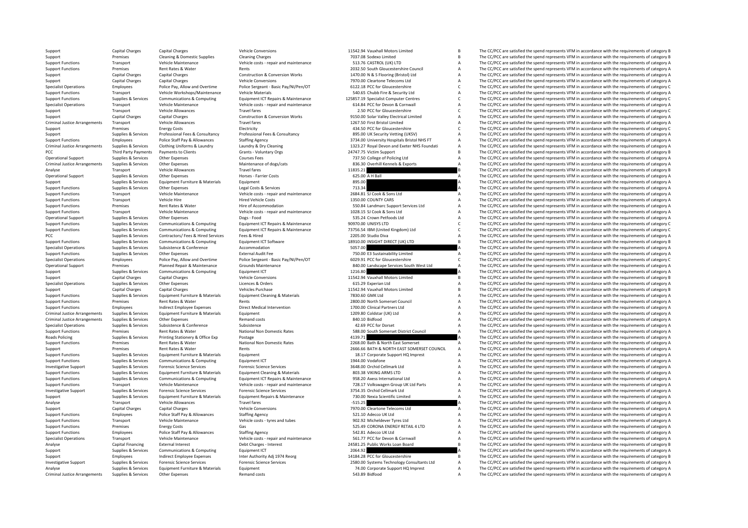| | | | | | | | |
|---|---|---|---|---|---|---|---|
| Support | Capital Charges | Capital Charges | Vehicle Conversions | 11542.94 | Vauxhall Motors Limited | B | The CC/PCC are satisfied the spend represents VFM in accordance with the requirements of category B |
| Support | Premises | Cleaning & Domestic Supplies | Cleaning Charges | 7037.08 | Sodexo Limited | B | The CC/PCC are satisfied the spend represents VFM in accordance with the requirements of category B |
| Support Functions | Transport | Vehicle Maintenance | Vehicle costs - repair and maintenance | 513.76 | CASTROL (UK) LTD | A | The CC/PCC are satisfied the spend represents VFM in accordance with the requirements of category A |
| Support Functions | Premises | Rent Rates & Water | Rents | 2032.50 | South Gloucestershire Council | A | The CC/PCC are satisfied the spend represents VFM in accordance with the requirements of category A |
| Support | Capital Charges | Capital Charges | Construction & Conversion Works | 1470.00 | N & S Flooring (Bristol) Ltd | A | The CC/PCC are satisfied the spend represents VFM in accordance with the requirements of category A |
| Support | Capital Charges | Capital Charges | Vehicle Conversions | 7970.00 | Cleartone Telecoms Ltd | A | The CC/PCC are satisfied the spend represents VFM in accordance with the requirements of category A |
| Specialist Operations | Employees | Police Pay, Allow and Overtime | Police Sergeant - Basic Pay/NI/Pen/OT | 6122.18 | PCC for Gloucestershire | C | The CC/PCC are satisfied the spend represents VFM in accordance with the requirements of category C |
| Support Functions | Transport | Vehicle Workshops/Maintenance | Vehicle Materials | 540.65 | Chubb Fire & Security Ltd | A | The CC/PCC are satisfied the spend represents VFM in accordance with the requirements of category A |
| Support Functions | Supplies & Services | Communications & Computing | Equipment ICT Repairs & Maintenance | 125857.19 | Specialist Computer Centres | C | The CC/PCC are satisfied the spend represents VFM in accordance with the requirements of category C |
| Specialist Operations | Transport | Vehicle Maintenance | Vehicle costs - repair and maintenance | 614.84 | PCC for Devon & Cornwall | A | The CC/PCC are satisfied the spend represents VFM in accordance with the requirements of category A |
| Support | Transport | Vehicle Allowances | Travel fares | 2.50 | PCC for Gloucestershire | C | The CC/PCC are satisfied the spend represents VFM in accordance with the requirements of category C |
| Support | Capital Charges | Capital Charges | Construction & Conversion Works | 9150.00 | Solar Valley Electrical Limited | A | The CC/PCC are satisfied the spend represents VFM in accordance with the requirements of category A |
| Criminal Justice Arrangements | Transport | Vehicle Allowances | Travel fares | 1267.50 | First Bristol Limited | A | The CC/PCC are satisfied the spend represents VFM in accordance with the requirements of category A |
| Support | Premises | Energy Costs | Electricity | 434.50 | PCC for Gloucestershire | C | The CC/PCC are satisfied the spend represents VFM in accordance with the requirements of category C |
| Support | Supplies & Services | Professional Fees & Consultancy | Professional Fees & Consultancy | 895.00 | UK Security Vetting (UKSV) | A | The CC/PCC are satisfied the spend represents VFM in accordance with the requirements of category A |
| Support Functions | Employees | Police Staff Pay & Allowances | Staffing Agency | 3734.00 | University Hospitals Bristol NHS FT | A | The CC/PCC are satisfied the spend represents VFM in accordance with the requirements of category A |
| Criminal Justice Arrangements | Supplies & Services | Clothing Uniforms & Laundry | Laundry & Dry Cleaning | 1323.27 | Royal Devon and Exeter NHS Foundati | A | The CC/PCC are satisfied the spend represents VFM in accordance with the requirements of category A |
| PCC | Third Party Payments | Payments to Clients | Grants - Voluntary Orgs | 24747.75 | Victim Support | B | The CC/PCC are satisfied the spend represents VFM in accordance with the requirements of category B |
| Operational Support | Supplies & Services | Other Expenses | Courses Fees | 737.50 | College of Policing Ltd | A | The CC/PCC are satisfied the spend represents VFM in accordance with the requirements of category A |
| Criminal Justice Arrangements | Supplies & Services | Other Expenses | Maintenance of dogs/cats | 836.30 | Overhill Kennels & Exports | A | The CC/PCC are satisfied the spend represents VFM in accordance with the requirements of category A |
| Analyse | Transport | Vehicle Allowances | Travel fares | 11835.21 | | B | The CC/PCC are satisfied the spend represents VFM in accordance with the requirements of category B |
| Operational Support | Supplies & Services | Other Expenses | Horses - Farrier Costs | 625.00 | A H Ball | A | The CC/PCC are satisfied the spend represents VFM in accordance with the requirements of category A |
| Support | Supplies & Services | Equipment Furniture & Materials | Equipment | 895.00 | | A | The CC/PCC are satisfied the spend represents VFM in accordance with the requirements of category A |
| Support Functions | Supplies & Services | Other Expenses | Legal Costs & Services | 713.34 | | A | The CC/PCC are satisfied the spend represents VFM in accordance with the requirements of category A |
| Support Functions | Transport | Vehicle Maintenance | Vehicle costs - repair and maintenance | 2684.81 | SJ Cook & Sons Ltd | A | The CC/PCC are satisfied the spend represents VFM in accordance with the requirements of category A |
| Support Functions | Transport | Vehicle Hire | Hired Vehicle Costs | 1350.00 | COUNTY CARS | A | The CC/PCC are satisfied the spend represents VFM in accordance with the requirements of category A |
| Support Functions | Premises | Rent Rates & Water | Hire of Accommodation | 550.84 | Landmarc Support Services Ltd | A | The CC/PCC are satisfied the spend represents VFM in accordance with the requirements of category A |
| Support Functions | Transport | Vehicle Maintenance | Vehicle costs - repair and maintenance | 1028.15 | SJ Cook & Sons Ltd | A | The CC/PCC are satisfied the spend represents VFM in accordance with the requirements of category A |
| Operational Support | Supplies & Services | Other Expenses | Dogs - Food | 535.24 | Crown Petfoods Ltd | A | The CC/PCC are satisfied the spend represents VFM in accordance with the requirements of category A |
| Support Functions | Supplies & Services | Communications & Computing | Equipment ICT Repairs & Maintenance | 90970.00 | UNISYS LTD | C | The CC/PCC are satisfied the spend represents VFM in accordance with the requirements of category C |
| Support Functions | Supplies & Services | Communications & Computing | Equipment ICT Repairs & Maintenance | 73756.54 | IBM (United Kingdom) Ltd | C | The CC/PCC are satisfied the spend represents VFM in accordance with the requirements of category C |
| PCC | Supplies & Services | Contractors/ Fees & Hired Services | Fees & Hired | 2205.00 | Studio Diva | A | The CC/PCC are satisfied the spend represents VFM in accordance with the requirements of category A |
| Support Functions | Supplies & Services | Communications & Computing | Equipment ICT Software | 18910.00 | INSIGHT DIRECT (UK) LTD | B | The CC/PCC are satisfied the spend represents VFM in accordance with the requirements of category B |
| Specialist Operations | Supplies & Services | Subsistence & Conference | Accommodation | 5057.00 | | A | The CC/PCC are satisfied the spend represents VFM in accordance with the requirements of category A |
| Support Functions | Supplies & Services | Other Expenses | External Audit Fee | 750.00 | E3 Sustainability Limited | A | The CC/PCC are satisfied the spend represents VFM in accordance with the requirements of category A |
| Specialist Operations | Employees | Police Pay, Allow and Overtime | Police Sergeant - Basic Pay/NI/Pen/OT | 6029.91 | PCC for Gloucestershire | C | The CC/PCC are satisfied the spend represents VFM in accordance with the requirements of category C |
| Operational Support | Premises | Planned Repair & Maintenance | Grounds Maintenance | 840.00 | Landscape Services South West Ltd | A | The CC/PCC are satisfied the spend represents VFM in accordance with the requirements of category A |
| Support | Supplies & Services | Communications & Computing | Equipment ICT | 1216.80 | | A | The CC/PCC are satisfied the spend represents VFM in accordance with the requirements of category A |
| Support | Capital Charges | Capital Charges | Vehicle Conversions | 11542.94 | Vauxhall Motors Limited | B | The CC/PCC are satisfied the spend represents VFM in accordance with the requirements of category B |
| Specialist Operations | Supplies & Services | Other Expenses | Licences & Orders | 615.29 | Experian Ltd | A | The CC/PCC are satisfied the spend represents VFM in accordance with the requirements of category A |
| Support | Capital Charges | Capital Charges | Vehicles Purchase | 11542.94 | Vauxhall Motors Limited | B | The CC/PCC are satisfied the spend represents VFM in accordance with the requirements of category B |
| Support Functions | Supplies & Services | Equipment Furniture & Materials | Equipment Cleaning & Materials | 7830.60 | GMK Ltd | A | The CC/PCC are satisfied the spend represents VFM in accordance with the requirements of category A |
| Support Functions | Premises | Rent Rates & Water | Rents | 2800.00 | North Somerset Council | A | The CC/PCC are satisfied the spend represents VFM in accordance with the requirements of category A |
| Support Functions | Employees | Indirect Employee Expenses | Direct Medical Intervention | 1700.00 | Clinical Partners Ltd | A | The CC/PCC are satisfied the spend represents VFM in accordance with the requirements of category A |
| Criminal Justice Arrangements | Supplies & Services | Equipment Furniture & Materials | Equipment | 1209.80 | Coldstar (UK) Ltd | A | The CC/PCC are satisfied the spend represents VFM in accordance with the requirements of category A |
| Criminal Justice Arrangements | Supplies & Services | Other Expenses | Remand costs | 840.10 | Bidfood | A | The CC/PCC are satisfied the spend represents VFM in accordance with the requirements of category A |
| Specialist Operations | Supplies & Services | Subsistence & Conference | Subsistence | 42.69 | PCC for Dorset | A | The CC/PCC are satisfied the spend represents VFM in accordance with the requirements of category A |
| Support Functions | Premises | Rent Rates & Water | National Non Domestic Rates | 588.00 | South Somerset District Council | A | The CC/PCC are satisfied the spend represents VFM in accordance with the requirements of category A |
| Roads Policing | Supplies & Services | Printing Stationery & Office Exp | Postage | 4139.71 | | A | The CC/PCC are satisfied the spend represents VFM in accordance with the requirements of category A |
| Support Functions | Premises | Rent Rates & Water | National Non Domestic Rates | 2268.00 | Bath & North East Somerset | A | The CC/PCC are satisfied the spend represents VFM in accordance with the requirements of category A |
| Support | Premises | Rent Rates & Water | Rents | 2666.66 | BATH & NORTH EAST SOMERSET COUNCIL | A | The CC/PCC are satisfied the spend represents VFM in accordance with the requirements of category A |
| Support Functions | Supplies & Services | Equipment Furniture & Materials | Equipment | 18.17 | Corporate Support HQ Imprest | A | The CC/PCC are satisfied the spend represents VFM in accordance with the requirements of category A |
| Support Functions | Supplies & Services | Communications & Computing | Equipment ICT | 1944.00 | Vodafone | A | The CC/PCC are satisfied the spend represents VFM in accordance with the requirements of category A |
| Investigative Support | Supplies & Services | Forensic Science Services | Forensic Science Services | 3648.00 | Orchid Cellmark Ltd | A | The CC/PCC are satisfied the spend represents VFM in accordance with the requirements of category A |
| Support Functions | Supplies & Services | Equipment Furniture & Materials | Equipment Cleaning & Materials | 803.38 | VIKING ARMS LTD | A | The CC/PCC are satisfied the spend represents VFM in accordance with the requirements of category A |
| Support Functions | Supplies & Services | Communications & Computing | Equipment ICT Repairs & Maintenance | 958.20 | Axess International Ltd | A | The CC/PCC are satisfied the spend represents VFM in accordance with the requirements of category A |
| Support Functions | Transport | Vehicle Maintenance | Vehicle costs - repair and maintenance | 728.17 | Volkswagen Group UK Ltd Parts | A | The CC/PCC are satisfied the spend represents VFM in accordance with the requirements of category A |
| Investigative Support | Supplies & Services | Forensic Science Services | Forensic Science Services | 3754.35 | Orchid Cellmark Ltd | A | The CC/PCC are satisfied the spend represents VFM in accordance with the requirements of category A |
| Support | Supplies & Services | Equipment Furniture & Materials | Equipment Repairs & Maintenance | 730.00 | Nexia Scientific Limited | A | The CC/PCC are satisfied the spend represents VFM in accordance with the requirements of category A |
| Analyse | Transport | Vehicle Allowances | Travel fares | -515.25 | | A | The CC/PCC are satisfied the spend represents VFM in accordance with the requirements of category A |
| Support | Capital Charges | Capital Charges | Vehicle Conversions | 7970.00 | Cleartone Telecoms Ltd | A | The CC/PCC are satisfied the spend represents VFM in accordance with the requirements of category A |
| Support Functions | Employees | Police Staff Pay & Allowances | Staffing Agency | 521.10 | Adecco UK Ltd | A | The CC/PCC are satisfied the spend represents VFM in accordance with the requirements of category A |
| Support Functions | Transport | Vehicle Maintenance | Vehicle costs - tyres and tubes | 902.92 | Micheldever Tyres Ltd | A | The CC/PCC are satisfied the spend represents VFM in accordance with the requirements of category A |
| Support Functions | Premises | Energy Costs | Gas | 525.49 | CORONA ENERGY RETAIL 4 LTD | A | The CC/PCC are satisfied the spend represents VFM in accordance with the requirements of category A |
| Support Functions | Employees | Police Staff Pay & Allowances | Staffing Agency | 542.81 | Adecco UK Ltd | A | The CC/PCC are satisfied the spend represents VFM in accordance with the requirements of category A |
| Specialist Operations | Transport | Vehicle Maintenance | Vehicle costs - repair and maintenance | 561.77 | PCC for Devon & Cornwall | A | The CC/PCC are satisfied the spend represents VFM in accordance with the requirements of category A |
| Analyse | Capital Financing | External Interest | Debt Charges - Interest | 24581.25 | Public Works Loan Board | B | The CC/PCC are satisfied the spend represents VFM in accordance with the requirements of category B |
| Support | Supplies & Services | Communications & Computing | Equipment ICT | 2064.92 | | A | The CC/PCC are satisfied the spend represents VFM in accordance with the requirements of category A |
| Support | Employees | Indirect Employee Expenses | Inter Authority Adj 1974 Reorg | 14184.28 | PCC for Gloucestershire | B | The CC/PCC are satisfied the spend represents VFM in accordance with the requirements of category B |
| Investigative Support | Supplies & Services | Forensic Science Services | Forensic Science Services | 2580.00 | Systems Technology Consultants Ltd | A | The CC/PCC are satisfied the spend represents VFM in accordance with the requirements of category A |
| Analyse | Supplies & Services | Equipment Furniture & Materials | Equipment | 74.00 | Corporate Support HQ Imprest | A | The CC/PCC are satisfied the spend represents VFM in accordance with the requirements of category A |
| Criminal Justice Arrangements | Supplies & Services | Other Expenses | Remand costs | 543.89 | Bidfood | A | The CC/PCC are satisfied the spend represents VFM in accordance with the requirements of category A |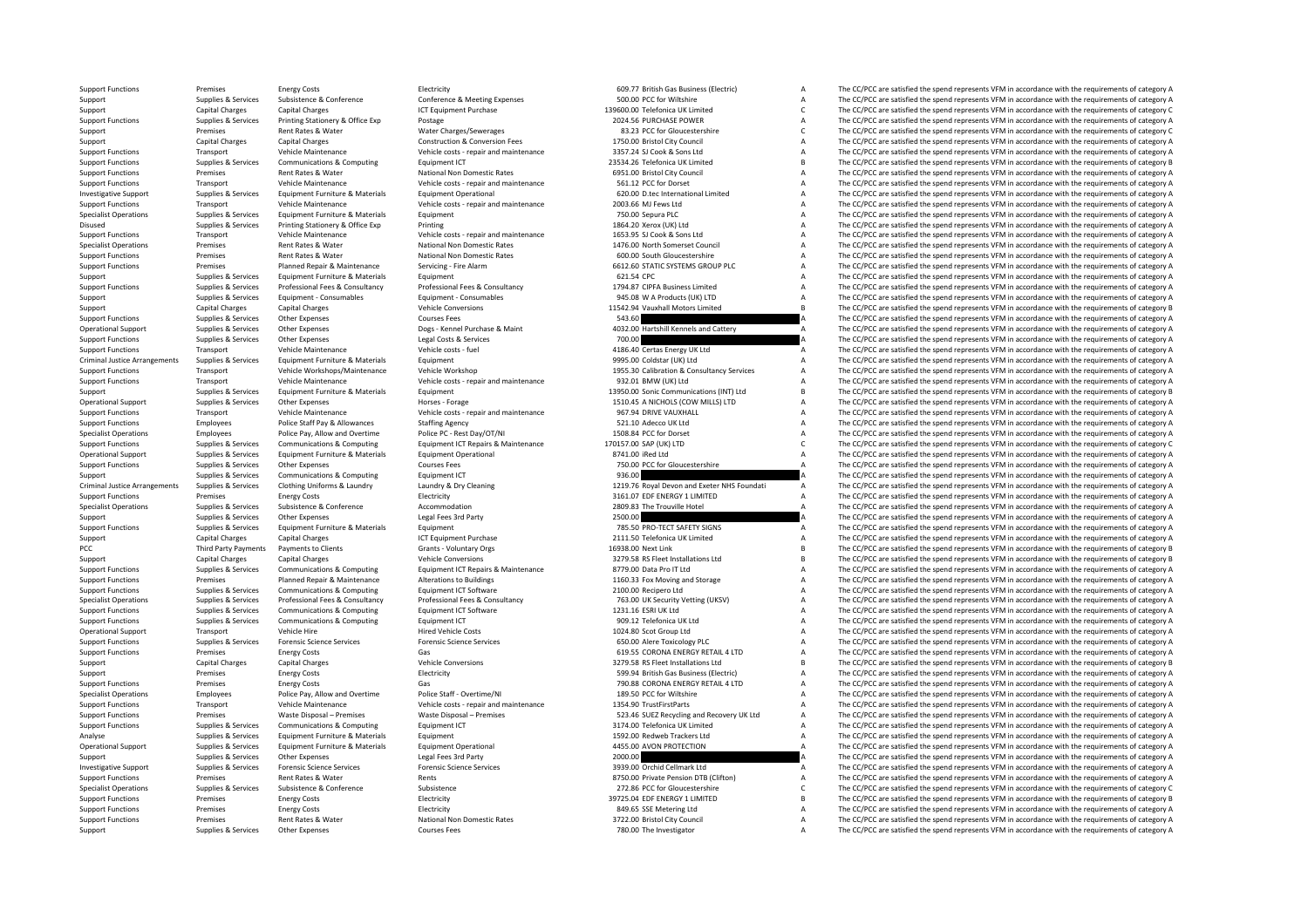| | | | | | | | |
|---|---|---|---|---|---|---|---|
| Support Functions | Premises | Energy Costs | Electricity | 609.77 | British Gas Business (Electric) | A | The CC/PCC are satisfied the spend represents VFM in accordance with the requirements of category A |
| Support | Supplies & Services | Subsistence & Conference | Conference & Meeting Expenses | 500.00 | PCC for Wiltshire | A | The CC/PCC are satisfied the spend represents VFM in accordance with the requirements of category A |
| Support | Capital Charges | Capital Charges | ICT Equipment Purchase | 139600.00 | Telefonica UK Limited | C | The CC/PCC are satisfied the spend represents VFM in accordance with the requirements of category C |
| Support Functions | Supplies & Services | Printing Stationery & Office Exp | Postage | 2024.56 | PURCHASE POWER | A | The CC/PCC are satisfied the spend represents VFM in accordance with the requirements of category A |
| Support | Premises | Rent Rates & Water | Water Charges/Sewerages | 83.23 | PCC for Gloucestershire | C | The CC/PCC are satisfied the spend represents VFM in accordance with the requirements of category C |
| Support | Capital Charges | Capital Charges | Construction & Conversion Fees | 1750.00 | Bristol City Council | A | The CC/PCC are satisfied the spend represents VFM in accordance with the requirements of category A |
| Support Functions | Transport | Vehicle Maintenance | Vehicle costs - repair and maintenance | 3357.24 | SJ Cook & Sons Ltd | A | The CC/PCC are satisfied the spend represents VFM in accordance with the requirements of category A |
| Support Functions | Supplies & Services | Communications & Computing | Equipment ICT | 23534.26 | Telefonica UK Limited | B | The CC/PCC are satisfied the spend represents VFM in accordance with the requirements of category B |
| Support Functions | Premises | Rent Rates & Water | National Non Domestic Rates | 6951.00 | Bristol City Council | A | The CC/PCC are satisfied the spend represents VFM in accordance with the requirements of category A |
| Support Functions | Transport | Vehicle Maintenance | Vehicle costs - repair and maintenance | 561.12 | PCC for Dorset | A | The CC/PCC are satisfied the spend represents VFM in accordance with the requirements of category A |
| Investigative Support | Supplies & Services | Equipment Furniture & Materials | Equipment Operational | 620.00 | D.tec International Limited | A | The CC/PCC are satisfied the spend represents VFM in accordance with the requirements of category A |
| Support Functions | Transport | Vehicle Maintenance | Vehicle costs - repair and maintenance | 2003.66 | MJ Fews Ltd | A | The CC/PCC are satisfied the spend represents VFM in accordance with the requirements of category A |
| Specialist Operations | Supplies & Services | Equipment Furniture & Materials | Equipment | 750.00 | Sepura PLC | A | The CC/PCC are satisfied the spend represents VFM in accordance with the requirements of category A |
| Disused | Supplies & Services | Printing Stationery & Office Exp | Printing | 1864.20 | Xerox (UK) Ltd | A | The CC/PCC are satisfied the spend represents VFM in accordance with the requirements of category A |
| Support Functions | Transport | Vehicle Maintenance | Vehicle costs - repair and maintenance | 1653.95 | SJ Cook & Sons Ltd | A | The CC/PCC are satisfied the spend represents VFM in accordance with the requirements of category A |
| Specialist Operations | Premises | Rent Rates & Water | National Non Domestic Rates | 1476.00 | North Somerset Council | A | The CC/PCC are satisfied the spend represents VFM in accordance with the requirements of category A |
| Support Functions | Premises | Rent Rates & Water | National Non Domestic Rates | 600.00 | South Gloucestershire | A | The CC/PCC are satisfied the spend represents VFM in accordance with the requirements of category A |
| Support Functions | Premises | Planned Repair & Maintenance | Servicing - Fire Alarm | 6612.60 | STATIC SYSTEMS GROUP PLC | A | The CC/PCC are satisfied the spend represents VFM in accordance with the requirements of category A |
| Support | Supplies & Services | Equipment Furniture & Materials | Equipment | 621.54 | CPC | A | The CC/PCC are satisfied the spend represents VFM in accordance with the requirements of category A |
| Support Functions | Supplies & Services | Professional Fees & Consultancy | Professional Fees & Consultancy | 1794.87 | CIPFA Business Limited | A | The CC/PCC are satisfied the spend represents VFM in accordance with the requirements of category A |
| Support | Supplies & Services | Equipment - Consumables | Equipment - Consumables | 945.08 | W A Products (UK) LTD | A | The CC/PCC are satisfied the spend represents VFM in accordance with the requirements of category A |
| Support | Capital Charges | Capital Charges | Vehicle Conversions | 11542.94 | Vauxhall Motors Limited | B | The CC/PCC are satisfied the spend represents VFM in accordance with the requirements of category B |
| Support Functions | Supplies & Services | Other Expenses | Courses Fees | 543.60 | | A | The CC/PCC are satisfied the spend represents VFM in accordance with the requirements of category A |
| Operational Support | Supplies & Services | Other Expenses | Dogs - Kennel Purchase & Maint | 4032.00 | Hartshill Kennels and Cattery | A | The CC/PCC are satisfied the spend represents VFM in accordance with the requirements of category A |
| Support Functions | Supplies & Services | Other Expenses | Legal Costs & Services | 700.00 | | A | The CC/PCC are satisfied the spend represents VFM in accordance with the requirements of category A |
| Support Functions | Transport | Vehicle Maintenance | Vehicle costs - fuel | 4186.40 | Certas Energy UK Ltd | A | The CC/PCC are satisfied the spend represents VFM in accordance with the requirements of category A |
| Criminal Justice Arrangements | Supplies & Services | Equipment Furniture & Materials | Equipment | 9995.00 | Coldstar (UK) Ltd | A | The CC/PCC are satisfied the spend represents VFM in accordance with the requirements of category A |
| Support Functions | Transport | Vehicle Workshops/Maintenance | Vehicle Workshop | 1955.30 | Calibration & Consultancy Services | A | The CC/PCC are satisfied the spend represents VFM in accordance with the requirements of category A |
| Support Functions | Transport | Vehicle Maintenance | Vehicle costs - repair and maintenance | 932.01 | BMW (UK) Ltd | A | The CC/PCC are satisfied the spend represents VFM in accordance with the requirements of category A |
| Support | Supplies & Services | Equipment Furniture & Materials | Equipment | 13950.00 | Sonic Communications (INT) Ltd | B | The CC/PCC are satisfied the spend represents VFM in accordance with the requirements of category B |
| Operational Support | Supplies & Services | Other Expenses | Horses - Forage | 1510.45 | A NICHOLS (COW MILLS) LTD | A | The CC/PCC are satisfied the spend represents VFM in accordance with the requirements of category A |
| Support Functions | Transport | Vehicle Maintenance | Vehicle costs - repair and maintenance | 967.94 | DRIVE VAUXHALL | A | The CC/PCC are satisfied the spend represents VFM in accordance with the requirements of category A |
| Support Functions | Employees | Police Staff Pay & Allowances | Staffing Agency | 521.10 | Adecco UK Ltd | A | The CC/PCC are satisfied the spend represents VFM in accordance with the requirements of category A |
| Specialist Operations | Employees | Police Pay, Allow and Overtime | Police PC - Rest Day/OT/NI | 1508.84 | PCC for Dorset | A | The CC/PCC are satisfied the spend represents VFM in accordance with the requirements of category A |
| Support Functions | Supplies & Services | Communications & Computing | Equipment ICT Repairs & Maintenance | 170157.00 | SAP (UK) LTD | C | The CC/PCC are satisfied the spend represents VFM in accordance with the requirements of category C |
| Operational Support | Supplies & Services | Equipment Furniture & Materials | Equipment Operational | 8741.00 | iRed Ltd | A | The CC/PCC are satisfied the spend represents VFM in accordance with the requirements of category A |
| Support Functions | Supplies & Services | Other Expenses | Courses Fees | 750.00 | PCC for Gloucestershire | A | The CC/PCC are satisfied the spend represents VFM in accordance with the requirements of category A |
| Support | Supplies & Services | Communications & Computing | Equipment ICT | 936.00 | | A | The CC/PCC are satisfied the spend represents VFM in accordance with the requirements of category A |
| Criminal Justice Arrangements | Supplies & Services | Clothing Uniforms & Laundry | Laundry & Dry Cleaning | 1219.76 | Royal Devon and Exeter NHS Foundati | A | The CC/PCC are satisfied the spend represents VFM in accordance with the requirements of category A |
| Support Functions | Premises | Energy Costs | Electricity | 3161.07 | EDF ENERGY 1 LIMITED | A | The CC/PCC are satisfied the spend represents VFM in accordance with the requirements of category A |
| Specialist Operations | Supplies & Services | Subsistence & Conference | Accommodation | 2809.83 | The Trouville Hotel | A | The CC/PCC are satisfied the spend represents VFM in accordance with the requirements of category A |
| Support | Supplies & Services | Other Expenses | Legal Fees 3rd Party | 2500.00 | | A | The CC/PCC are satisfied the spend represents VFM in accordance with the requirements of category A |
| Support Functions | Supplies & Services | Equipment Furniture & Materials | Equipment | 785.50 | PRO-TECT SAFETY SIGNS | A | The CC/PCC are satisfied the spend represents VFM in accordance with the requirements of category A |
| Support | Capital Charges | Capital Charges | ICT Equipment Purchase | 2111.50 | Telefonica UK Limited | A | The CC/PCC are satisfied the spend represents VFM in accordance with the requirements of category A |
| PCC | Third Party Payments | Payments to Clients | Grants - Voluntary Orgs | 16938.00 | Next Link | B | The CC/PCC are satisfied the spend represents VFM in accordance with the requirements of category B |
| Support | Capital Charges | Capital Charges | Vehicle Conversions | 3279.58 | RS Fleet Installations Ltd | B | The CC/PCC are satisfied the spend represents VFM in accordance with the requirements of category B |
| Support Functions | Supplies & Services | Communications & Computing | Equipment ICT Repairs & Maintenance | 8779.00 | Data Pro IT Ltd | A | The CC/PCC are satisfied the spend represents VFM in accordance with the requirements of category A |
| Support Functions | Premises | Planned Repair & Maintenance | Alterations to Buildings | 1160.33 | Fox Moving and Storage | A | The CC/PCC are satisfied the spend represents VFM in accordance with the requirements of category A |
| Support Functions | Supplies & Services | Communications & Computing | Equipment ICT Software | 2100.00 | Recipero Ltd | A | The CC/PCC are satisfied the spend represents VFM in accordance with the requirements of category A |
| Specialist Operations | Supplies & Services | Professional Fees & Consultancy | Professional Fees & Consultancy | 763.00 | UK Security Vetting (UKSV) | A | The CC/PCC are satisfied the spend represents VFM in accordance with the requirements of category A |
| Support Functions | Supplies & Services | Communications & Computing | Equipment ICT Software | 1231.16 | ESRI UK Ltd | A | The CC/PCC are satisfied the spend represents VFM in accordance with the requirements of category A |
| Support Functions | Supplies & Services | Communications & Computing | Equipment ICT | 909.12 | Telefonica UK Ltd | A | The CC/PCC are satisfied the spend represents VFM in accordance with the requirements of category A |
| Operational Support | Transport | Vehicle Hire | Hired Vehicle Costs | 1024.80 | Scot Group Ltd | A | The CC/PCC are satisfied the spend represents VFM in accordance with the requirements of category A |
| Support Functions | Supplies & Services | Forensic Science Services | Forensic Science Services | 650.00 | Alere Toxicology PLC | A | The CC/PCC are satisfied the spend represents VFM in accordance with the requirements of category A |
| Support Functions | Premises | Energy Costs | Gas | 619.55 | CORONA ENERGY RETAIL 4 LTD | A | The CC/PCC are satisfied the spend represents VFM in accordance with the requirements of category A |
| Support | Capital Charges | Capital Charges | Vehicle Conversions | 3279.58 | RS Fleet Installations Ltd | B | The CC/PCC are satisfied the spend represents VFM in accordance with the requirements of category B |
| Support | Premises | Energy Costs | Electricity | 599.94 | British Gas Business (Electric) | A | The CC/PCC are satisfied the spend represents VFM in accordance with the requirements of category A |
| Support Functions | Premises | Energy Costs | Gas | 790.88 | CORONA ENERGY RETAIL 4 LTD | A | The CC/PCC are satisfied the spend represents VFM in accordance with the requirements of category A |
| Specialist Operations | Employees | Police Pay, Allow and Overtime | Police Staff - Overtime/NI | 189.50 | PCC for Wiltshire | A | The CC/PCC are satisfied the spend represents VFM in accordance with the requirements of category A |
| Support Functions | Transport | Vehicle Maintenance | Vehicle costs - repair and maintenance | 1354.90 | TrustFirstParts | A | The CC/PCC are satisfied the spend represents VFM in accordance with the requirements of category A |
| Support Functions | Premises | Waste Disposal – Premises | Waste Disposal – Premises | 523.46 | SUEZ Recycling and Recovery UK Ltd | A | The CC/PCC are satisfied the spend represents VFM in accordance with the requirements of category A |
| Support Functions | Supplies & Services | Communications & Computing | Equipment ICT | 3174.00 | Telefonica UK Limited | A | The CC/PCC are satisfied the spend represents VFM in accordance with the requirements of category A |
| Analyse | Supplies & Services | Equipment Furniture & Materials | Equipment | 1592.00 | Redweb Trackers Ltd | A | The CC/PCC are satisfied the spend represents VFM in accordance with the requirements of category A |
| Operational Support | Supplies & Services | Equipment Furniture & Materials | Equipment Operational | 4455.00 | AVON PROTECTION | A | The CC/PCC are satisfied the spend represents VFM in accordance with the requirements of category A |
| Support | Supplies & Services | Other Expenses | Legal Fees 3rd Party | 2000.00 | | A | The CC/PCC are satisfied the spend represents VFM in accordance with the requirements of category A |
| Investigative Support | Supplies & Services | Forensic Science Services | Forensic Science Services | 3939.00 | Orchid Cellmark Ltd | A | The CC/PCC are satisfied the spend represents VFM in accordance with the requirements of category A |
| Support Functions | Premises | Rent Rates & Water | Rents | 8750.00 | Private Pension DTB (Clifton) | A | The CC/PCC are satisfied the spend represents VFM in accordance with the requirements of category A |
| Specialist Operations | Supplies & Services | Subsistence & Conference | Subsistence | 272.86 | PCC for Gloucestershire | C | The CC/PCC are satisfied the spend represents VFM in accordance with the requirements of category C |
| Support Functions | Premises | Energy Costs | Electricity | 39725.04 | EDF ENERGY 1 LIMITED | B | The CC/PCC are satisfied the spend represents VFM in accordance with the requirements of category B |
| Support Functions | Premises | Energy Costs | Electricity | 849.65 | SSE Metering Ltd | A | The CC/PCC are satisfied the spend represents VFM in accordance with the requirements of category A |
| Support Functions | Premises | Rent Rates & Water | National Non Domestic Rates | 3722.00 | Bristol City Council | A | The CC/PCC are satisfied the spend represents VFM in accordance with the requirements of category A |
| Support | Supplies & Services | Other Expenses | Courses Fees | 780.00 | The Investigator | A | The CC/PCC are satisfied the spend represents VFM in accordance with the requirements of category A |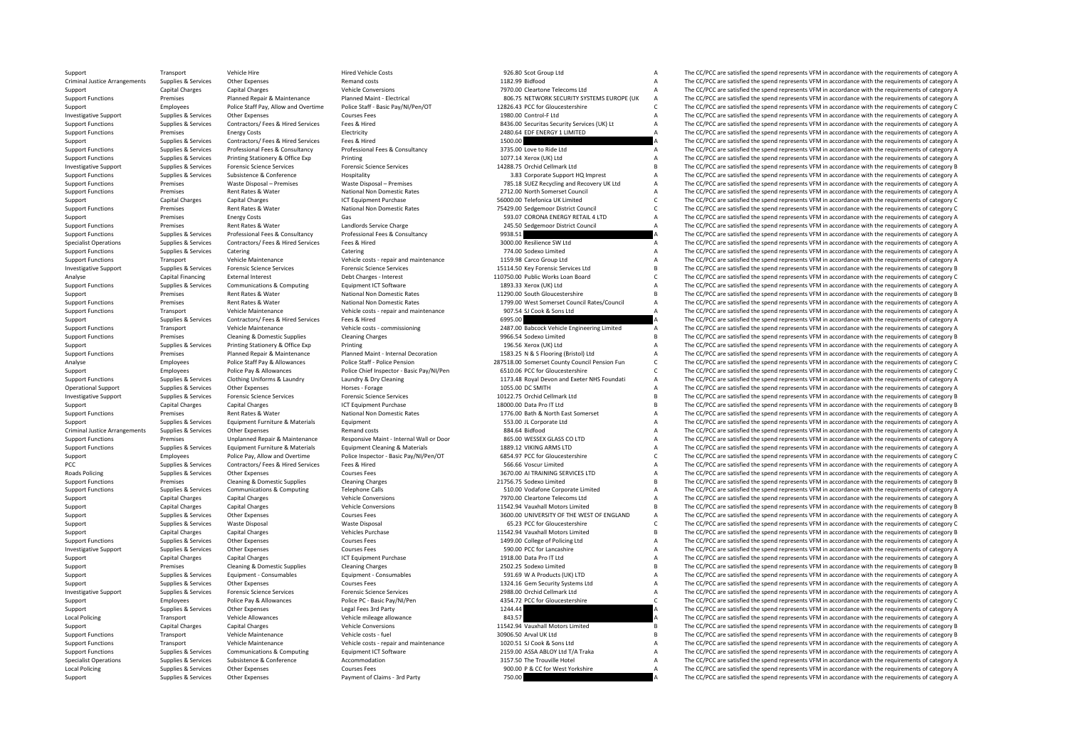| | | | | | | | |
|---|---|---|---|---|---|---|---|
| Support | Transport | Vehicle Hire | Hired Vehicle Costs | 926.80 | Scot Group Ltd | A | The CC/PCC are satisfied the spend represents VFM in accordance with the requirements of category A |
| Criminal Justice Arrangements | Supplies & Services | Other Expenses | Remand costs | 1182.99 | Bidfood | A | The CC/PCC are satisfied the spend represents VFM in accordance with the requirements of category A |
| Support | Capital Charges | Capital Charges | Vehicle Conversions | 7970.00 | Cleartone Telecoms Ltd | A | The CC/PCC are satisfied the spend represents VFM in accordance with the requirements of category A |
| Support Functions | Premises | Planned Repair & Maintenance | Planned Maint - Electrical | 806.75 | NETWORK SECURITY SYSTEMS EUROPE (UK | A | The CC/PCC are satisfied the spend represents VFM in accordance with the requirements of category A |
| Support | Employees | Police Staff Pay, Allow and Overtime | Police Staff - Basic Pay/NI/Pen/OT | 12826.43 | PCC for Gloucestershire | C | The CC/PCC are satisfied the spend represents VFM in accordance with the requirements of category C |
| Investigative Support | Supplies & Services | Other Expenses | Courses Fees | 1980.00 | Control-F Ltd | A | The CC/PCC are satisfied the spend represents VFM in accordance with the requirements of category A |
| Support Functions | Supplies & Services | Contractors/ Fees & Hired Services | Fees & Hired | 8436.00 | Securitas Security Services (UK) Lt | A | The CC/PCC are satisfied the spend represents VFM in accordance with the requirements of category A |
| Support Functions | Premises | Energy Costs | Electricity | 2480.64 | EDF ENERGY 1 LIMITED | A | The CC/PCC are satisfied the spend represents VFM in accordance with the requirements of category A |
| Support | Supplies & Services | Contractors/ Fees & Hired Services | Fees & Hired | 1500.00 | | A | The CC/PCC are satisfied the spend represents VFM in accordance with the requirements of category A |
| Support Functions | Supplies & Services | Professional Fees & Consultancy | Professional Fees & Consultancy | 3735.00 | Love to Ride Ltd | A | The CC/PCC are satisfied the spend represents VFM in accordance with the requirements of category A |
| Support Functions | Supplies & Services | Printing Stationery & Office Exp | Printing | 1077.14 | Xerox (UK) Ltd | A | The CC/PCC are satisfied the spend represents VFM in accordance with the requirements of category A |
| Investigative Support | Supplies & Services | Forensic Science Services | Forensic Science Services | 14288.75 | Orchid Cellmark Ltd | B | The CC/PCC are satisfied the spend represents VFM in accordance with the requirements of category B |
| Support Functions | Supplies & Services | Subsistence & Conference | Hospitality | 3.83 | Corporate Support HQ Imprest | A | The CC/PCC are satisfied the spend represents VFM in accordance with the requirements of category A |
| Support Functions | Premises | Waste Disposal – Premises | Waste Disposal – Premises | 785.18 | SUEZ Recycling and Recovery UK Ltd | A | The CC/PCC are satisfied the spend represents VFM in accordance with the requirements of category A |
| Support Functions | Premises | Rent Rates & Water | National Non Domestic Rates | 2712.00 | North Somerset Council | A | The CC/PCC are satisfied the spend represents VFM in accordance with the requirements of category A |
| Support | Capital Charges | Capital Charges | ICT Equipment Purchase | 56000.00 | Telefonica UK Limited | C | The CC/PCC are satisfied the spend represents VFM in accordance with the requirements of category C |
| Support Functions | Premises | Rent Rates & Water | National Non Domestic Rates | 75429.00 | Sedgemoor District Council | C | The CC/PCC are satisfied the spend represents VFM in accordance with the requirements of category C |
| Support | Premises | Energy Costs | Gas | 593.07 | CORONA ENERGY RETAIL 4 LTD | A | The CC/PCC are satisfied the spend represents VFM in accordance with the requirements of category A |
| Support Functions | Premises | Rent Rates & Water | Landlords Service Charge | 245.50 | Sedgemoor District Council | A | The CC/PCC are satisfied the spend represents VFM in accordance with the requirements of category A |
| Support Functions | Supplies & Services | Professional Fees & Consultancy | Professional Fees & Consultancy | 9938.51 | | A | The CC/PCC are satisfied the spend represents VFM in accordance with the requirements of category A |
| Specialist Operations | Supplies & Services | Contractors/ Fees & Hired Services | Fees & Hired | 3000.00 | Resilience SW Ltd | A | The CC/PCC are satisfied the spend represents VFM in accordance with the requirements of category A |
| Support Functions | Supplies & Services | Catering | Catering | 774.00 | Sodexo Limited | A | The CC/PCC are satisfied the spend represents VFM in accordance with the requirements of category A |
| Support Functions | Transport | Vehicle Maintenance | Vehicle costs - repair and maintenance | 1159.98 | Carco Group Ltd | A | The CC/PCC are satisfied the spend represents VFM in accordance with the requirements of category A |
| Investigative Support | Supplies & Services | Forensic Science Services | Forensic Science Services | 15114.50 | Key Forensic Services Ltd | B | The CC/PCC are satisfied the spend represents VFM in accordance with the requirements of category B |
| Analyse | Capital Financing | External Interest | Debt Charges - Interest | 110750.00 | Public Works Loan Board | C | The CC/PCC are satisfied the spend represents VFM in accordance with the requirements of category C |
| Support Functions | Supplies & Services | Communications & Computing | Equipment ICT Software | 1893.33 | Xerox (UK) Ltd | A | The CC/PCC are satisfied the spend represents VFM in accordance with the requirements of category A |
| Support | Premises | Rent Rates & Water | National Non Domestic Rates | 11290.00 | South Gloucestershire | B | The CC/PCC are satisfied the spend represents VFM in accordance with the requirements of category B |
| Support Functions | Premises | Rent Rates & Water | National Non Domestic Rates | 1799.00 | West Somerset Council Rates/Council | A | The CC/PCC are satisfied the spend represents VFM in accordance with the requirements of category A |
| Support Functions | Transport | Vehicle Maintenance | Vehicle costs - repair and maintenance | 907.54 | SJ Cook & Sons Ltd | A | The CC/PCC are satisfied the spend represents VFM in accordance with the requirements of category A |
| Support | Supplies & Services | Contractors/ Fees & Hired Services | Fees & Hired | 6995.00 | | A | The CC/PCC are satisfied the spend represents VFM in accordance with the requirements of category A |
| Support Functions | Transport | Vehicle Maintenance | Vehicle costs - commissioning | 2487.00 | Babcock Vehicle Engineering Limited | A | The CC/PCC are satisfied the spend represents VFM in accordance with the requirements of category A |
| Support Functions | Premises | Cleaning & Domestic Supplies | Cleaning Charges | 9966.54 | Sodexo Limited | B | The CC/PCC are satisfied the spend represents VFM in accordance with the requirements of category B |
| Support | Supplies & Services | Printing Stationery & Office Exp | Printing | 196.56 | Xerox (UK) Ltd | A | The CC/PCC are satisfied the spend represents VFM in accordance with the requirements of category A |
| Support Functions | Premises | Planned Repair & Maintenance | Planned Maint - Internal Decoration | 1583.25 | N & S Flooring (Bristol) Ltd | A | The CC/PCC are satisfied the spend represents VFM in accordance with the requirements of category A |
| Analyse | Employees | Police Staff Pay & Allowances | Police Staff - Police Pension | 287518.00 | Somerset County Council Pension Fun | C | The CC/PCC are satisfied the spend represents VFM in accordance with the requirements of category C |
| Support | Employees | Police Pay & Allowances | Police Chief Inspector - Basic Pay/NI/Pen | 6510.06 | PCC for Gloucestershire | C | The CC/PCC are satisfied the spend represents VFM in accordance with the requirements of category C |
| Support Functions | Supplies & Services | Clothing Uniforms & Laundry | Laundry & Dry Cleaning | 1173.48 | Royal Devon and Exeter NHS Foundati | A | The CC/PCC are satisfied the spend represents VFM in accordance with the requirements of category A |
| Operational Support | Supplies & Services | Other Expenses | Horses - Forage | 1055.00 | DC SMITH | A | The CC/PCC are satisfied the spend represents VFM in accordance with the requirements of category A |
| Investigative Support | Supplies & Services | Forensic Science Services | Forensic Science Services | 10122.75 | Orchid Cellmark Ltd | B | The CC/PCC are satisfied the spend represents VFM in accordance with the requirements of category B |
| Support | Capital Charges | Capital Charges | ICT Equipment Purchase | 18000.00 | Data Pro IT Ltd | B | The CC/PCC are satisfied the spend represents VFM in accordance with the requirements of category B |
| Support Functions | Premises | Rent Rates & Water | National Non Domestic Rates | 1776.00 | Bath & North East Somerset | A | The CC/PCC are satisfied the spend represents VFM in accordance with the requirements of category A |
| Support | Supplies & Services | Equipment Furniture & Materials | Equipment | 553.00 | JL Corporate Ltd | A | The CC/PCC are satisfied the spend represents VFM in accordance with the requirements of category A |
| Criminal Justice Arrangements | Supplies & Services | Other Expenses | Remand costs | 884.64 | Bidfood | A | The CC/PCC are satisfied the spend represents VFM in accordance with the requirements of category A |
| Support Functions | Premises | Unplanned Repair & Maintenance | Responsive Maint - Internal Wall or Door | 865.00 | WESSEX GLASS CO LTD | A | The CC/PCC are satisfied the spend represents VFM in accordance with the requirements of category A |
| Support Functions | Supplies & Services | Equipment Furniture & Materials | Equipment Cleaning & Materials | 1889.12 | VIKING ARMS LTD | A | The CC/PCC are satisfied the spend represents VFM in accordance with the requirements of category A |
| Support | Employees | Police Pay, Allow and Overtime | Police Inspector - Basic Pay/NI/Pen/OT | 6854.97 | PCC for Gloucestershire | C | The CC/PCC are satisfied the spend represents VFM in accordance with the requirements of category C |
| PCC | Supplies & Services | Contractors/ Fees & Hired Services | Fees & Hired | 566.66 | Voscur Limited | A | The CC/PCC are satisfied the spend represents VFM in accordance with the requirements of category A |
| Roads Policing | Supplies & Services | Other Expenses | Courses Fees | 3670.00 | AI TRAINING SERVICES LTD | A | The CC/PCC are satisfied the spend represents VFM in accordance with the requirements of category A |
| Support Functions | Premises | Cleaning & Domestic Supplies | Cleaning Charges | 21756.75 | Sodexo Limited | B | The CC/PCC are satisfied the spend represents VFM in accordance with the requirements of category B |
| Support Functions | Supplies & Services | Communications & Computing | Telephone Calls | 510.00 | Vodafone Corporate Limited | A | The CC/PCC are satisfied the spend represents VFM in accordance with the requirements of category A |
| Support | Capital Charges | Capital Charges | Vehicle Conversions | 7970.00 | Cleartone Telecoms Ltd | A | The CC/PCC are satisfied the spend represents VFM in accordance with the requirements of category A |
| Support | Capital Charges | Capital Charges | Vehicle Conversions | 11542.94 | Vauxhall Motors Limited | B | The CC/PCC are satisfied the spend represents VFM in accordance with the requirements of category B |
| Support | Supplies & Services | Other Expenses | Courses Fees | 3600.00 | UNIVERSITY OF THE WEST OF ENGLAND | A | The CC/PCC are satisfied the spend represents VFM in accordance with the requirements of category A |
| Support | Supplies & Services | Waste Disposal | Waste Disposal | 65.23 | PCC for Gloucestershire | C | The CC/PCC are satisfied the spend represents VFM in accordance with the requirements of category C |
| Support | Capital Charges | Capital Charges | Vehicles Purchase | 11542.94 | Vauxhall Motors Limited | B | The CC/PCC are satisfied the spend represents VFM in accordance with the requirements of category B |
| Support Functions | Supplies & Services | Other Expenses | Courses Fees | 1499.00 | College of Policing Ltd | A | The CC/PCC are satisfied the spend represents VFM in accordance with the requirements of category A |
| Investigative Support | Supplies & Services | Other Expenses | Courses Fees | 590.00 | PCC for Lancashire | A | The CC/PCC are satisfied the spend represents VFM in accordance with the requirements of category A |
| Support | Capital Charges | Capital Charges | ICT Equipment Purchase | 1918.00 | Data Pro IT Ltd | A | The CC/PCC are satisfied the spend represents VFM in accordance with the requirements of category A |
| Support | Premises | Cleaning & Domestic Supplies | Cleaning Charges | 2502.25 | Sodexo Limited | B | The CC/PCC are satisfied the spend represents VFM in accordance with the requirements of category B |
| Support | Supplies & Services | Equipment - Consumables | Equipment - Consumables | 591.69 | W A Products (UK) LTD | A | The CC/PCC are satisfied the spend represents VFM in accordance with the requirements of category A |
| Support | Supplies & Services | Other Expenses | Courses Fees | 1324.16 | Gem Security Systems Ltd | A | The CC/PCC are satisfied the spend represents VFM in accordance with the requirements of category A |
| Investigative Support | Supplies & Services | Forensic Science Services | Forensic Science Services | 2988.00 | Orchid Cellmark Ltd | A | The CC/PCC are satisfied the spend represents VFM in accordance with the requirements of category A |
| Support | Employees | Police Pay & Allowances | Police PC - Basic Pay/NI/Pen | 4354.72 | PCC for Gloucestershire | C | The CC/PCC are satisfied the spend represents VFM in accordance with the requirements of category C |
| Support | Supplies & Services | Other Expenses | Legal Fees 3rd Party | 1244.44 | | A | The CC/PCC are satisfied the spend represents VFM in accordance with the requirements of category A |
| Local Policing | Transport | Vehicle Allowances | Vehicle mileage allowance | 843.57 | | A | The CC/PCC are satisfied the spend represents VFM in accordance with the requirements of category A |
| Support | Capital Charges | Capital Charges | Vehicle Conversions | 11542.94 | Vauxhall Motors Limited | B | The CC/PCC are satisfied the spend represents VFM in accordance with the requirements of category B |
| Support Functions | Transport | Vehicle Maintenance | Vehicle costs - fuel | 30906.50 | Arval UK Ltd | B | The CC/PCC are satisfied the spend represents VFM in accordance with the requirements of category B |
| Support Functions | Transport | Vehicle Maintenance | Vehicle costs - repair and maintenance | 1020.51 | SJ Cook & Sons Ltd | A | The CC/PCC are satisfied the spend represents VFM in accordance with the requirements of category A |
| Support Functions | Supplies & Services | Communications & Computing | Equipment ICT Software | 2159.00 | ASSA ABLOY Ltd T/A Traka | A | The CC/PCC are satisfied the spend represents VFM in accordance with the requirements of category A |
| Specialist Operations | Supplies & Services | Subsistence & Conference | Accommodation | 3157.50 | The Trouville Hotel | A | The CC/PCC are satisfied the spend represents VFM in accordance with the requirements of category A |
| Local Policing | Supplies & Services | Other Expenses | Courses Fees | 900.00 | P & CC for West Yorkshire | A | The CC/PCC are satisfied the spend represents VFM in accordance with the requirements of category A |
| Support | Supplies & Services | Other Expenses | Payment of Claims - 3rd Party | 750.00 | | A | The CC/PCC are satisfied the spend represents VFM in accordance with the requirements of category A |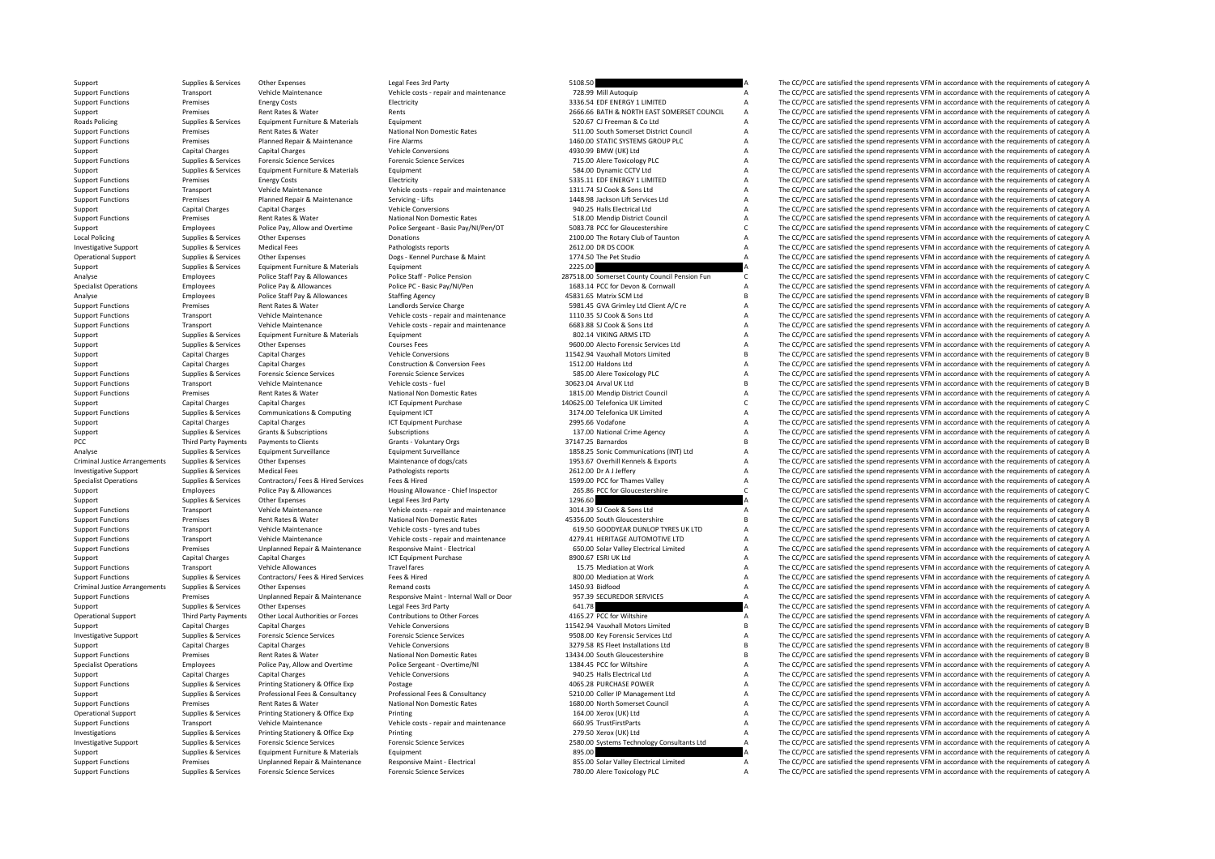| | | | | | | | |
|---|---|---|---|---|---|---|---|
| Support | Supplies & Services | Other Expenses | Legal Fees 3rd Party | 5108.50 | | A | The CC/PCC are satisfied the spend represents VFM in accordance with the requirements of category A |
| Support Functions | Transport | Vehicle Maintenance | Vehicle costs - repair and maintenance | 728.99 | Mill Autoquip | A | The CC/PCC are satisfied the spend represents VFM in accordance with the requirements of category A |
| Support Functions | Premises | Energy Costs | Electricity | 3336.54 | EDF ENERGY 1 LIMITED | A | The CC/PCC are satisfied the spend represents VFM in accordance with the requirements of category A |
| Support | Premises | Rent Rates & Water | Rents | 2666.66 | BATH & NORTH EAST SOMERSET COUNCIL | A | The CC/PCC are satisfied the spend represents VFM in accordance with the requirements of category A |
| Roads Policing | Supplies & Services | Equipment Furniture & Materials | Equipment | 520.67 | CJ Freeman & Co Ltd | A | The CC/PCC are satisfied the spend represents VFM in accordance with the requirements of category A |
| Support Functions | Premises | Rent Rates & Water | National Non Domestic Rates | 511.00 | South Somerset District Council | A | The CC/PCC are satisfied the spend represents VFM in accordance with the requirements of category A |
| Support Functions | Premises | Planned Repair & Maintenance | Fire Alarms | 1460.00 | STATIC SYSTEMS GROUP PLC | A | The CC/PCC are satisfied the spend represents VFM in accordance with the requirements of category A |
| Support | Capital Charges | Capital Charges | Vehicle Conversions | 4930.99 | BMW (UK) Ltd | A | The CC/PCC are satisfied the spend represents VFM in accordance with the requirements of category A |
| Support Functions | Supplies & Services | Forensic Science Services | Forensic Science Services | 715.00 | Alere Toxicology PLC | A | The CC/PCC are satisfied the spend represents VFM in accordance with the requirements of category A |
| Support | Supplies & Services | Equipment Furniture & Materials | Equipment | 584.00 | Dynamic CCTV Ltd | A | The CC/PCC are satisfied the spend represents VFM in accordance with the requirements of category A |
| Support Functions | Premises | Energy Costs | Electricity | 5335.11 | EDF ENERGY 1 LIMITED | A | The CC/PCC are satisfied the spend represents VFM in accordance with the requirements of category A |
| Support Functions | Transport | Vehicle Maintenance | Vehicle costs - repair and maintenance | 1311.74 | SJ Cook & Sons Ltd | A | The CC/PCC are satisfied the spend represents VFM in accordance with the requirements of category A |
| Support Functions | Premises | Planned Repair & Maintenance | Servicing - Lifts | 1448.98 | Jackson Lift Services Ltd | A | The CC/PCC are satisfied the spend represents VFM in accordance with the requirements of category A |
| Support | Capital Charges | Capital Charges | Vehicle Conversions | 940.25 | Halls Electrical Ltd | A | The CC/PCC are satisfied the spend represents VFM in accordance with the requirements of category A |
| Support Functions | Premises | Rent Rates & Water | National Non Domestic Rates | 518.00 | Mendip District Council | A | The CC/PCC are satisfied the spend represents VFM in accordance with the requirements of category A |
| Support | Employees | Police Pay, Allow and Overtime | Police Sergeant - Basic Pay/NI/Pen/OT | 5083.78 | PCC for Gloucestershire | C | The CC/PCC are satisfied the spend represents VFM in accordance with the requirements of category C |
| Local Policing | Supplies & Services | Other Expenses | Donations | 2100.00 | The Rotary Club of Taunton | A | The CC/PCC are satisfied the spend represents VFM in accordance with the requirements of category A |
| Investigative Support | Supplies & Services | Medical Fees | Pathologists reports | 2612.00 | DR DS COOK | A | The CC/PCC are satisfied the spend represents VFM in accordance with the requirements of category A |
| Operational Support | Supplies & Services | Other Expenses | Dogs - Kennel Purchase & Maint | 1774.50 | The Pet Studio | A | The CC/PCC are satisfied the spend represents VFM in accordance with the requirements of category A |
| Support | Supplies & Services | Equipment Furniture & Materials | Equipment | 2225.00 | | A | The CC/PCC are satisfied the spend represents VFM in accordance with the requirements of category A |
| Analyse | Employees | Police Staff Pay & Allowances | Police Staff - Police Pension | 287518.00 | Somerset County Council Pension Fun | C | The CC/PCC are satisfied the spend represents VFM in accordance with the requirements of category C |
| Specialist Operations | Employees | Police Pay & Allowances | Police PC - Basic Pay/NI/Pen | 1683.14 | PCC for Devon & Cornwall | A | The CC/PCC are satisfied the spend represents VFM in accordance with the requirements of category A |
| Analyse | Employees | Police Staff Pay & Allowances | Staffing Agency | 45831.65 | Matrix SCM Ltd | B | The CC/PCC are satisfied the spend represents VFM in accordance with the requirements of category B |
| Support Functions | Premises | Rent Rates & Water | Landlords Service Charge | 5981.45 | GVA Grimley Ltd Client A/C re | A | The CC/PCC are satisfied the spend represents VFM in accordance with the requirements of category A |
| Support Functions | Transport | Vehicle Maintenance | Vehicle costs - repair and maintenance | 1110.35 | SJ Cook & Sons Ltd | A | The CC/PCC are satisfied the spend represents VFM in accordance with the requirements of category A |
| Support Functions | Transport | Vehicle Maintenance | Vehicle costs - repair and maintenance | 6683.88 | SJ Cook & Sons Ltd | A | The CC/PCC are satisfied the spend represents VFM in accordance with the requirements of category A |
| Support | Supplies & Services | Equipment Furniture & Materials | Equipment | 802.14 | VIKING ARMS LTD | A | The CC/PCC are satisfied the spend represents VFM in accordance with the requirements of category A |
| Support | Supplies & Services | Other Expenses | Courses Fees | 9600.00 | Alecto Forensic Services Ltd | A | The CC/PCC are satisfied the spend represents VFM in accordance with the requirements of category A |
| Support | Capital Charges | Capital Charges | Vehicle Conversions | 11542.94 | Vauxhall Motors Limited | B | The CC/PCC are satisfied the spend represents VFM in accordance with the requirements of category B |
| Support | Capital Charges | Capital Charges | Construction & Conversion Fees | 1512.00 | Haldons Ltd | A | The CC/PCC are satisfied the spend represents VFM in accordance with the requirements of category A |
| Support Functions | Supplies & Services | Forensic Science Services | Forensic Science Services | 585.00 | Alere Toxicology PLC | A | The CC/PCC are satisfied the spend represents VFM in accordance with the requirements of category A |
| Support Functions | Transport | Vehicle Maintenance | Vehicle costs - fuel | 30623.04 | Arval UK Ltd | B | The CC/PCC are satisfied the spend represents VFM in accordance with the requirements of category B |
| Support Functions | Premises | Rent Rates & Water | National Non Domestic Rates | 1815.00 | Mendip District Council | A | The CC/PCC are satisfied the spend represents VFM in accordance with the requirements of category A |
| Support | Capital Charges | Capital Charges | ICT Equipment Purchase | 140625.00 | Telefonica UK Limited | C | The CC/PCC are satisfied the spend represents VFM in accordance with the requirements of category C |
| Support Functions | Supplies & Services | Communications & Computing | Equipment ICT | 3174.00 | Telefonica UK Limited | A | The CC/PCC are satisfied the spend represents VFM in accordance with the requirements of category A |
| Support | Capital Charges | Capital Charges | ICT Equipment Purchase | 2995.66 | Vodafone | A | The CC/PCC are satisfied the spend represents VFM in accordance with the requirements of category A |
| Support | Supplies & Services | Grants & Subscriptions | Subscriptions | 137.00 | National Crime Agency | A | The CC/PCC are satisfied the spend represents VFM in accordance with the requirements of category A |
| PCC | Third Party Payments | Payments to Clients | Grants - Voluntary Orgs | 37147.25 | Barnardos | B | The CC/PCC are satisfied the spend represents VFM in accordance with the requirements of category B |
| Analyse | Supplies & Services | Equipment Surveillance | Equipment Surveillance | 1858.25 | Sonic Communications (INT) Ltd | A | The CC/PCC are satisfied the spend represents VFM in accordance with the requirements of category A |
| Criminal Justice Arrangements | Supplies & Services | Other Expenses | Maintenance of dogs/cats | 1953.67 | Overhill Kennels & Exports | A | The CC/PCC are satisfied the spend represents VFM in accordance with the requirements of category A |
| Investigative Support | Supplies & Services | Medical Fees | Pathologists reports | 2612.00 | Dr A J Jeffery | A | The CC/PCC are satisfied the spend represents VFM in accordance with the requirements of category A |
| Specialist Operations | Supplies & Services | Contractors/ Fees & Hired Services | Fees & Hired | 1599.00 | PCC for Thames Valley | A | The CC/PCC are satisfied the spend represents VFM in accordance with the requirements of category A |
| Support | Employees | Police Pay & Allowances | Housing Allowance - Chief Inspector | 265.86 | PCC for Gloucestershire | C | The CC/PCC are satisfied the spend represents VFM in accordance with the requirements of category C |
| Support | Supplies & Services | Other Expenses | Legal Fees 3rd Party | 1296.60 | | A | The CC/PCC are satisfied the spend represents VFM in accordance with the requirements of category A |
| Support Functions | Transport | Vehicle Maintenance | Vehicle costs - repair and maintenance | 3014.39 | SJ Cook & Sons Ltd | A | The CC/PCC are satisfied the spend represents VFM in accordance with the requirements of category A |
| Support Functions | Premises | Rent Rates & Water | National Non Domestic Rates | 45356.00 | South Gloucestershire | B | The CC/PCC are satisfied the spend represents VFM in accordance with the requirements of category B |
| Support Functions | Transport | Vehicle Maintenance | Vehicle costs - tyres and tubes | 619.50 | GOODYEAR DUNLOP TYRES UK LTD | A | The CC/PCC are satisfied the spend represents VFM in accordance with the requirements of category A |
| Support Functions | Transport | Vehicle Maintenance | Vehicle costs - repair and maintenance | 4279.41 | HERITAGE AUTOMOTIVE LTD | A | The CC/PCC are satisfied the spend represents VFM in accordance with the requirements of category A |
| Support Functions | Premises | Unplanned Repair & Maintenance | Responsive Maint - Electrical | 650.00 | Solar Valley Electrical Limited | A | The CC/PCC are satisfied the spend represents VFM in accordance with the requirements of category A |
| Support | Capital Charges | Capital Charges | ICT Equipment Purchase | 8900.67 | ESRI UK Ltd | A | The CC/PCC are satisfied the spend represents VFM in accordance with the requirements of category A |
| Support Functions | Transport | Vehicle Allowances | Travel fares | 15.75 | Mediation at Work | A | The CC/PCC are satisfied the spend represents VFM in accordance with the requirements of category A |
| Support Functions | Supplies & Services | Contractors/ Fees & Hired Services | Fees & Hired | 800.00 | Mediation at Work | A | The CC/PCC are satisfied the spend represents VFM in accordance with the requirements of category A |
| Criminal Justice Arrangements | Supplies & Services | Other Expenses | Remand costs | 1450.93 | Bidfood | A | The CC/PCC are satisfied the spend represents VFM in accordance with the requirements of category A |
| Support Functions | Premises | Unplanned Repair & Maintenance | Responsive Maint - Internal Wall or Door | 957.39 | SECUREDOR SERVICES | A | The CC/PCC are satisfied the spend represents VFM in accordance with the requirements of category A |
| Support | Supplies & Services | Other Expenses | Legal Fees 3rd Party | 641.78 | | A | The CC/PCC are satisfied the spend represents VFM in accordance with the requirements of category A |
| Operational Support | Third Party Payments | Other Local Authorities or Forces | Contributions to Other Forces | 4165.27 | PCC for Wiltshire | A | The CC/PCC are satisfied the spend represents VFM in accordance with the requirements of category A |
| Support | Capital Charges | Capital Charges | Vehicle Conversions | 11542.94 | Vauxhall Motors Limited | B | The CC/PCC are satisfied the spend represents VFM in accordance with the requirements of category B |
| Investigative Support | Supplies & Services | Forensic Science Services | Forensic Science Services | 9508.00 | Key Forensic Services Ltd | A | The CC/PCC are satisfied the spend represents VFM in accordance with the requirements of category A |
| Support | Capital Charges | Capital Charges | Vehicle Conversions | 3279.58 | RS Fleet Installations Ltd | B | The CC/PCC are satisfied the spend represents VFM in accordance with the requirements of category B |
| Support Functions | Premises | Rent Rates & Water | National Non Domestic Rates | 13434.00 | South Gloucestershire | B | The CC/PCC are satisfied the spend represents VFM in accordance with the requirements of category B |
| Specialist Operations | Employees | Police Pay, Allow and Overtime | Police Sergeant - Overtime/NI | 1384.45 | PCC for Wiltshire | A | The CC/PCC are satisfied the spend represents VFM in accordance with the requirements of category A |
| Support | Capital Charges | Capital Charges | Vehicle Conversions | 940.25 | Halls Electrical Ltd | A | The CC/PCC are satisfied the spend represents VFM in accordance with the requirements of category A |
| Support Functions | Supplies & Services | Printing Stationery & Office Exp | Postage | 4065.28 | PURCHASE POWER | A | The CC/PCC are satisfied the spend represents VFM in accordance with the requirements of category A |
| Support | Supplies & Services | Professional Fees & Consultancy | Professional Fees & Consultancy | 5210.00 | Coller IP Management Ltd | A | The CC/PCC are satisfied the spend represents VFM in accordance with the requirements of category A |
| Support Functions | Premises | Rent Rates & Water | National Non Domestic Rates | 1680.00 | North Somerset Council | A | The CC/PCC are satisfied the spend represents VFM in accordance with the requirements of category A |
| Operational Support | Supplies & Services | Printing Stationery & Office Exp | Printing | 164.00 | Xerox (UK) Ltd | A | The CC/PCC are satisfied the spend represents VFM in accordance with the requirements of category A |
| Support Functions | Transport | Vehicle Maintenance | Vehicle costs - repair and maintenance | 660.95 | TrustFirstParts | A | The CC/PCC are satisfied the spend represents VFM in accordance with the requirements of category A |
| Investigations | Supplies & Services | Printing Stationery & Office Exp | Printing | 279.50 | Xerox (UK) Ltd | A | The CC/PCC are satisfied the spend represents VFM in accordance with the requirements of category A |
| Investigative Support | Supplies & Services | Forensic Science Services | Forensic Science Services | 2580.00 | Systems Technology Consultants Ltd | A | The CC/PCC are satisfied the spend represents VFM in accordance with the requirements of category A |
| Support | Supplies & Services | Equipment Furniture & Materials | Equipment | 895.00 | | A | The CC/PCC are satisfied the spend represents VFM in accordance with the requirements of category A |
| Support Functions | Premises | Unplanned Repair & Maintenance | Responsive Maint - Electrical | 855.00 | Solar Valley Electrical Limited | A | The CC/PCC are satisfied the spend represents VFM in accordance with the requirements of category A |
| Support Functions | Supplies & Services | Forensic Science Services | Forensic Science Services | 780.00 | Alere Toxicology PLC | A | The CC/PCC are satisfied the spend represents VFM in accordance with the requirements of category A |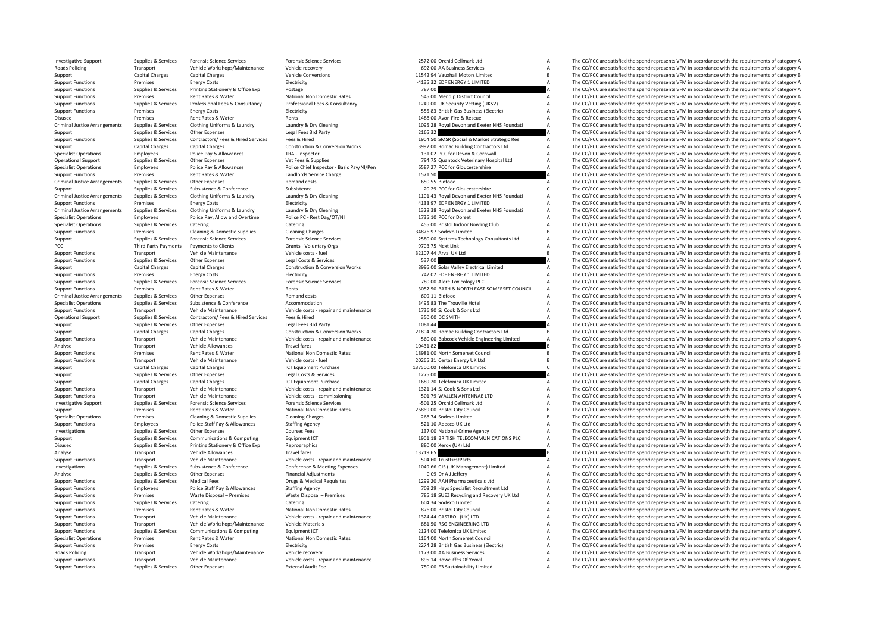| | | | | | | | |
|---|---|---|---|---|---|---|---|
| Investigative Support | Supplies & Services | Forensic Science Services | Forensic Science Services | 2572.00 | Orchid Cellmark Ltd | A | The CC/PCC are satisfied the spend represents VFM in accordance with the requirements of category A |
| Roads Policing | Transport | Vehicle Workshops/Maintenance | Vehicle recovery | 692.00 | AA Business Services | A | The CC/PCC are satisfied the spend represents VFM in accordance with the requirements of category A |
| Support | Capital Charges | Capital Charges | Vehicle Conversions | 11542.94 | Vauxhall Motors Limited | B | The CC/PCC are satisfied the spend represents VFM in accordance with the requirements of category B |
| Support Functions | Premises | Energy Costs | Electricity | -4135.32 | EDF ENERGY 1 LIMITED | A | The CC/PCC are satisfied the spend represents VFM in accordance with the requirements of category A |
| Support Functions | Supplies & Services | Printing Stationery & Office Exp | Postage | 787.00 | | A | The CC/PCC are satisfied the spend represents VFM in accordance with the requirements of category A |
| Support Functions | Premises | Rent Rates & Water | National Non Domestic Rates | 545.00 | Mendip District Council | A | The CC/PCC are satisfied the spend represents VFM in accordance with the requirements of category A |
| Support Functions | Supplies & Services | Professional Fees & Consultancy | Professional Fees & Consultancy | 1249.00 | UK Security Vetting (UKSV) | A | The CC/PCC are satisfied the spend represents VFM in accordance with the requirements of category A |
| Support Functions | Premises | Energy Costs | Electricity | 555.83 | British Gas Business (Electric) | A | The CC/PCC are satisfied the spend represents VFM in accordance with the requirements of category A |
| Disused | Premises | Rent Rates & Water | Rents | 1488.00 | Avon Fire & Rescue | A | The CC/PCC are satisfied the spend represents VFM in accordance with the requirements of category A |
| Criminal Justice Arrangements | Supplies & Services | Clothing Uniforms & Laundry | Laundry & Dry Cleaning | 1095.28 | Royal Devon and Exeter NHS Foundati | A | The CC/PCC are satisfied the spend represents VFM in accordance with the requirements of category A |
| Support | Supplies & Services | Other Expenses | Legal Fees 3rd Party | 2165.32 | | A | The CC/PCC are satisfied the spend represents VFM in accordance with the requirements of category A |
| Support Functions | Supplies & Services | Contractors/ Fees & Hired Services | Fees & Hired | 1904.50 | SMSR (Social & Market Strategic Res | A | The CC/PCC are satisfied the spend represents VFM in accordance with the requirements of category A |
| Support | Capital Charges | Capital Charges | Construction & Conversion Works | 3992.00 | Romac Building Contractors Ltd | A | The CC/PCC are satisfied the spend represents VFM in accordance with the requirements of category A |
| Specialist Operations | Employees | Police Pay & Allowances | TRA - Inspector | 131.02 | PCC for Devon & Cornwall | A | The CC/PCC are satisfied the spend represents VFM in accordance with the requirements of category A |
| Operational Support | Supplies & Services | Other Expenses | Vet Fees & Supplies | 794.75 | Quantock Veterinary Hospital Ltd | A | The CC/PCC are satisfied the spend represents VFM in accordance with the requirements of category A |
| Specialist Operations | Employees | Police Pay & Allowances | Police Chief Inspector - Basic Pay/NI/Pen | 6587.27 | PCC for Gloucestershire | A | The CC/PCC are satisfied the spend represents VFM in accordance with the requirements of category A |
| Support Functions | Premises | Rent Rates & Water | Landlords Service Charge | 1571.50 | | A | The CC/PCC are satisfied the spend represents VFM in accordance with the requirements of category A |
| Criminal Justice Arrangements | Supplies & Services | Other Expenses | Remand costs | 650.55 | Bidfood | A | The CC/PCC are satisfied the spend represents VFM in accordance with the requirements of category A |
| Support | Supplies & Services | Subsistence & Conference | Subsistence | 20.29 | PCC for Gloucestershire | C | The CC/PCC are satisfied the spend represents VFM in accordance with the requirements of category C |
| Criminal Justice Arrangements | Supplies & Services | Clothing Uniforms & Laundry | Laundry & Dry Cleaning | 1101.43 | Royal Devon and Exeter NHS Foundati | A | The CC/PCC are satisfied the spend represents VFM in accordance with the requirements of category A |
| Support Functions | Premises | Energy Costs | Electricity | 4133.97 | EDF ENERGY 1 LIMITED | A | The CC/PCC are satisfied the spend represents VFM in accordance with the requirements of category A |
| Criminal Justice Arrangements | Supplies & Services | Clothing Uniforms & Laundry | Laundry & Dry Cleaning | 1328.38 | Royal Devon and Exeter NHS Foundati | A | The CC/PCC are satisfied the spend represents VFM in accordance with the requirements of category A |
| Specialist Operations | Employees | Police Pay, Allow and Overtime | Police PC - Rest Day/OT/NI | 1735.10 | PCC for Dorset | A | The CC/PCC are satisfied the spend represents VFM in accordance with the requirements of category A |
| Specialist Operations | Supplies & Services | Catering | Catering | 455.00 | Bristol Indoor Bowling Club | A | The CC/PCC are satisfied the spend represents VFM in accordance with the requirements of category A |
| Support Functions | Premises | Cleaning & Domestic Supplies | Cleaning Charges | 34876.97 | Sodexo Limited | B | The CC/PCC are satisfied the spend represents VFM in accordance with the requirements of category B |
| Support | Supplies & Services | Forensic Science Services | Forensic Science Services | 2580.00 | Systems Technology Consultants Ltd | A | The CC/PCC are satisfied the spend represents VFM in accordance with the requirements of category A |
| PCC | Third Party Payments | Payments to Clients | Grants - Voluntary Orgs | 9703.75 | Next Link | A | The CC/PCC are satisfied the spend represents VFM in accordance with the requirements of category A |
| Support Functions | Transport | Vehicle Maintenance | Vehicle costs - fuel | 32107.44 | Arval UK Ltd | B | The CC/PCC are satisfied the spend represents VFM in accordance with the requirements of category B |
| Support Functions | Supplies & Services | Other Expenses | Legal Costs & Services | 537.00 | | A | The CC/PCC are satisfied the spend represents VFM in accordance with the requirements of category A |
| Support | Capital Charges | Capital Charges | Construction & Conversion Works | 8995.00 | Solar Valley Electrical Limited | A | The CC/PCC are satisfied the spend represents VFM in accordance with the requirements of category A |
| Support Functions | Premises | Energy Costs | Electricity | 742.02 | EDF ENERGY 1 LIMITED | A | The CC/PCC are satisfied the spend represents VFM in accordance with the requirements of category A |
| Support Functions | Supplies & Services | Forensic Science Services | Forensic Science Services | 780.00 | Alere Toxicology PLC | A | The CC/PCC are satisfied the spend represents VFM in accordance with the requirements of category A |
| Support Functions | Premises | Rent Rates & Water | Rents | 3057.50 | BATH & NORTH EAST SOMERSET COUNCIL | A | The CC/PCC are satisfied the spend represents VFM in accordance with the requirements of category A |
| Criminal Justice Arrangements | Supplies & Services | Other Expenses | Remand costs | 609.11 | Bidfood | A | The CC/PCC are satisfied the spend represents VFM in accordance with the requirements of category A |
| Specialist Operations | Supplies & Services | Subsistence & Conference | Accommodation | 3495.83 | The Trouville Hotel | A | The CC/PCC are satisfied the spend represents VFM in accordance with the requirements of category A |
| Support Functions | Transport | Vehicle Maintenance | Vehicle costs - repair and maintenance | 1736.90 | SJ Cook & Sons Ltd | A | The CC/PCC are satisfied the spend represents VFM in accordance with the requirements of category A |
| Operational Support | Supplies & Services | Contractors/ Fees & Hired Services | Fees & Hired | 350.00 | DC SMITH | A | The CC/PCC are satisfied the spend represents VFM in accordance with the requirements of category A |
| Support | Supplies & Services | Other Expenses | Legal Fees 3rd Party | 1081.44 | | A | The CC/PCC are satisfied the spend represents VFM in accordance with the requirements of category A |
| Support | Capital Charges | Capital Charges | Construction & Conversion Works | 21804.20 | Romac Building Contractors Ltd | B | The CC/PCC are satisfied the spend represents VFM in accordance with the requirements of category B |
| Support Functions | Transport | Vehicle Maintenance | Vehicle costs - repair and maintenance | 560.00 | Babcock Vehicle Engineering Limited | A | The CC/PCC are satisfied the spend represents VFM in accordance with the requirements of category A |
| Analyse | Transport | Vehicle Allowances | Travel fares | 10431.82 | | B | The CC/PCC are satisfied the spend represents VFM in accordance with the requirements of category B |
| Support Functions | Premises | Rent Rates & Water | National Non Domestic Rates | 18981.00 | North Somerset Council | B | The CC/PCC are satisfied the spend represents VFM in accordance with the requirements of category B |
| Support Functions | Transport | Vehicle Maintenance | Vehicle costs - fuel | 20265.31 | Certas Energy UK Ltd | B | The CC/PCC are satisfied the spend represents VFM in accordance with the requirements of category B |
| Support | Capital Charges | Capital Charges | ICT Equipment Purchase | 137500.00 | Telefonica UK Limited | C | The CC/PCC are satisfied the spend represents VFM in accordance with the requirements of category C |
| Support | Supplies & Services | Other Expenses | Legal Costs & Services | 1275.00 | | A | The CC/PCC are satisfied the spend represents VFM in accordance with the requirements of category A |
| Support | Capital Charges | Capital Charges | ICT Equipment Purchase | 1689.20 | Telefonica UK Limited | A | The CC/PCC are satisfied the spend represents VFM in accordance with the requirements of category A |
| Support Functions | Transport | Vehicle Maintenance | Vehicle costs - repair and maintenance | 1321.14 | SJ Cook & Sons Ltd | A | The CC/PCC are satisfied the spend represents VFM in accordance with the requirements of category A |
| Support Functions | Transport | Vehicle Maintenance | Vehicle costs - commissioning | 501.79 | WALLEN ANTENNAE LTD | A | The CC/PCC are satisfied the spend represents VFM in accordance with the requirements of category A |
| Investigative Support | Supplies & Services | Forensic Science Services | Forensic Science Services | -501.25 | Orchid Cellmark Ltd | A | The CC/PCC are satisfied the spend represents VFM in accordance with the requirements of category A |
| Support | Premises | Rent Rates & Water | National Non Domestic Rates | 26869.00 | Bristol City Council | B | The CC/PCC are satisfied the spend represents VFM in accordance with the requirements of category B |
| Specialist Operations | Premises | Cleaning & Domestic Supplies | Cleaning Charges | 268.74 | Sodexo Limited | B | The CC/PCC are satisfied the spend represents VFM in accordance with the requirements of category B |
| Support Functions | Employees | Police Staff Pay & Allowances | Staffing Agency | 521.10 | Adecco UK Ltd | A | The CC/PCC are satisfied the spend represents VFM in accordance with the requirements of category A |
| Investigations | Supplies & Services | Other Expenses | Courses Fees | 137.00 | National Crime Agency | A | The CC/PCC are satisfied the spend represents VFM in accordance with the requirements of category A |
| Support | Supplies & Services | Communications & Computing | Equipment ICT | 1901.18 | BRITISH TELECOMMUNICATIONS PLC | A | The CC/PCC are satisfied the spend represents VFM in accordance with the requirements of category A |
| Disused | Supplies & Services | Printing Stationery & Office Exp | Reprographics | 880.00 | Xerox (UK) Ltd | A | The CC/PCC are satisfied the spend represents VFM in accordance with the requirements of category A |
| Analyse | Transport | Vehicle Allowances | Travel fares | 13719.65 | | B | The CC/PCC are satisfied the spend represents VFM in accordance with the requirements of category B |
| Support Functions | Transport | Vehicle Maintenance | Vehicle costs - repair and maintenance | 504.60 | TrustFirstParts | A | The CC/PCC are satisfied the spend represents VFM in accordance with the requirements of category A |
| Investigations | Supplies & Services | Subsistence & Conference | Conference & Meeting Expenses | 1049.66 | CJS (UK Management) Limited | A | The CC/PCC are satisfied the spend represents VFM in accordance with the requirements of category A |
| Analyse | Supplies & Services | Other Expenses | Financial Adjustments | 0.09 | Dr A J Jeffery | A | The CC/PCC are satisfied the spend represents VFM in accordance with the requirements of category A |
| Support Functions | Supplies & Services | Medical Fees | Drugs & Medical Requisites | 1299.20 | AAH Pharmaceuticals Ltd | A | The CC/PCC are satisfied the spend represents VFM in accordance with the requirements of category A |
| Support Functions | Employees | Police Staff Pay & Allowances | Staffing Agency | 708.29 | Hays Specialist Recruitment Ltd | A | The CC/PCC are satisfied the spend represents VFM in accordance with the requirements of category A |
| Support Functions | Premises | Waste Disposal – Premises | Waste Disposal – Premises | 785.18 | SUEZ Recycling and Recovery UK Ltd | A | The CC/PCC are satisfied the spend represents VFM in accordance with the requirements of category A |
| Support Functions | Supplies & Services | Catering | Catering | 604.34 | Sodexo Limited | A | The CC/PCC are satisfied the spend represents VFM in accordance with the requirements of category A |
| Support Functions | Premises | Rent Rates & Water | National Non Domestic Rates | 876.00 | Bristol City Council | A | The CC/PCC are satisfied the spend represents VFM in accordance with the requirements of category A |
| Support Functions | Transport | Vehicle Maintenance | Vehicle costs - repair and maintenance | 1324.44 | CASTROL (UK) LTD | A | The CC/PCC are satisfied the spend represents VFM in accordance with the requirements of category A |
| Support Functions | Transport | Vehicle Workshops/Maintenance | Vehicle Materials | 881.50 | RSG ENGINEERING LTD | A | The CC/PCC are satisfied the spend represents VFM in accordance with the requirements of category A |
| Support Functions | Supplies & Services | Communications & Computing | Equipment ICT | 2124.00 | Telefonica UK Limited | A | The CC/PCC are satisfied the spend represents VFM in accordance with the requirements of category A |
| Specialist Operations | Premises | Rent Rates & Water | National Non Domestic Rates | 1164.00 | North Somerset Council | A | The CC/PCC are satisfied the spend represents VFM in accordance with the requirements of category A |
| Support Functions | Premises | Energy Costs | Electricity | 2274.28 | British Gas Business (Electric) | A | The CC/PCC are satisfied the spend represents VFM in accordance with the requirements of category A |
| Roads Policing | Transport | Vehicle Workshops/Maintenance | Vehicle recovery | 1173.00 | AA Business Services | A | The CC/PCC are satisfied the spend represents VFM in accordance with the requirements of category A |
| Support Functions | Transport | Vehicle Maintenance | Vehicle costs - repair and maintenance | 895.14 | Rowcliffes Of Yeovil | A | The CC/PCC are satisfied the spend represents VFM in accordance with the requirements of category A |
| Support Functions | Supplies & Services | Other Expenses | External Audit Fee | 750.00 | E3 Sustainability Limited | A | The CC/PCC are satisfied the spend represents VFM in accordance with the requirements of category A |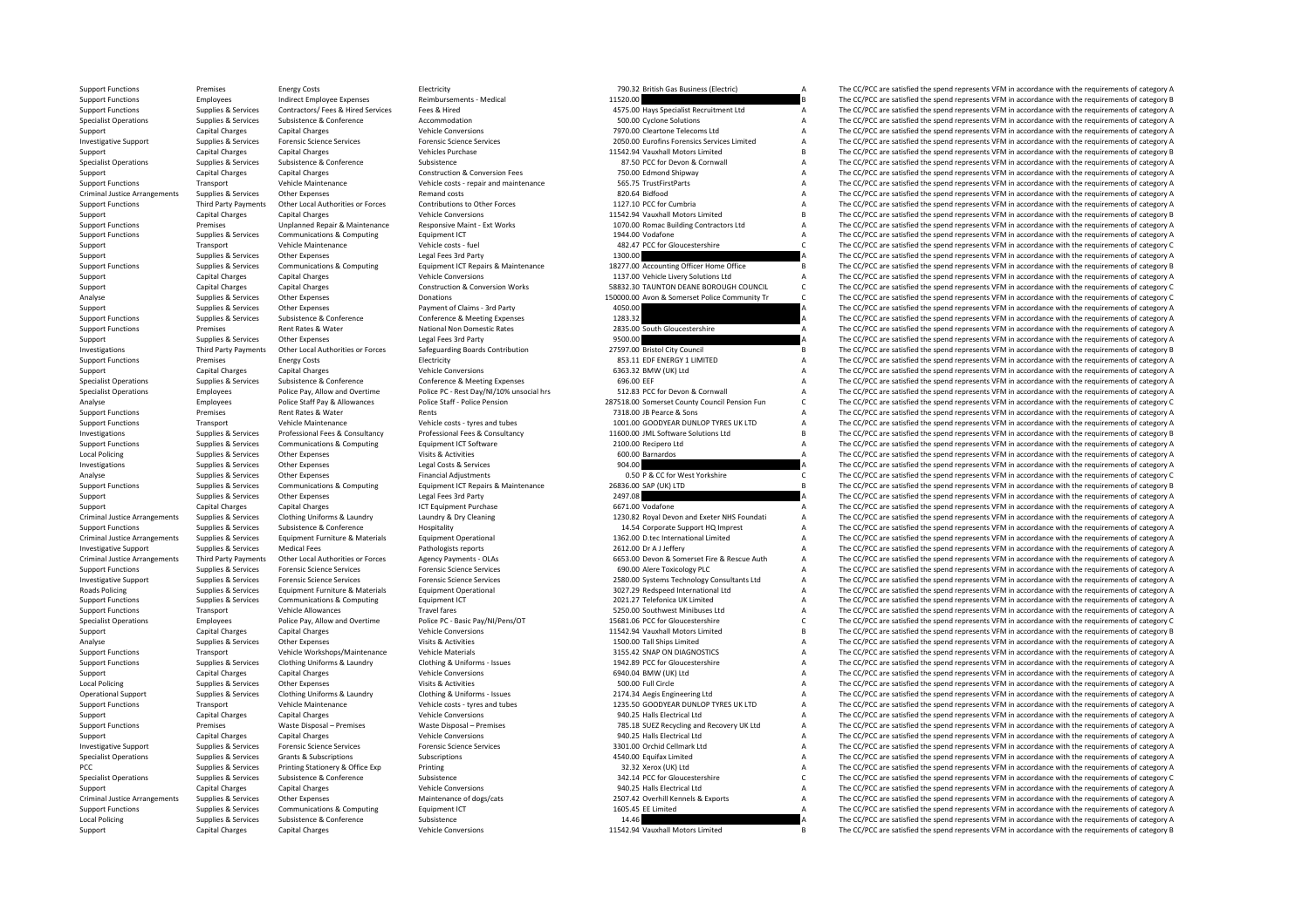| | | | | | | | |
|---|---|---|---|---|---|---|---|
| Support Functions | Premises | Energy Costs | Electricity | 790.32 | British Gas Business (Electric) | A | The CC/PCC are satisfied the spend represents VFM in accordance with the requirements of category A |
| Support Functions | Employees | Indirect Employee Expenses | Reimbursements - Medical | 11520.00 | | B | The CC/PCC are satisfied the spend represents VFM in accordance with the requirements of category B |
| Support Functions | Supplies & Services | Contractors/ Fees & Hired Services | Fees & Hired | 4575.00 | Hays Specialist Recruitment Ltd | A | The CC/PCC are satisfied the spend represents VFM in accordance with the requirements of category A |
| Specialist Operations | Supplies & Services | Subsistence & Conference | Accommodation | 500.00 | Cyclone Solutions | A | The CC/PCC are satisfied the spend represents VFM in accordance with the requirements of category A |
| Support | Capital Charges | Capital Charges | Vehicle Conversions | 7970.00 | Cleartone Telecoms Ltd | A | The CC/PCC are satisfied the spend represents VFM in accordance with the requirements of category A |
| Investigative Support | Supplies & Services | Forensic Science Services | Forensic Science Services | 2050.00 | Eurofins Forensics Services Limited | A | The CC/PCC are satisfied the spend represents VFM in accordance with the requirements of category A |
| Support | Capital Charges | Capital Charges | Vehicles Purchase | 11542.94 | Vauxhall Motors Limited | B | The CC/PCC are satisfied the spend represents VFM in accordance with the requirements of category B |
| Specialist Operations | Supplies & Services | Subsistence & Conference | Subsistence | 87.50 | PCC for Devon & Cornwall | A | The CC/PCC are satisfied the spend represents VFM in accordance with the requirements of category A |
| Support | Capital Charges | Capital Charges | Construction & Conversion Fees | 750.00 | Edmond Shipway | A | The CC/PCC are satisfied the spend represents VFM in accordance with the requirements of category A |
| Support Functions | Transport | Vehicle Maintenance | Vehicle costs - repair and maintenance | 565.75 | TrustFirstParts | A | The CC/PCC are satisfied the spend represents VFM in accordance with the requirements of category A |
| Criminal Justice Arrangements | Supplies & Services | Other Expenses | Remand costs | 820.64 | Bidfood | A | The CC/PCC are satisfied the spend represents VFM in accordance with the requirements of category A |
| Support Functions | Third Party Payments | Other Local Authorities or Forces | Contributions to Other Forces | 1127.10 | PCC for Cumbria | A | The CC/PCC are satisfied the spend represents VFM in accordance with the requirements of category A |
| Support | Capital Charges | Capital Charges | Vehicle Conversions | 11542.94 | Vauxhall Motors Limited | B | The CC/PCC are satisfied the spend represents VFM in accordance with the requirements of category B |
| Support Functions | Premises | Unplanned Repair & Maintenance | Responsive Maint - Ext Works | 1070.00 | Romac Building Contractors Ltd | A | The CC/PCC are satisfied the spend represents VFM in accordance with the requirements of category A |
| Support Functions | Supplies & Services | Communications & Computing | Equipment ICT | 1944.00 | Vodafone | A | The CC/PCC are satisfied the spend represents VFM in accordance with the requirements of category A |
| Support | Transport | Vehicle Maintenance | Vehicle costs - fuel | 482.47 | PCC for Gloucestershire | C | The CC/PCC are satisfied the spend represents VFM in accordance with the requirements of category C |
| Support | Supplies & Services | Other Expenses | Legal Fees 3rd Party | 1300.00 | | A | The CC/PCC are satisfied the spend represents VFM in accordance with the requirements of category A |
| Support Functions | Supplies & Services | Communications & Computing | Equipment ICT Repairs & Maintenance | 18277.00 | Accounting Officer Home Office | B | The CC/PCC are satisfied the spend represents VFM in accordance with the requirements of category B |
| Support | Capital Charges | Capital Charges | Vehicle Conversions | 1137.00 | Vehicle Livery Solutions Ltd | A | The CC/PCC are satisfied the spend represents VFM in accordance with the requirements of category A |
| Support | Capital Charges | Capital Charges | Construction & Conversion Works | 58832.30 | TAUNTON DEANE BOROUGH COUNCIL | C | The CC/PCC are satisfied the spend represents VFM in accordance with the requirements of category C |
| Analyse | Supplies & Services | Other Expenses | Donations | 150000.00 | Avon & Somerset Police Community Tr | C | The CC/PCC are satisfied the spend represents VFM in accordance with the requirements of category C |
| Support | Supplies & Services | Other Expenses | Payment of Claims - 3rd Party | 4050.00 | | A | The CC/PCC are satisfied the spend represents VFM in accordance with the requirements of category A |
| Support Functions | Supplies & Services | Subsistence & Conference | Conference & Meeting Expenses | 1283.32 | | A | The CC/PCC are satisfied the spend represents VFM in accordance with the requirements of category A |
| Support Functions | Premises | Rent Rates & Water | National Non Domestic Rates | 2835.00 | South Gloucestershire | A | The CC/PCC are satisfied the spend represents VFM in accordance with the requirements of category A |
| Support | Supplies & Services | Other Expenses | Legal Fees 3rd Party | 9500.00 | | A | The CC/PCC are satisfied the spend represents VFM in accordance with the requirements of category A |
| Investigations | Third Party Payments | Other Local Authorities or Forces | Safeguarding Boards Contribution | 27597.00 | Bristol City Council | B | The CC/PCC are satisfied the spend represents VFM in accordance with the requirements of category B |
| Support Functions | Premises | Energy Costs | Electricity | 853.11 | EDF ENERGY 1 LIMITED | A | The CC/PCC are satisfied the spend represents VFM in accordance with the requirements of category A |
| Support | Capital Charges | Capital Charges | Vehicle Conversions | 6363.32 | BMW (UK) Ltd | A | The CC/PCC are satisfied the spend represents VFM in accordance with the requirements of category A |
| Specialist Operations | Supplies & Services | Subsistence & Conference | Conference & Meeting Expenses | 696.00 | EEF | A | The CC/PCC are satisfied the spend represents VFM in accordance with the requirements of category A |
| Specialist Operations | Employees | Police Pay, Allow and Overtime | Police PC - Rest Day/NI/10% unsocial hrs | 512.83 | PCC for Devon & Cornwall | A | The CC/PCC are satisfied the spend represents VFM in accordance with the requirements of category A |
| Analyse | Employees | Police Staff Pay & Allowances | Police Staff - Police Pension | 287518.00 | Somerset County Council Pension Fun | C | The CC/PCC are satisfied the spend represents VFM in accordance with the requirements of category C |
| Support Functions | Premises | Rent Rates & Water | Rents | 7318.00 | JB Pearce & Sons | A | The CC/PCC are satisfied the spend represents VFM in accordance with the requirements of category A |
| Support Functions | Transport | Vehicle Maintenance | Vehicle costs - tyres and tubes | 1001.00 | GOODYEAR DUNLOP TYRES UK LTD | A | The CC/PCC are satisfied the spend represents VFM in accordance with the requirements of category A |
| Investigations | Supplies & Services | Professional Fees & Consultancy | Professional Fees & Consultancy | 11600.00 | JML Software Solutions Ltd | B | The CC/PCC are satisfied the spend represents VFM in accordance with the requirements of category B |
| Support Functions | Supplies & Services | Communications & Computing | Equipment ICT Software | 2100.00 | Recipero Ltd | A | The CC/PCC are satisfied the spend represents VFM in accordance with the requirements of category A |
| Local Policing | Supplies & Services | Other Expenses | Visits & Activities | 600.00 | Barnardos | A | The CC/PCC are satisfied the spend represents VFM in accordance with the requirements of category A |
| Investigations | Supplies & Services | Other Expenses | Legal Costs & Services | 904.00 | | A | The CC/PCC are satisfied the spend represents VFM in accordance with the requirements of category A |
| Analyse | Supplies & Services | Other Expenses | Financial Adjustments | 0.50 | P & CC for West Yorkshire | C | The CC/PCC are satisfied the spend represents VFM in accordance with the requirements of category C |
| Support Functions | Supplies & Services | Communications & Computing | Equipment ICT Repairs & Maintenance | 26836.00 | SAP (UK) LTD | B | The CC/PCC are satisfied the spend represents VFM in accordance with the requirements of category B |
| Support | Supplies & Services | Other Expenses | Legal Fees 3rd Party | 2497.08 | | A | The CC/PCC are satisfied the spend represents VFM in accordance with the requirements of category A |
| Support | Capital Charges | Capital Charges | ICT Equipment Purchase | 6671.00 | Vodafone | A | The CC/PCC are satisfied the spend represents VFM in accordance with the requirements of category A |
| Criminal Justice Arrangements | Supplies & Services | Clothing Uniforms & Laundry | Laundry & Dry Cleaning | 1230.82 | Royal Devon and Exeter NHS Foundati | A | The CC/PCC are satisfied the spend represents VFM in accordance with the requirements of category A |
| Support Functions | Supplies & Services | Subsistence & Conference | Hospitality | 14.54 | Corporate Support HQ Imprest | A | The CC/PCC are satisfied the spend represents VFM in accordance with the requirements of category A |
| Criminal Justice Arrangements | Supplies & Services | Equipment Furniture & Materials | Equipment Operational | 1362.00 | D.tec International Limited | A | The CC/PCC are satisfied the spend represents VFM in accordance with the requirements of category A |
| Investigative Support | Supplies & Services | Medical Fees | Pathologists reports | 2612.00 | Dr A J Jeffery | A | The CC/PCC are satisfied the spend represents VFM in accordance with the requirements of category A |
| Criminal Justice Arrangements | Third Party Payments | Other Local Authorities or Forces | Agency Payments - OLAs | 6653.00 | Devon & Somerset Fire & Rescue Auth | A | The CC/PCC are satisfied the spend represents VFM in accordance with the requirements of category A |
| Support Functions | Supplies & Services | Forensic Science Services | Forensic Science Services | 690.00 | Alere Toxicology PLC | A | The CC/PCC are satisfied the spend represents VFM in accordance with the requirements of category A |
| Investigative Support | Supplies & Services | Forensic Science Services | Forensic Science Services | 2580.00 | Systems Technology Consultants Ltd | A | The CC/PCC are satisfied the spend represents VFM in accordance with the requirements of category A |
| Roads Policing | Supplies & Services | Equipment Furniture & Materials | Equipment Operational | 3027.29 | Redspeed International Ltd | A | The CC/PCC are satisfied the spend represents VFM in accordance with the requirements of category A |
| Support Functions | Supplies & Services | Communications & Computing | Equipment ICT | 2021.27 | Telefonica UK Limited | A | The CC/PCC are satisfied the spend represents VFM in accordance with the requirements of category A |
| Support Functions | Transport | Vehicle Allowances | Travel fares | 5250.00 | Southwest Minibuses Ltd | A | The CC/PCC are satisfied the spend represents VFM in accordance with the requirements of category A |
| Specialist Operations | Employees | Police Pay, Allow and Overtime | Police PC - Basic Pay/NI/Pens/OT | 15681.06 | PCC for Gloucestershire | C | The CC/PCC are satisfied the spend represents VFM in accordance with the requirements of category C |
| Support | Capital Charges | Capital Charges | Vehicle Conversions | 11542.94 | Vauxhall Motors Limited | B | The CC/PCC are satisfied the spend represents VFM in accordance with the requirements of category B |
| Analyse | Supplies & Services | Other Expenses | Visits & Activities | 1500.00 | Tall Ships Limited | A | The CC/PCC are satisfied the spend represents VFM in accordance with the requirements of category A |
| Support Functions | Transport | Vehicle Workshops/Maintenance | Vehicle Materials | 3155.42 | SNAP ON DIAGNOSTICS | A | The CC/PCC are satisfied the spend represents VFM in accordance with the requirements of category A |
| Support Functions | Supplies & Services | Clothing Uniforms & Laundry | Clothing & Uniforms - Issues | 1942.89 | PCC for Gloucestershire | A | The CC/PCC are satisfied the spend represents VFM in accordance with the requirements of category A |
| Support | Capital Charges | Capital Charges | Vehicle Conversions | 6940.04 | BMW (UK) Ltd | A | The CC/PCC are satisfied the spend represents VFM in accordance with the requirements of category A |
| Local Policing | Supplies & Services | Other Expenses | Visits & Activities | 500.00 | Full Circle | A | The CC/PCC are satisfied the spend represents VFM in accordance with the requirements of category A |
| Operational Support | Supplies & Services | Clothing Uniforms & Laundry | Clothing & Uniforms - Issues | 2174.34 | Aegis Engineering Ltd | A | The CC/PCC are satisfied the spend represents VFM in accordance with the requirements of category A |
| Support Functions | Transport | Vehicle Maintenance | Vehicle costs - tyres and tubes | 1235.50 | GOODYEAR DUNLOP TYRES UK LTD | A | The CC/PCC are satisfied the spend represents VFM in accordance with the requirements of category A |
| Support | Capital Charges | Capital Charges | Vehicle Conversions | 940.25 | Halls Electrical Ltd | A | The CC/PCC are satisfied the spend represents VFM in accordance with the requirements of category A |
| Support Functions | Premises | Waste Disposal – Premises | Waste Disposal – Premises | 785.18 | SUEZ Recycling and Recovery UK Ltd | A | The CC/PCC are satisfied the spend represents VFM in accordance with the requirements of category A |
| Support | Capital Charges | Capital Charges | Vehicle Conversions | 940.25 | Halls Electrical Ltd | A | The CC/PCC are satisfied the spend represents VFM in accordance with the requirements of category A |
| Investigative Support | Supplies & Services | Forensic Science Services | Forensic Science Services | 3301.00 | Orchid Cellmark Ltd | A | The CC/PCC are satisfied the spend represents VFM in accordance with the requirements of category A |
| Specialist Operations | Supplies & Services | Grants & Subscriptions | Subscriptions | 4540.00 | Equifax Limited | A | The CC/PCC are satisfied the spend represents VFM in accordance with the requirements of category A |
| PCC | Supplies & Services | Printing Stationery & Office Exp | Printing | 32.32 | Xerox (UK) Ltd | A | The CC/PCC are satisfied the spend represents VFM in accordance with the requirements of category A |
| Specialist Operations | Supplies & Services | Subsistence & Conference | Subsistence | 342.14 | PCC for Gloucestershire | C | The CC/PCC are satisfied the spend represents VFM in accordance with the requirements of category C |
| Support | Capital Charges | Capital Charges | Vehicle Conversions | 940.25 | Halls Electrical Ltd | A | The CC/PCC are satisfied the spend represents VFM in accordance with the requirements of category A |
| Criminal Justice Arrangements | Supplies & Services | Other Expenses | Maintenance of dogs/cats | 2507.42 | Overhill Kennels & Exports | A | The CC/PCC are satisfied the spend represents VFM in accordance with the requirements of category A |
| Support Functions | Supplies & Services | Communications & Computing | Equipment ICT | 1605.45 | EE Limited | A | The CC/PCC are satisfied the spend represents VFM in accordance with the requirements of category A |
| Local Policing | Supplies & Services | Subsistence & Conference | Subsistence | 14.46 | | A | The CC/PCC are satisfied the spend represents VFM in accordance with the requirements of category A |
| Support | Capital Charges | Capital Charges | Vehicle Conversions | 11542.94 | Vauxhall Motors Limited | B | The CC/PCC are satisfied the spend represents VFM in accordance with the requirements of category B |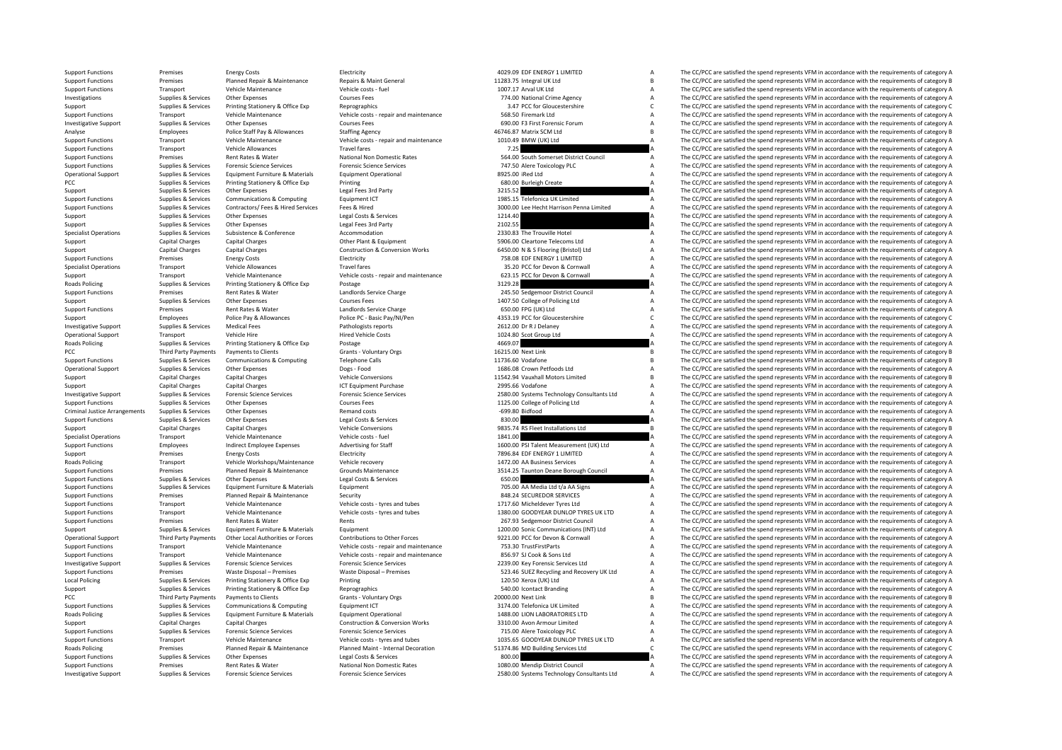| | | | | | | | |
|---|---|---|---|---|---|---|---|
| Support Functions | Premises | Energy Costs | Electricity | 4029.09 | EDF ENERGY 1 LIMITED | A | The CC/PCC are satisfied the spend represents VFM in accordance with the requirements of category A |
| Support Functions | Premises | Planned Repair & Maintenance | Repairs & Maint General | 11283.75 | Integral UK Ltd | B | The CC/PCC are satisfied the spend represents VFM in accordance with the requirements of category B |
| Support Functions | Transport | Vehicle Maintenance | Vehicle costs ‐ fuel | 1007.17 | Arval UK Ltd | A | The CC/PCC are satisfied the spend represents VFM in accordance with the requirements of category A |
| Investigations | Supplies & Services | Other Expenses | Courses Fees | 774.00 | National Crime Agency | A | The CC/PCC are satisfied the spend represents VFM in accordance with the requirements of category A |
| Support | Supplies & Services | Printing Stationery & Office Exp | Reprographics | 3.47 | PCC for Gloucestershire | C | The CC/PCC are satisfied the spend represents VFM in accordance with the requirements of category C |
| Support Functions | Transport | Vehicle Maintenance | Vehicle costs ‐ repair and maintenance | 568.50 | Firemark Ltd | A | The CC/PCC are satisfied the spend represents VFM in accordance with the requirements of category A |
| Investigative Support | Supplies & Services | Other Expenses | Courses Fees | 690.00 | F3 First Forensic Forum | A | The CC/PCC are satisfied the spend represents VFM in accordance with the requirements of category A |
| Analyse | Employees | Police Staff Pay & Allowances | Staffing Agency | 46746.87 | Matrix SCM Ltd | B | The CC/PCC are satisfied the spend represents VFM in accordance with the requirements of category B |
| Support Functions | Transport | Vehicle Maintenance | Vehicle costs ‐ repair and maintenance | 1010.49 | BMW (UK) Ltd | A | The CC/PCC are satisfied the spend represents VFM in accordance with the requirements of category A |
| Support Functions | Transport | Vehicle Allowances | Travel fares | 7.25 | | A | The CC/PCC are satisfied the spend represents VFM in accordance with the requirements of category A |
| Support Functions | Premises | Rent Rates & Water | National Non Domestic Rates | 564.00 | South Somerset District Council | A | The CC/PCC are satisfied the spend represents VFM in accordance with the requirements of category A |
| Support Functions | Supplies & Services | Forensic Science Services | Forensic Science Services | 747.50 | Alere Toxicology PLC | A | The CC/PCC are satisfied the spend represents VFM in accordance with the requirements of category A |
| Operational Support | Supplies & Services | Equipment Furniture & Materials | Equipment Operational | 8925.00 | iRed Ltd | A | The CC/PCC are satisfied the spend represents VFM in accordance with the requirements of category A |
| PCC | Supplies & Services | Printing Stationery & Office Exp | Printing | 680.00 | Burleigh Create | A | The CC/PCC are satisfied the spend represents VFM in accordance with the requirements of category A |
| Support | Supplies & Services | Other Expenses | Legal Fees 3rd Party | 3215.52 | | A | The CC/PCC are satisfied the spend represents VFM in accordance with the requirements of category A |
| Support Functions | Supplies & Services | Communications & Computing | Equipment ICT | 1985.15 | Telefonica UK Limited | A | The CC/PCC are satisfied the spend represents VFM in accordance with the requirements of category A |
| Support Functions | Supplies & Services | Contractors/ Fees & Hired Services | Fees & Hired | 3000.00 | Lee Hecht Harrison Penna Limited | A | The CC/PCC are satisfied the spend represents VFM in accordance with the requirements of category A |
| Support | Supplies & Services | Other Expenses | Legal Costs & Services | 1214.40 | | A | The CC/PCC are satisfied the spend represents VFM in accordance with the requirements of category A |
| Support | Supplies & Services | Other Expenses | Legal Fees 3rd Party | 2102.55 | | A | The CC/PCC are satisfied the spend represents VFM in accordance with the requirements of category A |
| Specialist Operations | Supplies & Services | Subsistence & Conference | Accommodation | 2330.83 | The Trouville Hotel | A | The CC/PCC are satisfied the spend represents VFM in accordance with the requirements of category A |
| Support | Capital Charges | Capital Charges | Other Plant & Equipment | 5906.00 | Cleartone Telecoms Ltd | A | The CC/PCC are satisfied the spend represents VFM in accordance with the requirements of category A |
| Support | Capital Charges | Capital Charges | Construction & Conversion Works | 6450.00 | N & S Flooring (Bristol) Ltd | A | The CC/PCC are satisfied the spend represents VFM in accordance with the requirements of category A |
| Support Functions | Premises | Energy Costs | Electricity | 758.08 | EDF ENERGY 1 LIMITED | A | The CC/PCC are satisfied the spend represents VFM in accordance with the requirements of category A |
| Specialist Operations | Transport | Vehicle Allowances | Travel fares | 35.20 | PCC for Devon & Cornwall | A | The CC/PCC are satisfied the spend represents VFM in accordance with the requirements of category A |
| Support | Transport | Vehicle Maintenance | Vehicle costs ‐ repair and maintenance | 623.15 | PCC for Devon & Cornwall | A | The CC/PCC are satisfied the spend represents VFM in accordance with the requirements of category A |
| Roads Policing | Supplies & Services | Printing Stationery & Office Exp | Postage | 3129.28 | | A | The CC/PCC are satisfied the spend represents VFM in accordance with the requirements of category A |
| Support Functions | Premises | Rent Rates & Water | Landlords Service Charge | 245.50 | Sedgemoor District Council | A | The CC/PCC are satisfied the spend represents VFM in accordance with the requirements of category A |
| Support | Supplies & Services | Other Expenses | Courses Fees | 1407.50 | College of Policing Ltd | A | The CC/PCC are satisfied the spend represents VFM in accordance with the requirements of category A |
| Support Functions | Premises | Rent Rates & Water | Landlords Service Charge | 650.00 | FPG (UK) Ltd | A | The CC/PCC are satisfied the spend represents VFM in accordance with the requirements of category A |
| Support | Employees | Police Pay & Allowances | Police PC ‐ Basic Pay/NI/Pen | 4353.19 | PCC for Gloucestershire | C | The CC/PCC are satisfied the spend represents VFM in accordance with the requirements of category C |
| Investigative Support | Supplies & Services | Medical Fees | Pathologists reports | 2612.00 | Dr R J Delaney | A | The CC/PCC are satisfied the spend represents VFM in accordance with the requirements of category A |
| Operational Support | Transport | Vehicle Hire | Hired Vehicle Costs | 1024.80 | Scot Group Ltd | A | The CC/PCC are satisfied the spend represents VFM in accordance with the requirements of category A |
| Roads Policing | Supplies & Services | Printing Stationery & Office Exp | Postage | 4669.07 | | A | The CC/PCC are satisfied the spend represents VFM in accordance with the requirements of category A |
| PCC | Third Party Payments | Payments to Clients | Grants ‐ Voluntary Orgs | 16215.00 | Next Link | B | The CC/PCC are satisfied the spend represents VFM in accordance with the requirements of category B |
| Support Functions | Supplies & Services | Communications & Computing | Telephone Calls | 11736.60 | Vodafone | B | The CC/PCC are satisfied the spend represents VFM in accordance with the requirements of category B |
| Operational Support | Supplies & Services | Other Expenses | Dogs ‐ Food | 1686.08 | Crown Petfoods Ltd | A | The CC/PCC are satisfied the spend represents VFM in accordance with the requirements of category A |
| Support | Capital Charges | Capital Charges | Vehicle Conversions | 11542.94 | Vauxhall Motors Limited | B | The CC/PCC are satisfied the spend represents VFM in accordance with the requirements of category B |
| Support | Capital Charges | Capital Charges | ICT Equipment Purchase | 2995.66 | Vodafone | A | The CC/PCC are satisfied the spend represents VFM in accordance with the requirements of category A |
| Investigative Support | Supplies & Services | Forensic Science Services | Forensic Science Services | 2580.00 | Systems Technology Consultants Ltd | A | The CC/PCC are satisfied the spend represents VFM in accordance with the requirements of category A |
| Support Functions | Supplies & Services | Other Expenses | Courses Fees | 1125.00 | College of Policing Ltd | A | The CC/PCC are satisfied the spend represents VFM in accordance with the requirements of category A |
| Criminal Justice Arrangements | Supplies & Services | Other Expenses | Remand costs | -699.80 | Bidfood | A | The CC/PCC are satisfied the spend represents VFM in accordance with the requirements of category A |
| Support Functions | Supplies & Services | Other Expenses | Legal Costs & Services | 830.00 | | A | The CC/PCC are satisfied the spend represents VFM in accordance with the requirements of category A |
| Support | Capital Charges | Capital Charges | Vehicle Conversions | 9835.74 | RS Fleet Installations Ltd | B | The CC/PCC are satisfied the spend represents VFM in accordance with the requirements of category B |
| Specialist Operations | Transport | Vehicle Maintenance | Vehicle costs ‐ fuel | 1841.00 | | A | The CC/PCC are satisfied the spend represents VFM in accordance with the requirements of category A |
| Support Functions | Employees | Indirect Employee Expenses | Advertising for Staff | 1600.00 | PSI Talent Measurement (UK) Ltd | A | The CC/PCC are satisfied the spend represents VFM in accordance with the requirements of category A |
| Support | Premises | Energy Costs | Electricity | 7896.84 | EDF ENERGY 1 LIMITED | A | The CC/PCC are satisfied the spend represents VFM in accordance with the requirements of category A |
| Roads Policing | Transport | Vehicle Workshops/Maintenance | Vehicle recovery | 1472.00 | AA Business Services | A | The CC/PCC are satisfied the spend represents VFM in accordance with the requirements of category A |
| Support Functions | Premises | Planned Repair & Maintenance | Grounds Maintenance | 3514.25 | Taunton Deane Borough Council | A | The CC/PCC are satisfied the spend represents VFM in accordance with the requirements of category A |
| Support Functions | Supplies & Services | Other Expenses | Legal Costs & Services | 650.00 | | A | The CC/PCC are satisfied the spend represents VFM in accordance with the requirements of category A |
| Support Functions | Supplies & Services | Equipment Furniture & Materials | Equipment | 705.00 | AA Media Ltd t/a AA Signs | A | The CC/PCC are satisfied the spend represents VFM in accordance with the requirements of category A |
| Support Functions | Premises | Planned Repair & Maintenance | Security | 848.24 | SECUREDOR SERVICES | A | The CC/PCC are satisfied the spend represents VFM in accordance with the requirements of category A |
| Support Functions | Transport | Vehicle Maintenance | Vehicle costs ‐ tyres and tubes | 1717.60 | Micheldever Tyres Ltd | A | The CC/PCC are satisfied the spend represents VFM in accordance with the requirements of category A |
| Support Functions | Transport | Vehicle Maintenance | Vehicle costs ‐ tyres and tubes | 1380.00 | GOODYEAR DUNLOP TYRES UK LTD | A | The CC/PCC are satisfied the spend represents VFM in accordance with the requirements of category A |
| Support Functions | Premises | Rent Rates & Water | Rents | 267.93 | Sedgemoor District Council | A | The CC/PCC are satisfied the spend represents VFM in accordance with the requirements of category A |
| Support | Supplies & Services | Equipment Furniture & Materials | Equipment | 1200.00 | Sonic Communications (INT) Ltd | A | The CC/PCC are satisfied the spend represents VFM in accordance with the requirements of category A |
| Operational Support | Third Party Payments | Other Local Authorities or Forces | Contributions to Other Forces | 9221.00 | PCC for Devon & Cornwall | A | The CC/PCC are satisfied the spend represents VFM in accordance with the requirements of category A |
| Support Functions | Transport | Vehicle Maintenance | Vehicle costs ‐ repair and maintenance | 753.30 | TrustFirstParts | A | The CC/PCC are satisfied the spend represents VFM in accordance with the requirements of category A |
| Support Functions | Transport | Vehicle Maintenance | Vehicle costs ‐ repair and maintenance | 856.97 | SJ Cook & Sons Ltd | A | The CC/PCC are satisfied the spend represents VFM in accordance with the requirements of category A |
| Investigative Support | Supplies & Services | Forensic Science Services | Forensic Science Services | 2239.00 | Key Forensic Services Ltd | A | The CC/PCC are satisfied the spend represents VFM in accordance with the requirements of category A |
| Support Functions | Premises | Waste Disposal – Premises | Waste Disposal – Premises | 523.46 | SUEZ Recycling and Recovery UK Ltd | A | The CC/PCC are satisfied the spend represents VFM in accordance with the requirements of category A |
| Local Policing | Supplies & Services | Printing Stationery & Office Exp | Printing | 120.50 | Xerox (UK) Ltd | A | The CC/PCC are satisfied the spend represents VFM in accordance with the requirements of category A |
| Support | Supplies & Services | Printing Stationery & Office Exp | Reprographics | 540.00 | Icontact Branding | A | The CC/PCC are satisfied the spend represents VFM in accordance with the requirements of category A |
| PCC | Third Party Payments | Payments to Clients | Grants ‐ Voluntary Orgs | 20000.00 | Next Link | B | The CC/PCC are satisfied the spend represents VFM in accordance with the requirements of category B |
| Support Functions | Supplies & Services | Communications & Computing | Equipment ICT | 3174.00 | Telefonica UK Limited | A | The CC/PCC are satisfied the spend represents VFM in accordance with the requirements of category A |
| Roads Policing | Supplies & Services | Equipment Furniture & Materials | Equipment Operational | 1488.00 | LION LABORATORIES LTD | A | The CC/PCC are satisfied the spend represents VFM in accordance with the requirements of category A |
| Support | Capital Charges | Capital Charges | Construction & Conversion Works | 3310.00 | Avon Armour Limited | A | The CC/PCC are satisfied the spend represents VFM in accordance with the requirements of category A |
| Support Functions | Supplies & Services | Forensic Science Services | Forensic Science Services | 715.00 | Alere Toxicology PLC | A | The CC/PCC are satisfied the spend represents VFM in accordance with the requirements of category A |
| Support Functions | Transport | Vehicle Maintenance | Vehicle costs ‐ tyres and tubes | 1035.65 | GOODYEAR DUNLOP TYRES UK LTD | A | The CC/PCC are satisfied the spend represents VFM in accordance with the requirements of category A |
| Roads Policing | Premises | Planned Repair & Maintenance | Planned Maint ‐ Internal Decoration | 51374.86 | MD Building Services Ltd | C | The CC/PCC are satisfied the spend represents VFM in accordance with the requirements of category C |
| Support Functions | Supplies & Services | Other Expenses | Legal Costs & Services | 800.00 | | A | The CC/PCC are satisfied the spend represents VFM in accordance with the requirements of category A |
| Support Functions | Premises | Rent Rates & Water | National Non Domestic Rates | 1080.00 | Mendip District Council | A | The CC/PCC are satisfied the spend represents VFM in accordance with the requirements of category A |
| Investigative Support | Supplies & Services | Forensic Science Services | Forensic Science Services | 2580.00 | Systems Technology Consultants Ltd | A | The CC/PCC are satisfied the spend represents VFM in accordance with the requirements of category A |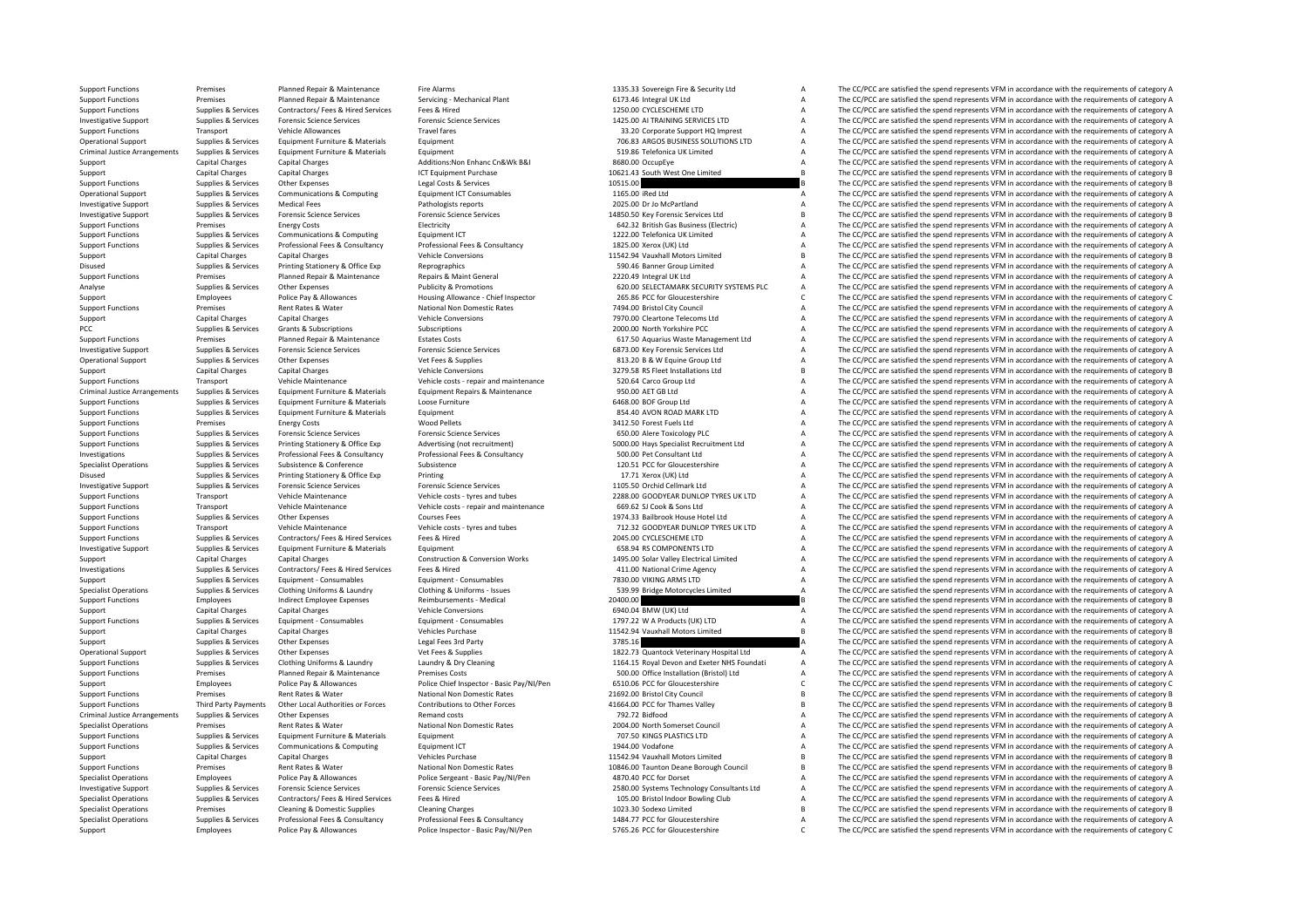| | | | | | | | |
|---|---|---|---|---|---|---|---|
| Support Functions | Premises | Planned Repair & Maintenance | Fire Alarms | 1335.33 | Sovereign Fire & Security Ltd | A | The CC/PCC are satisfied the spend represents VFM in accordance with the requirements of category A |
| Support Functions | Premises | Planned Repair & Maintenance | Servicing - Mechanical Plant | 6173.46 | Integral UK Ltd | A | The CC/PCC are satisfied the spend represents VFM in accordance with the requirements of category A |
| Support Functions | Supplies & Services | Contractors/ Fees & Hired Services | Fees & Hired | 1250.00 | CYCLESCHEME LTD | A | The CC/PCC are satisfied the spend represents VFM in accordance with the requirements of category A |
| Investigative Support | Supplies & Services | Forensic Science Services | Forensic Science Services | 1425.00 | AI TRAINING SERVICES LTD | A | The CC/PCC are satisfied the spend represents VFM in accordance with the requirements of category A |
| Support Functions | Transport | Vehicle Allowances | Travel fares | 33.20 | Corporate Support HQ Imprest | A | The CC/PCC are satisfied the spend represents VFM in accordance with the requirements of category A |
| Operational Support | Supplies & Services | Equipment Furniture & Materials | Equipment | 706.83 | ARGOS BUSINESS SOLUTIONS LTD | A | The CC/PCC are satisfied the spend represents VFM in accordance with the requirements of category A |
| Criminal Justice Arrangements | Supplies & Services | Equipment Furniture & Materials | Equipment | 519.86 | Telefonica UK Limited | A | The CC/PCC are satisfied the spend represents VFM in accordance with the requirements of category A |
| Support | Capital Charges | Capital Charges | Additions:Non Enhanc Cn&Wk B&I | 8680.00 | OccupEye | A | The CC/PCC are satisfied the spend represents VFM in accordance with the requirements of category A |
| Support | Capital Charges | Capital Charges | ICT Equipment Purchase | 10621.43 | South West One Limited | B | The CC/PCC are satisfied the spend represents VFM in accordance with the requirements of category B |
| Support Functions | Supplies & Services | Other Expenses | Legal Costs & Services | 10515.00 | | B | The CC/PCC are satisfied the spend represents VFM in accordance with the requirements of category B |
| Operational Support | Supplies & Services | Communications & Computing | Equipment ICT Consumables | 1165.00 | iRed Ltd | A | The CC/PCC are satisfied the spend represents VFM in accordance with the requirements of category A |
| Investigative Support | Supplies & Services | Medical Fees | Pathologists reports | 2025.00 | Dr Jo McPartland | A | The CC/PCC are satisfied the spend represents VFM in accordance with the requirements of category A |
| Investigative Support | Supplies & Services | Forensic Science Services | Forensic Science Services | 14850.50 | Key Forensic Services Ltd | B | The CC/PCC are satisfied the spend represents VFM in accordance with the requirements of category B |
| Support Functions | Premises | Energy Costs | Electricity | 642.32 | British Gas Business (Electric) | A | The CC/PCC are satisfied the spend represents VFM in accordance with the requirements of category A |
| Support Functions | Supplies & Services | Communications & Computing | Equipment ICT | 1222.00 | Telefonica UK Limited | A | The CC/PCC are satisfied the spend represents VFM in accordance with the requirements of category A |
| Support Functions | Supplies & Services | Professional Fees & Consultancy | Professional Fees & Consultancy | 1825.00 | Xerox (UK) Ltd | A | The CC/PCC are satisfied the spend represents VFM in accordance with the requirements of category A |
| Support | Capital Charges | Capital Charges | Vehicle Conversions | 11542.94 | Vauxhall Motors Limited | B | The CC/PCC are satisfied the spend represents VFM in accordance with the requirements of category B |
| Disused | Supplies & Services | Printing Stationery & Office Exp | Reprographics | 590.46 | Banner Group Limited | A | The CC/PCC are satisfied the spend represents VFM in accordance with the requirements of category A |
| Support Functions | Premises | Planned Repair & Maintenance | Repairs & Maint General | 2220.49 | Integral UK Ltd | A | The CC/PCC are satisfied the spend represents VFM in accordance with the requirements of category A |
| Analyse | Supplies & Services | Other Expenses | Publicity & Promotions | 620.00 | SELECTAMARK SECURITY SYSTEMS PLC | A | The CC/PCC are satisfied the spend represents VFM in accordance with the requirements of category A |
| Support | Employees | Police Pay & Allowances | Housing Allowance - Chief Inspector | 265.86 | PCC for Gloucestershire | C | The CC/PCC are satisfied the spend represents VFM in accordance with the requirements of category C |
| Support Functions | Premises | Rent Rates & Water | National Non Domestic Rates | 7494.00 | Bristol City Council | A | The CC/PCC are satisfied the spend represents VFM in accordance with the requirements of category A |
| Support | Capital Charges | Capital Charges | Vehicle Conversions | 7970.00 | Cleartone Telecoms Ltd | A | The CC/PCC are satisfied the spend represents VFM in accordance with the requirements of category A |
| PCC | Supplies & Services | Grants & Subscriptions | Subscriptions | 2000.00 | North Yorkshire PCC | A | The CC/PCC are satisfied the spend represents VFM in accordance with the requirements of category A |
| Support Functions | Premises | Planned Repair & Maintenance | Estates Costs | 617.50 | Aquarius Waste Management Ltd | A | The CC/PCC are satisfied the spend represents VFM in accordance with the requirements of category A |
| Investigative Support | Supplies & Services | Forensic Science Services | Forensic Science Services | 6873.00 | Key Forensic Services Ltd | A | The CC/PCC are satisfied the spend represents VFM in accordance with the requirements of category A |
| Operational Support | Supplies & Services | Other Expenses | Vet Fees & Supplies | 813.20 | B & W Equine Group Ltd | A | The CC/PCC are satisfied the spend represents VFM in accordance with the requirements of category A |
| Support | Capital Charges | Capital Charges | Vehicle Conversions | 3279.58 | RS Fleet Installations Ltd | B | The CC/PCC are satisfied the spend represents VFM in accordance with the requirements of category B |
| Support Functions | Transport | Vehicle Maintenance | Vehicle costs - repair and maintenance | 520.64 | Carco Group Ltd | A | The CC/PCC are satisfied the spend represents VFM in accordance with the requirements of category A |
| Criminal Justice Arrangements | Supplies & Services | Equipment Furniture & Materials | Equipment Repairs & Maintenance | 950.00 | AET GB Ltd | A | The CC/PCC are satisfied the spend represents VFM in accordance with the requirements of category A |
| Support Functions | Supplies & Services | Equipment Furniture & Materials | Loose Furniture | 6468.00 | BOF Group Ltd | A | The CC/PCC are satisfied the spend represents VFM in accordance with the requirements of category A |
| Support Functions | Supplies & Services | Equipment Furniture & Materials | Equipment | 854.40 | AVON ROAD MARK LTD | A | The CC/PCC are satisfied the spend represents VFM in accordance with the requirements of category A |
| Support Functions | Premises | Energy Costs | Wood Pellets | 3412.50 | Forest Fuels Ltd | A | The CC/PCC are satisfied the spend represents VFM in accordance with the requirements of category A |
| Support Functions | Supplies & Services | Forensic Science Services | Forensic Science Services | 650.00 | Alere Toxicology PLC | A | The CC/PCC are satisfied the spend represents VFM in accordance with the requirements of category A |
| Support Functions | Supplies & Services | Printing Stationery & Office Exp | Advertising (not recruitment) | 5000.00 | Hays Specialist Recruitment Ltd | A | The CC/PCC are satisfied the spend represents VFM in accordance with the requirements of category A |
| Investigations | Supplies & Services | Professional Fees & Consultancy | Professional Fees & Consultancy | 500.00 | Pet Consultant Ltd | A | The CC/PCC are satisfied the spend represents VFM in accordance with the requirements of category A |
| Specialist Operations | Supplies & Services | Subsistence & Conference | Subsistence | 120.51 | PCC for Gloucestershire | A | The CC/PCC are satisfied the spend represents VFM in accordance with the requirements of category A |
| Disused | Supplies & Services | Printing Stationery & Office Exp | Printing | 17.71 | Xerox (UK) Ltd | A | The CC/PCC are satisfied the spend represents VFM in accordance with the requirements of category A |
| Investigative Support | Supplies & Services | Forensic Science Services | Forensic Science Services | 1105.50 | Orchid Cellmark Ltd | A | The CC/PCC are satisfied the spend represents VFM in accordance with the requirements of category A |
| Support Functions | Transport | Vehicle Maintenance | Vehicle costs - tyres and tubes | 2288.00 | GOODYEAR DUNLOP TYRES UK LTD | A | The CC/PCC are satisfied the spend represents VFM in accordance with the requirements of category A |
| Support Functions | Transport | Vehicle Maintenance | Vehicle costs - repair and maintenance | 669.62 | SJ Cook & Sons Ltd | A | The CC/PCC are satisfied the spend represents VFM in accordance with the requirements of category A |
| Support Functions | Supplies & Services | Other Expenses | Courses Fees | 1974.33 | Bailbrook House Hotel Ltd | A | The CC/PCC are satisfied the spend represents VFM in accordance with the requirements of category A |
| Support Functions | Transport | Vehicle Maintenance | Vehicle costs - tyres and tubes | 712.32 | GOODYEAR DUNLOP TYRES UK LTD | A | The CC/PCC are satisfied the spend represents VFM in accordance with the requirements of category A |
| Support Functions | Supplies & Services | Contractors/ Fees & Hired Services | Fees & Hired | 2045.00 | CYCLESCHEME LTD | A | The CC/PCC are satisfied the spend represents VFM in accordance with the requirements of category A |
| Investigative Support | Supplies & Services | Equipment Furniture & Materials | Equipment | 658.94 | RS COMPONENTS LTD | A | The CC/PCC are satisfied the spend represents VFM in accordance with the requirements of category A |
| Support | Capital Charges | Capital Charges | Construction & Conversion Works | 1495.00 | Solar Valley Electrical Limited | A | The CC/PCC are satisfied the spend represents VFM in accordance with the requirements of category A |
| Investigations | Supplies & Services | Contractors/ Fees & Hired Services | Fees & Hired | 411.00 | National Crime Agency | A | The CC/PCC are satisfied the spend represents VFM in accordance with the requirements of category A |
| Support | Supplies & Services | Equipment - Consumables | Equipment - Consumables | 7830.00 | VIKING ARMS LTD | A | The CC/PCC are satisfied the spend represents VFM in accordance with the requirements of category A |
| Specialist Operations | Supplies & Services | Clothing Uniforms & Laundry | Clothing & Uniforms - Issues | 539.99 | Bridge Motorcycles Limited | A | The CC/PCC are satisfied the spend represents VFM in accordance with the requirements of category A |
| Support Functions | Employees | Indirect Employee Expenses | Reimbursements - Medical | 20400.00 | | B | The CC/PCC are satisfied the spend represents VFM in accordance with the requirements of category B |
| Support | Capital Charges | Capital Charges | Vehicle Conversions | 6940.04 | BMW (UK) Ltd | A | The CC/PCC are satisfied the spend represents VFM in accordance with the requirements of category A |
| Support Functions | Supplies & Services | Equipment - Consumables | Equipment - Consumables | 1797.22 | W A Products (UK) LTD | A | The CC/PCC are satisfied the spend represents VFM in accordance with the requirements of category A |
| Support | Capital Charges | Capital Charges | Vehicles Purchase | 11542.94 | Vauxhall Motors Limited | B | The CC/PCC are satisfied the spend represents VFM in accordance with the requirements of category B |
| Support | Supplies & Services | Other Expenses | Legal Fees 3rd Party | 3785.16 | | A | The CC/PCC are satisfied the spend represents VFM in accordance with the requirements of category A |
| Operational Support | Supplies & Services | Other Expenses | Vet Fees & Supplies | 1822.73 | Quantock Veterinary Hospital Ltd | A | The CC/PCC are satisfied the spend represents VFM in accordance with the requirements of category A |
| Support Functions | Supplies & Services | Clothing Uniforms & Laundry | Laundry & Dry Cleaning | 1164.15 | Royal Devon and Exeter NHS Foundati | A | The CC/PCC are satisfied the spend represents VFM in accordance with the requirements of category A |
| Support Functions | Premises | Planned Repair & Maintenance | Premises Costs | 500.00 | Office Installation (Bristol) Ltd | A | The CC/PCC are satisfied the spend represents VFM in accordance with the requirements of category A |
| Support | Employees | Police Pay & Allowances | Police Chief Inspector - Basic Pay/NI/Pen | 6510.06 | PCC for Gloucestershire | C | The CC/PCC are satisfied the spend represents VFM in accordance with the requirements of category C |
| Support Functions | Premises | Rent Rates & Water | National Non Domestic Rates | 21692.00 | Bristol City Council | B | The CC/PCC are satisfied the spend represents VFM in accordance with the requirements of category B |
| Support Functions | Third Party Payments | Other Local Authorities or Forces | Contributions to Other Forces | 41664.00 | PCC for Thames Valley | B | The CC/PCC are satisfied the spend represents VFM in accordance with the requirements of category B |
| Criminal Justice Arrangements | Supplies & Services | Other Expenses | Remand costs | 792.72 | Bidfood | A | The CC/PCC are satisfied the spend represents VFM in accordance with the requirements of category A |
| Specialist Operations | Premises | Rent Rates & Water | National Non Domestic Rates | 2004.00 | North Somerset Council | A | The CC/PCC are satisfied the spend represents VFM in accordance with the requirements of category A |
| Support Functions | Supplies & Services | Equipment Furniture & Materials | Equipment | 707.50 | KINGS PLASTICS LTD | A | The CC/PCC are satisfied the spend represents VFM in accordance with the requirements of category A |
| Support Functions | Supplies & Services | Communications & Computing | Equipment ICT | 1944.00 | Vodafone | A | The CC/PCC are satisfied the spend represents VFM in accordance with the requirements of category A |
| Support | Capital Charges | Capital Charges | Vehicles Purchase | 11542.94 | Vauxhall Motors Limited | B | The CC/PCC are satisfied the spend represents VFM in accordance with the requirements of category B |
| Support Functions | Premises | Rent Rates & Water | National Non Domestic Rates | 10846.00 | Taunton Deane Borough Council | B | The CC/PCC are satisfied the spend represents VFM in accordance with the requirements of category B |
| Specialist Operations | Employees | Police Pay & Allowances | Police Sergeant - Basic Pay/NI/Pen | 4870.40 | PCC for Dorset | A | The CC/PCC are satisfied the spend represents VFM in accordance with the requirements of category A |
| Investigative Support | Supplies & Services | Forensic Science Services | Forensic Science Services | 2580.00 | Systems Technology Consultants Ltd | A | The CC/PCC are satisfied the spend represents VFM in accordance with the requirements of category A |
| Specialist Operations | Supplies & Services | Contractors/ Fees & Hired Services | Fees & Hired | 105.00 | Bristol Indoor Bowling Club | A | The CC/PCC are satisfied the spend represents VFM in accordance with the requirements of category A |
| Specialist Operations | Premises | Cleaning & Domestic Supplies | Cleaning Charges | 1023.30 | Sodexo Limited | B | The CC/PCC are satisfied the spend represents VFM in accordance with the requirements of category B |
| Specialist Operations | Supplies & Services | Professional Fees & Consultancy | Professional Fees & Consultancy | 1484.77 | PCC for Gloucestershire | A | The CC/PCC are satisfied the spend represents VFM in accordance with the requirements of category A |
| Support | Employees | Police Pay & Allowances | Police Inspector - Basic Pay/NI/Pen | 5765.26 | PCC for Gloucestershire | C | The CC/PCC are satisfied the spend represents VFM in accordance with the requirements of category C |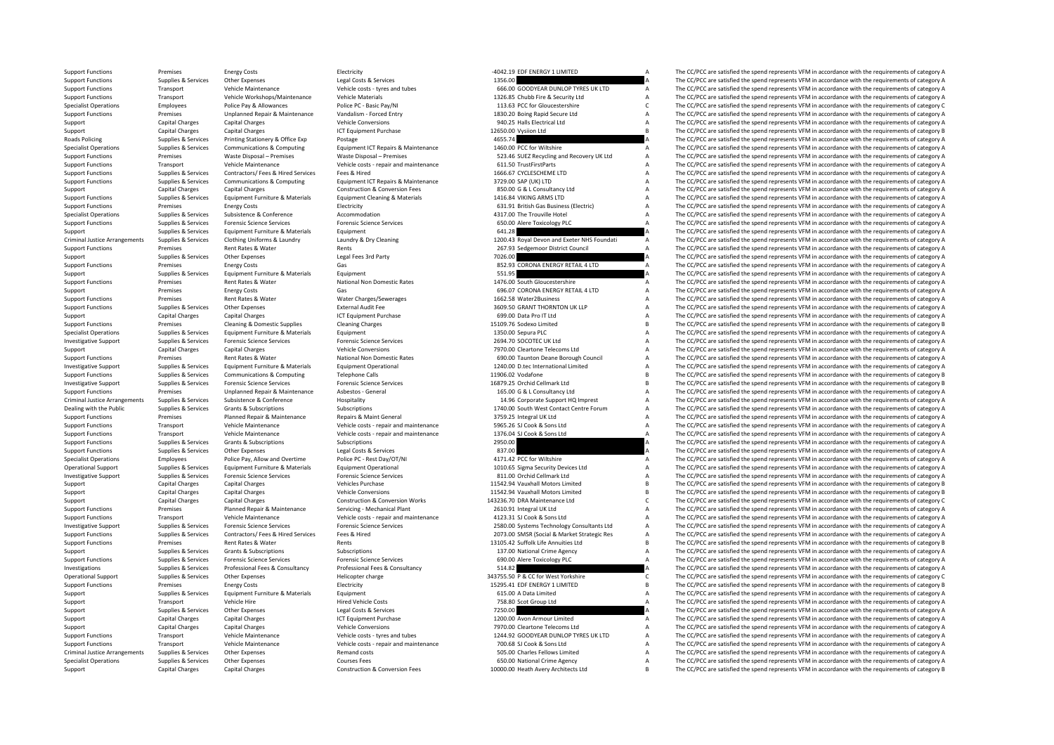| | | | | | | | |
|---|---|---|---|---|---|---|---|
| Support Functions | Premises | Energy Costs | Electricity | -4042.19 | EDF ENERGY 1 LIMITED | A | The CC/PCC are satisfied the spend represents VFM in accordance with the requirements of category A |
| Support Functions | Supplies & Services | Other Expenses | Legal Costs & Services | 1356.00 | | A | The CC/PCC are satisfied the spend represents VFM in accordance with the requirements of category A |
| Support Functions | Transport | Vehicle Maintenance | Vehicle costs - tyres and tubes | 666.00 | GOODYEAR DUNLOP TYRES UK LTD | A | The CC/PCC are satisfied the spend represents VFM in accordance with the requirements of category A |
| Support Functions | Transport | Vehicle Workshops/Maintenance | Vehicle Materials | 1326.85 | Chubb Fire & Security Ltd | A | The CC/PCC are satisfied the spend represents VFM in accordance with the requirements of category A |
| Specialist Operations | Employees | Police Pay & Allowances | Police PC - Basic Pay/NI | 113.63 | PCC for Gloucestershire | C | The CC/PCC are satisfied the spend represents VFM in accordance with the requirements of category C |
| Support Functions | Premises | Unplanned Repair & Maintenance | Vandalism - Forced Entry | 1830.20 | Boing Rapid Secure Ltd | A | The CC/PCC are satisfied the spend represents VFM in accordance with the requirements of category A |
| Support | Capital Charges | Capital Charges | Vehicle Conversions | 940.25 | Halls Electrical Ltd | A | The CC/PCC are satisfied the spend represents VFM in accordance with the requirements of category A |
| Support | Capital Charges | Capital Charges | ICT Equipment Purchase | 12650.00 | Vysiion Ltd | B | The CC/PCC are satisfied the spend represents VFM in accordance with the requirements of category B |
| Roads Policing | Supplies & Services | Printing Stationery & Office Exp | Postage | 4655.74 | | A | The CC/PCC are satisfied the spend represents VFM in accordance with the requirements of category A |
| Specialist Operations | Supplies & Services | Communications & Computing | Equipment ICT Repairs & Maintenance | 1460.00 | PCC for Wiltshire | A | The CC/PCC are satisfied the spend represents VFM in accordance with the requirements of category A |
| Support Functions | Premises | Waste Disposal – Premises | Waste Disposal – Premises | 523.46 | SUEZ Recycling and Recovery UK Ltd | A | The CC/PCC are satisfied the spend represents VFM in accordance with the requirements of category A |
| Support Functions | Transport | Vehicle Maintenance | Vehicle costs - repair and maintenance | 611.50 | TrustFirstParts | A | The CC/PCC are satisfied the spend represents VFM in accordance with the requirements of category A |
| Support Functions | Supplies & Services | Contractors/ Fees & Hired Services | Fees & Hired | 1666.67 | CYCLESCHEME LTD | A | The CC/PCC are satisfied the spend represents VFM in accordance with the requirements of category A |
| Support Functions | Supplies & Services | Communications & Computing | Equipment ICT Repairs & Maintenance | 3729.00 | SAP (UK) LTD | A | The CC/PCC are satisfied the spend represents VFM in accordance with the requirements of category A |
| Support | Capital Charges | Capital Charges | Construction & Conversion Fees | 850.00 | G & L Consultancy Ltd | A | The CC/PCC are satisfied the spend represents VFM in accordance with the requirements of category A |
| Support Functions | Supplies & Services | Equipment Furniture & Materials | Equipment Cleaning & Materials | 1416.84 | VIKING ARMS LTD | A | The CC/PCC are satisfied the spend represents VFM in accordance with the requirements of category A |
| Support Functions | Premises | Energy Costs | Electricity | 631.91 | British Gas Business (Electric) | A | The CC/PCC are satisfied the spend represents VFM in accordance with the requirements of category A |
| Specialist Operations | Supplies & Services | Subsistence & Conference | Accommodation | 4317.00 | The Trouville Hotel | A | The CC/PCC are satisfied the spend represents VFM in accordance with the requirements of category A |
| Support Functions | Supplies & Services | Forensic Science Services | Forensic Science Services | 650.00 | Alere Toxicology PLC | A | The CC/PCC are satisfied the spend represents VFM in accordance with the requirements of category A |
| Support | Supplies & Services | Equipment Furniture & Materials | Equipment | 641.28 | | A | The CC/PCC are satisfied the spend represents VFM in accordance with the requirements of category A |
| Criminal Justice Arrangements | Supplies & Services | Clothing Uniforms & Laundry | Laundry & Dry Cleaning | 1200.43 | Royal Devon and Exeter NHS Foundati | A | The CC/PCC are satisfied the spend represents VFM in accordance with the requirements of category A |
| Support Functions | Premises | Rent Rates & Water | Rents | 267.93 | Sedgemoor District Council | A | The CC/PCC are satisfied the spend represents VFM in accordance with the requirements of category A |
| Support | Supplies & Services | Other Expenses | Legal Fees 3rd Party | 7026.00 | | A | The CC/PCC are satisfied the spend represents VFM in accordance with the requirements of category A |
| Support Functions | Premises | Energy Costs | Gas | 852.93 | CORONA ENERGY RETAIL 4 LTD | A | The CC/PCC are satisfied the spend represents VFM in accordance with the requirements of category A |
| Support | Supplies & Services | Equipment Furniture & Materials | Equipment | 551.95 | | A | The CC/PCC are satisfied the spend represents VFM in accordance with the requirements of category A |
| Support Functions | Premises | Rent Rates & Water | National Non Domestic Rates | 1476.00 | South Gloucestershire | A | The CC/PCC are satisfied the spend represents VFM in accordance with the requirements of category A |
| Support | Premises | Energy Costs | Gas | 696.07 | CORONA ENERGY RETAIL 4 LTD | A | The CC/PCC are satisfied the spend represents VFM in accordance with the requirements of category A |
| Support Functions | Premises | Rent Rates & Water | Water Charges/Sewerages | 1662.58 | Water2Business | A | The CC/PCC are satisfied the spend represents VFM in accordance with the requirements of category A |
| Support Functions | Supplies & Services | Other Expenses | External Audit Fee | 3609.50 | GRANT THORNTON UK LLP | A | The CC/PCC are satisfied the spend represents VFM in accordance with the requirements of category A |
| Support | Capital Charges | Capital Charges | ICT Equipment Purchase | 699.00 | Data Pro IT Ltd | A | The CC/PCC are satisfied the spend represents VFM in accordance with the requirements of category A |
| Support Functions | Premises | Cleaning & Domestic Supplies | Cleaning Charges | 15109.76 | Sodexo Limited | B | The CC/PCC are satisfied the spend represents VFM in accordance with the requirements of category B |
| Specialist Operations | Supplies & Services | Equipment Furniture & Materials | Equipment | 1350.00 | Sepura PLC | A | The CC/PCC are satisfied the spend represents VFM in accordance with the requirements of category A |
| Investigative Support | Supplies & Services | Forensic Science Services | Forensic Science Services | 2694.70 | SOCOTEC UK Ltd | A | The CC/PCC are satisfied the spend represents VFM in accordance with the requirements of category A |
| Support | Capital Charges | Capital Charges | Vehicle Conversions | 7970.00 | Cleartone Telecoms Ltd | A | The CC/PCC are satisfied the spend represents VFM in accordance with the requirements of category A |
| Support Functions | Premises | Rent Rates & Water | National Non Domestic Rates | 690.00 | Taunton Deane Borough Council | A | The CC/PCC are satisfied the spend represents VFM in accordance with the requirements of category A |
| Investigative Support | Supplies & Services | Equipment Furniture & Materials | Equipment Operational | 1240.00 | D.tec International Limited | A | The CC/PCC are satisfied the spend represents VFM in accordance with the requirements of category A |
| Support Functions | Supplies & Services | Communications & Computing | Telephone Calls | 11906.02 | Vodafone | B | The CC/PCC are satisfied the spend represents VFM in accordance with the requirements of category B |
| Investigative Support | Supplies & Services | Forensic Science Services | Forensic Science Services | 16879.25 | Orchid Cellmark Ltd | B | The CC/PCC are satisfied the spend represents VFM in accordance with the requirements of category B |
| Support Functions | Premises | Unplanned Repair & Maintenance | Asbestos - General | 165.00 | G & L Consultancy Ltd | A | The CC/PCC are satisfied the spend represents VFM in accordance with the requirements of category A |
| Criminal Justice Arrangements | Supplies & Services | Subsistence & Conference | Hospitality | 14.96 | Corporate Support HQ Imprest | A | The CC/PCC are satisfied the spend represents VFM in accordance with the requirements of category A |
| Dealing with the Public | Supplies & Services | Grants & Subscriptions | Subscriptions | 1740.00 | South West Contact Centre Forum | A | The CC/PCC are satisfied the spend represents VFM in accordance with the requirements of category A |
| Support Functions | Premises | Planned Repair & Maintenance | Repairs & Maint General | 3759.25 | Integral UK Ltd | A | The CC/PCC are satisfied the spend represents VFM in accordance with the requirements of category A |
| Support Functions | Transport | Vehicle Maintenance | Vehicle costs - repair and maintenance | 5965.26 | SJ Cook & Sons Ltd | A | The CC/PCC are satisfied the spend represents VFM in accordance with the requirements of category A |
| Support Functions | Transport | Vehicle Maintenance | Vehicle costs - repair and maintenance | 1376.04 | SJ Cook & Sons Ltd | A | The CC/PCC are satisfied the spend represents VFM in accordance with the requirements of category A |
| Support Functions | Supplies & Services | Grants & Subscriptions | Subscriptions | 2950.00 | | A | The CC/PCC are satisfied the spend represents VFM in accordance with the requirements of category A |
| Support Functions | Supplies & Services | Other Expenses | Legal Costs & Services | 837.00 | | A | The CC/PCC are satisfied the spend represents VFM in accordance with the requirements of category A |
| Specialist Operations | Employees | Police Pay, Allow and Overtime | Police PC - Rest Day/OT/NI | 4171.42 | PCC for Wiltshire | A | The CC/PCC are satisfied the spend represents VFM in accordance with the requirements of category A |
| Operational Support | Supplies & Services | Equipment Furniture & Materials | Equipment Operational | 1010.65 | Sigma Security Devices Ltd | A | The CC/PCC are satisfied the spend represents VFM in accordance with the requirements of category A |
| Investigative Support | Supplies & Services | Forensic Science Services | Forensic Science Services | 811.00 | Orchid Cellmark Ltd | A | The CC/PCC are satisfied the spend represents VFM in accordance with the requirements of category A |
| Support | Capital Charges | Capital Charges | Vehicles Purchase | 11542.94 | Vauxhall Motors Limited | B | The CC/PCC are satisfied the spend represents VFM in accordance with the requirements of category B |
| Support | Capital Charges | Capital Charges | Vehicle Conversions | 11542.94 | Vauxhall Motors Limited | B | The CC/PCC are satisfied the spend represents VFM in accordance with the requirements of category B |
| Support | Capital Charges | Capital Charges | Construction & Conversion Works | 143236.70 | DRA Maintenance Ltd | C | The CC/PCC are satisfied the spend represents VFM in accordance with the requirements of category C |
| Support Functions | Premises | Planned Repair & Maintenance | Servicing - Mechanical Plant | 2610.91 | Integral UK Ltd | A | The CC/PCC are satisfied the spend represents VFM in accordance with the requirements of category A |
| Support Functions | Transport | Vehicle Maintenance | Vehicle costs - repair and maintenance | 4123.31 | SJ Cook & Sons Ltd | A | The CC/PCC are satisfied the spend represents VFM in accordance with the requirements of category A |
| Investigative Support | Supplies & Services | Forensic Science Services | Forensic Science Services | 2580.00 | Systems Technology Consultants Ltd | A | The CC/PCC are satisfied the spend represents VFM in accordance with the requirements of category A |
| Support Functions | Supplies & Services | Contractors/ Fees & Hired Services | Fees & Hired | 2073.00 | SMSR (Social & Market Strategic Res | A | The CC/PCC are satisfied the spend represents VFM in accordance with the requirements of category A |
| Support Functions | Premises | Rent Rates & Water | Rents | 13105.42 | Suffolk Life Annuities Ltd | B | The CC/PCC are satisfied the spend represents VFM in accordance with the requirements of category B |
| Support | Supplies & Services | Grants & Subscriptions | Subscriptions | 137.00 | National Crime Agency | A | The CC/PCC are satisfied the spend represents VFM in accordance with the requirements of category A |
| Support Functions | Supplies & Services | Forensic Science Services | Forensic Science Services | 690.00 | Alere Toxicology PLC | A | The CC/PCC are satisfied the spend represents VFM in accordance with the requirements of category A |
| Investigations | Supplies & Services | Professional Fees & Consultancy | Professional Fees & Consultancy | 514.82 | | A | The CC/PCC are satisfied the spend represents VFM in accordance with the requirements of category A |
| Operational Support | Supplies & Services | Other Expenses | Helicopter charge | 343755.50 | P & CC for West Yorkshire | C | The CC/PCC are satisfied the spend represents VFM in accordance with the requirements of category C |
| Support Functions | Premises | Energy Costs | Electricity | 15295.41 | EDF ENERGY 1 LIMITED | B | The CC/PCC are satisfied the spend represents VFM in accordance with the requirements of category B |
| Support | Supplies & Services | Equipment Furniture & Materials | Equipment | 615.00 | A Data Limited | A | The CC/PCC are satisfied the spend represents VFM in accordance with the requirements of category A |
| Support | Transport | Vehicle Hire | Hired Vehicle Costs | 758.80 | Scot Group Ltd | A | The CC/PCC are satisfied the spend represents VFM in accordance with the requirements of category A |
| Support | Supplies & Services | Other Expenses | Legal Costs & Services | 7250.00 | | A | The CC/PCC are satisfied the spend represents VFM in accordance with the requirements of category A |
| Support | Capital Charges | Capital Charges | ICT Equipment Purchase | 1200.00 | Avon Armour Limited | A | The CC/PCC are satisfied the spend represents VFM in accordance with the requirements of category A |
| Support | Capital Charges | Capital Charges | Vehicle Conversions | 7970.00 | Cleartone Telecoms Ltd | A | The CC/PCC are satisfied the spend represents VFM in accordance with the requirements of category A |
| Support Functions | Transport | Vehicle Maintenance | Vehicle costs - tyres and tubes | 1244.92 | GOODYEAR DUNLOP TYRES UK LTD | A | The CC/PCC are satisfied the spend represents VFM in accordance with the requirements of category A |
| Support Functions | Transport | Vehicle Maintenance | Vehicle costs - repair and maintenance | 700.68 | SJ Cook & Sons Ltd | A | The CC/PCC are satisfied the spend represents VFM in accordance with the requirements of category A |
| Criminal Justice Arrangements | Supplies & Services | Other Expenses | Remand costs | 505.00 | Charles Fellows Limited | A | The CC/PCC are satisfied the spend represents VFM in accordance with the requirements of category A |
| Specialist Operations | Supplies & Services | Other Expenses | Courses Fees | 650.00 | National Crime Agency | A | The CC/PCC are satisfied the spend represents VFM in accordance with the requirements of category A |
| Support | Capital Charges | Capital Charges | Construction & Conversion Fees | 10000.00 | Heath Avery Architects Ltd | B | The CC/PCC are satisfied the spend represents VFM in accordance with the requirements of category B |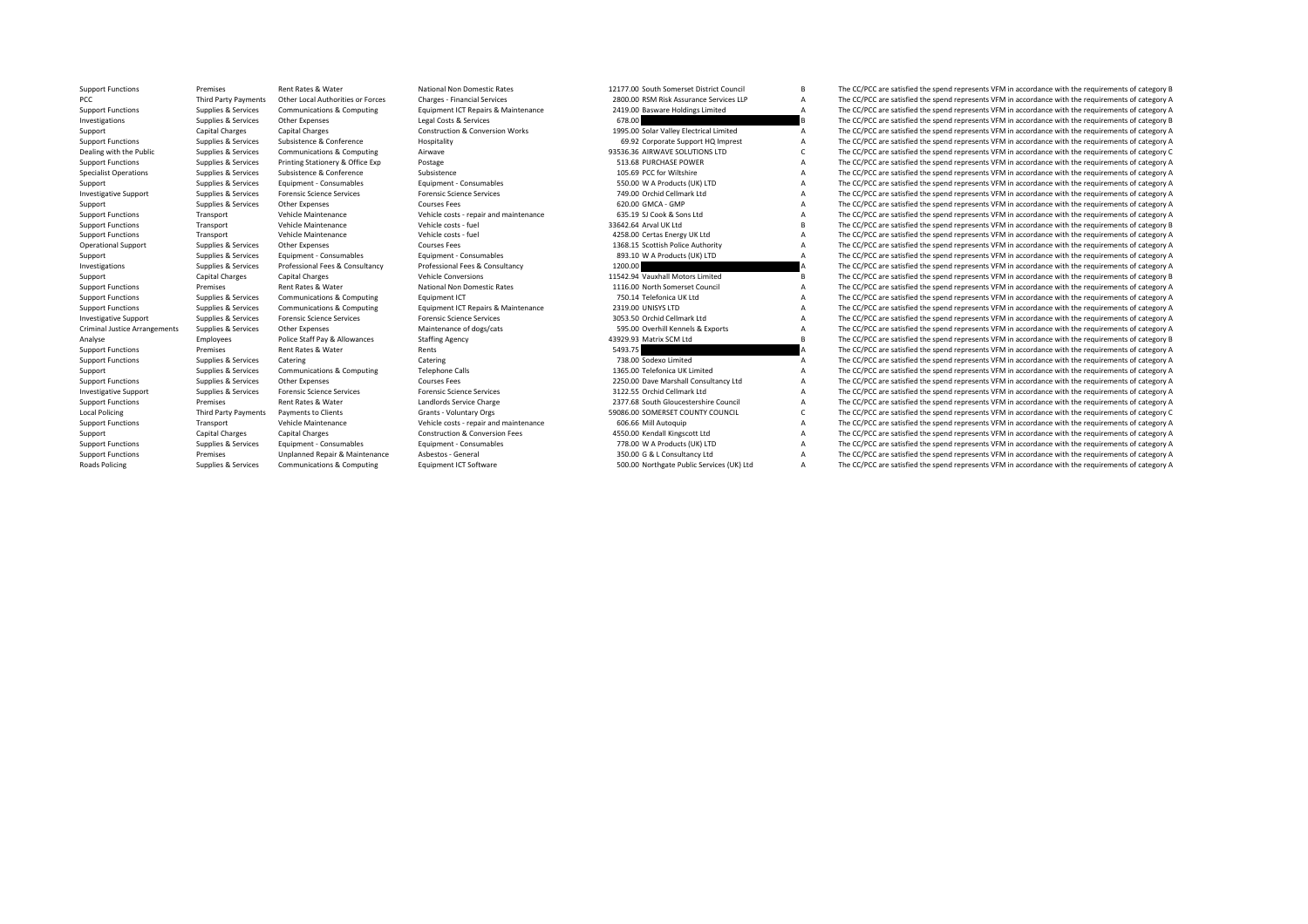| | | | | | | | |
|---|---|---|---|---|---|---|---|
| Support Functions | Premises | Rent Rates & Water | National Non Domestic Rates | 12177.00 | South Somerset District Council | B | The CC/PCC are satisfied the spend represents VFM in accordance with the requirements of category B |
| PCC | Third Party Payments | Other Local Authorities or Forces | Charges - Financial Services | 2800.00 | RSM Risk Assurance Services LLP | A | The CC/PCC are satisfied the spend represents VFM in accordance with the requirements of category A |
| Support Functions | Supplies & Services | Communications & Computing | Equipment ICT Repairs & Maintenance | 2419.00 | Basware Holdings Limited | A | The CC/PCC are satisfied the spend represents VFM in accordance with the requirements of category A |
| Investigations | Supplies & Services | Other Expenses | Legal Costs & Services | 678.00 | | B | The CC/PCC are satisfied the spend represents VFM in accordance with the requirements of category B |
| Support | Capital Charges | Capital Charges | Construction & Conversion Works | 1995.00 | Solar Valley Electrical Limited | A | The CC/PCC are satisfied the spend represents VFM in accordance with the requirements of category A |
| Support Functions | Supplies & Services | Subsistence & Conference | Hospitality | 69.92 | Corporate Support HQ Imprest | A | The CC/PCC are satisfied the spend represents VFM in accordance with the requirements of category A |
| Dealing with the Public | Supplies & Services | Communications & Computing | Airwave | 93536.36 | AIRWAVE SOLUTIONS LTD | C | The CC/PCC are satisfied the spend represents VFM in accordance with the requirements of category C |
| Support Functions | Supplies & Services | Printing Stationery & Office Exp | Postage | 513.68 | PURCHASE POWER | A | The CC/PCC are satisfied the spend represents VFM in accordance with the requirements of category A |
| Specialist Operations | Supplies & Services | Subsistence & Conference | Subsistence | 105.69 | PCC for Wiltshire | A | The CC/PCC are satisfied the spend represents VFM in accordance with the requirements of category A |
| Support | Supplies & Services | Equipment - Consumables | Equipment - Consumables | 550.00 | W A Products (UK) LTD | A | The CC/PCC are satisfied the spend represents VFM in accordance with the requirements of category A |
| Investigative Support | Supplies & Services | Forensic Science Services | Forensic Science Services | 749.00 | Orchid Cellmark Ltd | A | The CC/PCC are satisfied the spend represents VFM in accordance with the requirements of category A |
| Support | Supplies & Services | Other Expenses | Courses Fees | 620.00 | GMCA - GMP | A | The CC/PCC are satisfied the spend represents VFM in accordance with the requirements of category A |
| Support Functions | Transport | Vehicle Maintenance | Vehicle costs - repair and maintenance | 635.19 | SJ Cook & Sons Ltd | A | The CC/PCC are satisfied the spend represents VFM in accordance with the requirements of category A |
| Support Functions | Transport | Vehicle Maintenance | Vehicle costs - fuel | 33642.64 | Arval UK Ltd | B | The CC/PCC are satisfied the spend represents VFM in accordance with the requirements of category B |
| Support Functions | Transport | Vehicle Maintenance | Vehicle costs - fuel | 4258.00 | Certas Energy UK Ltd | A | The CC/PCC are satisfied the spend represents VFM in accordance with the requirements of category A |
| Operational Support | Supplies & Services | Other Expenses | Courses Fees | 1368.15 | Scottish Police Authority | A | The CC/PCC are satisfied the spend represents VFM in accordance with the requirements of category A |
| Support | Supplies & Services | Equipment - Consumables | Equipment - Consumables | 893.10 | W A Products (UK) LTD | A | The CC/PCC are satisfied the spend represents VFM in accordance with the requirements of category A |
| Investigations | Supplies & Services | Professional Fees & Consultancy | Professional Fees & Consultancy | 1200.00 | | A | The CC/PCC are satisfied the spend represents VFM in accordance with the requirements of category A |
| Support | Capital Charges | Capital Charges | Vehicle Conversions | 11542.94 | Vauxhall Motors Limited | B | The CC/PCC are satisfied the spend represents VFM in accordance with the requirements of category B |
| Support Functions | Premises | Rent Rates & Water | National Non Domestic Rates | 1116.00 | North Somerset Council | A | The CC/PCC are satisfied the spend represents VFM in accordance with the requirements of category A |
| Support Functions | Supplies & Services | Communications & Computing | Equipment ICT | 750.14 | Telefonica UK Ltd | A | The CC/PCC are satisfied the spend represents VFM in accordance with the requirements of category A |
| Support Functions | Supplies & Services | Communications & Computing | Equipment ICT Repairs & Maintenance | 2319.00 | UNISYS LTD | A | The CC/PCC are satisfied the spend represents VFM in accordance with the requirements of category A |
| Investigative Support | Supplies & Services | Forensic Science Services | Forensic Science Services | 3053.50 | Orchid Cellmark Ltd | A | The CC/PCC are satisfied the spend represents VFM in accordance with the requirements of category A |
| Criminal Justice Arrangements | Supplies & Services | Other Expenses | Maintenance of dogs/cats | 595.00 | Overhill Kennels & Exports | A | The CC/PCC are satisfied the spend represents VFM in accordance with the requirements of category A |
| Analyse | Employees | Police Staff Pay & Allowances | Staffing Agency | 43929.93 | Matrix SCM Ltd | B | The CC/PCC are satisfied the spend represents VFM in accordance with the requirements of category B |
| Support Functions | Premises | Rent Rates & Water | Rents | 5493.75 | | A | The CC/PCC are satisfied the spend represents VFM in accordance with the requirements of category A |
| Support Functions | Supplies & Services | Catering | Catering | 738.00 | Sodexo Limited | A | The CC/PCC are satisfied the spend represents VFM in accordance with the requirements of category A |
| Support | Supplies & Services | Communications & Computing | Telephone Calls | 1365.00 | Telefonica UK Limited | A | The CC/PCC are satisfied the spend represents VFM in accordance with the requirements of category A |
| Support Functions | Supplies & Services | Other Expenses | Courses Fees | 2250.00 | Dave Marshall Consultancy Ltd | A | The CC/PCC are satisfied the spend represents VFM in accordance with the requirements of category A |
| Investigative Support | Supplies & Services | Forensic Science Services | Forensic Science Services | 3122.55 | Orchid Cellmark Ltd | A | The CC/PCC are satisfied the spend represents VFM in accordance with the requirements of category A |
| Support Functions | Premises | Rent Rates & Water | Landlords Service Charge | 2377.68 | South Gloucestershire Council | A | The CC/PCC are satisfied the spend represents VFM in accordance with the requirements of category A |
| Local Policing | Third Party Payments | Payments to Clients | Grants - Voluntary Orgs | 59086.00 | SOMERSET COUNTY COUNCIL | C | The CC/PCC are satisfied the spend represents VFM in accordance with the requirements of category C |
| Support Functions | Transport | Vehicle Maintenance | Vehicle costs - repair and maintenance | 606.66 | Mill Autoquip | A | The CC/PCC are satisfied the spend represents VFM in accordance with the requirements of category A |
| Support | Capital Charges | Capital Charges | Construction & Conversion Fees | 4550.00 | Kendall Kingscott Ltd | A | The CC/PCC are satisfied the spend represents VFM in accordance with the requirements of category A |
| Support Functions | Supplies & Services | Equipment - Consumables | Equipment - Consumables | 778.00 | W A Products (UK) LTD | A | The CC/PCC are satisfied the spend represents VFM in accordance with the requirements of category A |
| Support Functions | Premises | Unplanned Repair & Maintenance | Asbestos - General | 350.00 | G & L Consultancy Ltd | A | The CC/PCC are satisfied the spend represents VFM in accordance with the requirements of category A |
| Roads Policing | Supplies & Services | Communications & Computing | Equipment ICT Software | 500.00 | Northgate Public Services (UK) Ltd | A | The CC/PCC are satisfied the spend represents VFM in accordance with the requirements of category A |